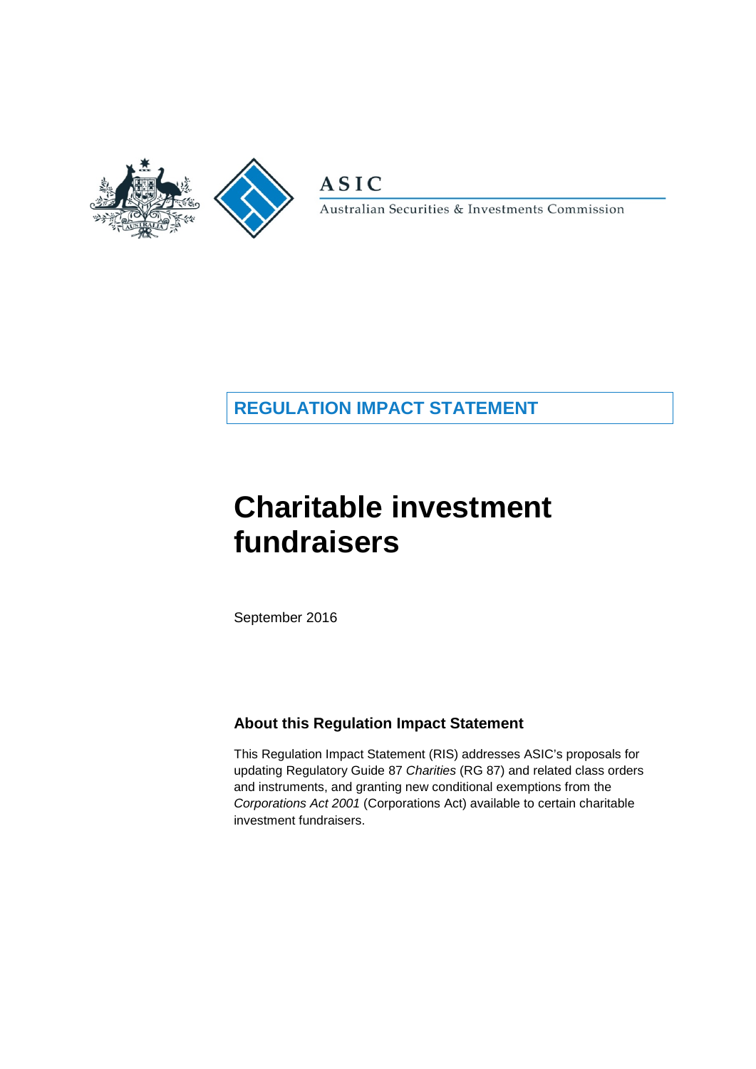ASIC

Australian Securities & Investments Commission

**REGULATION IMPACT STATEMENT**

# Charitable investment fundraisers

September 2016

## About this Regulation Impact Statement

This Regulation Impact Statement (RIS) addresses ASIC's proposals for updating Regulatory Guide 87 *Charities* (RG 87) and related class orders and instruments, and granting new conditional exemptions from the *Corporations Act 2001* (Corporations Act) available to certain charitable investment fundraisers.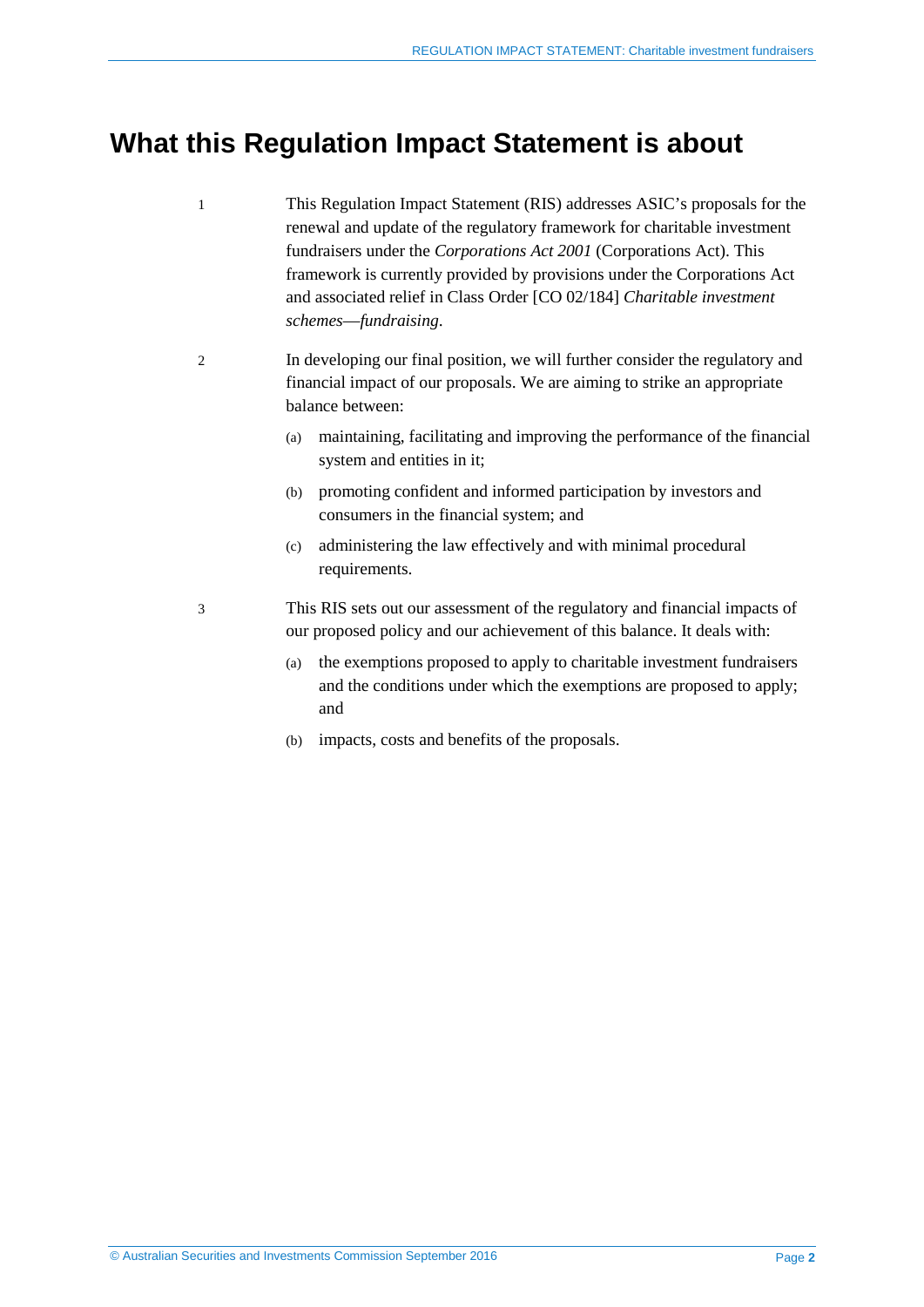# What this Regulation Impact Statement is about

1 This Regulation Impact Statement (RIS) addresses ASIC's proposals for the renewal and update of the regulatory framework for charitable investment fundraisers under the *Corporations Act 2001* (Corporations Act). This framework is currently provided by provisions under the Corporations Act and associated relief in Class Order [CO 02/184] *Charitable investment schemes—fundraising*.

2 In developing our final position, we will further consider the regulatory and financial impact of our proposals. We are aiming to strike an appropriate balance between:

(a) maintaining, facilitating and improving the performance of the financial system and entities in it;

(b) promoting confident and informed participation by investors and consumers in the financial system; and

(c) administering the law effectively and with minimal procedural requirements.

3 This RIS sets out our assessment of the regulatory and financial impacts of our proposed policy and our achievement of this balance. It deals with:

(a) the exemptions proposed to apply to charitable investment fundraisers and the conditions under which the exemptions are proposed to apply; and

(b) impacts, costs and benefits of the proposals.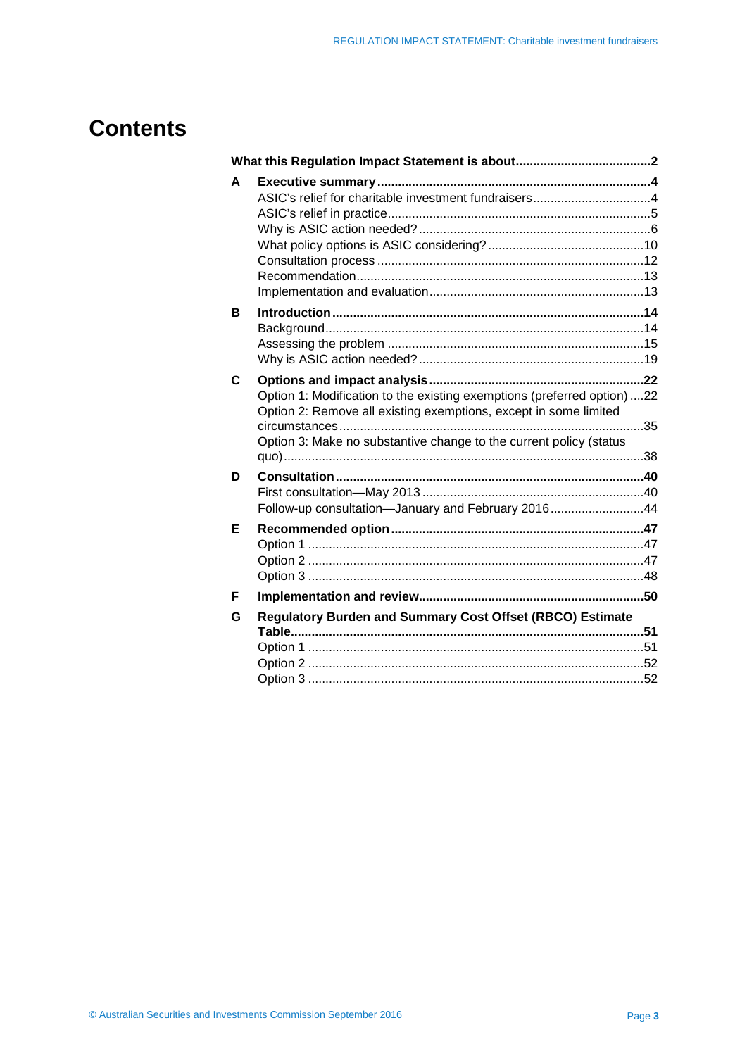# Contents

**What this Regulation Impact Statement is about** ..... **2**

**A Executive summary** ..... **4**

- ASIC's relief for charitable investment fundraisers ..... 4
- ASIC's relief in practice ..... 5
- Why is ASIC action needed? ..... 6
- What policy options is ASIC considering? ..... 10
- Consultation process ..... 12
- Recommendation ..... 13
- Implementation and evaluation ..... 13

**B Introduction** ..... **14**

- Background ..... 14
- Assessing the problem ..... 15
- Why is ASIC action needed? ..... 19

**C Options and impact analysis** ..... **22**

- Option 1: Modification to the existing exemptions (preferred option) ..... 22
- Option 2: Remove all existing exemptions, except in some limited circumstances ..... 35
- Option 3: Make no substantive change to the current policy (status quo) ..... 38

**D Consultation** ..... **40**

- First consultation—May 2013 ..... 40
- Follow-up consultation—January and February 2016 ..... 44

**E Recommended option** ..... **47**

- Option 1 ..... 47
- Option 2 ..... 47
- Option 3 ..... 48

**F Implementation and review** ..... **50**

**G Regulatory Burden and Summary Cost Offset (RBCO) Estimate Table** ..... **51**

- Option 1 ..... 51
- Option 2 ..... 52
- Option 3 ..... 52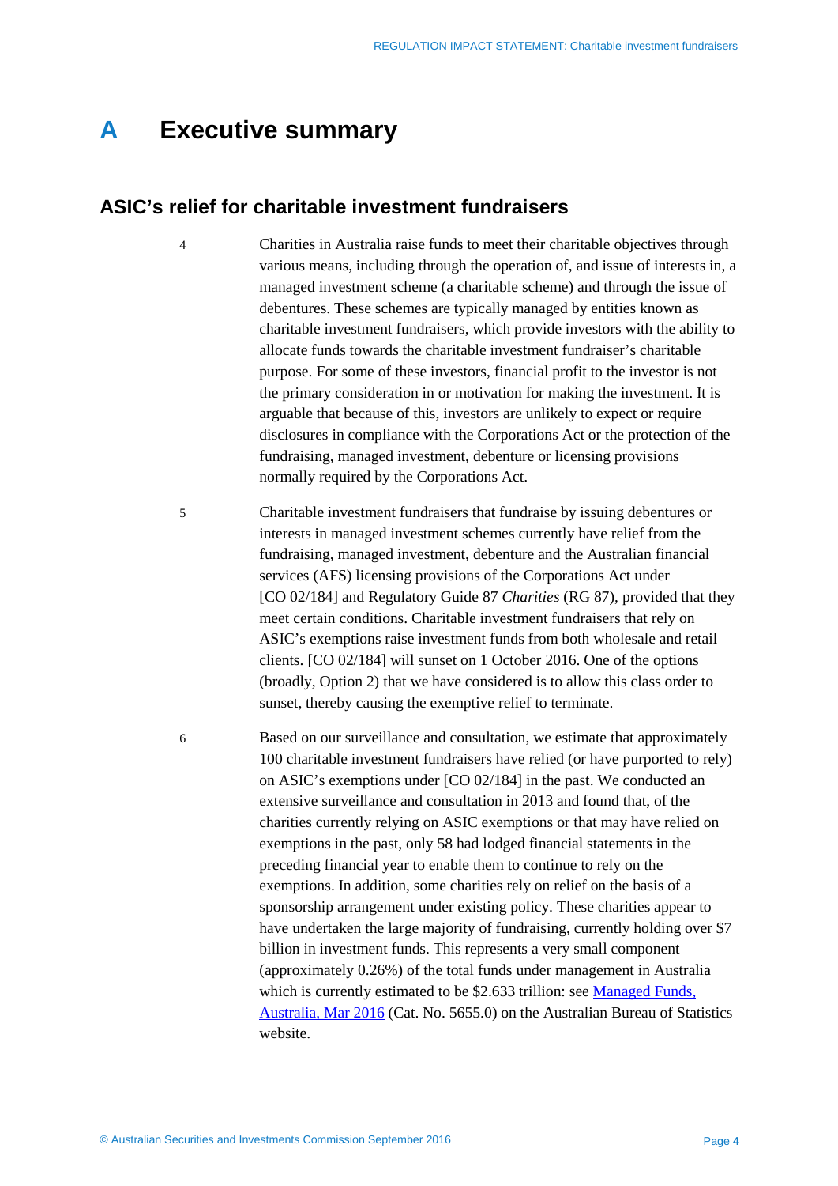# A Executive summary

## ASIC's relief for charitable investment fundraisers

4 Charities in Australia raise funds to meet their charitable objectives through various means, including through the operation of, and issue of interests in, a managed investment scheme (a charitable scheme) and through the issue of debentures. These schemes are typically managed by entities known as charitable investment fundraisers, which provide investors with the ability to allocate funds towards the charitable investment fundraiser's charitable purpose. For some of these investors, financial profit to the investor is not the primary consideration in or motivation for making the investment. It is arguable that because of this, investors are unlikely to expect or require disclosures in compliance with the Corporations Act or the protection of the fundraising, managed investment, debenture or licensing provisions normally required by the Corporations Act.

5 Charitable investment fundraisers that fundraise by issuing debentures or interests in managed investment schemes currently have relief from the fundraising, managed investment, debenture and the Australian financial services (AFS) licensing provisions of the Corporations Act under [CO 02/184] and Regulatory Guide 87 *Charities* (RG 87), provided that they meet certain conditions. Charitable investment fundraisers that rely on ASIC's exemptions raise investment funds from both wholesale and retail clients. [CO 02/184] will sunset on 1 October 2016. One of the options (broadly, Option 2) that we have considered is to allow this class order to sunset, thereby causing the exemptive relief to terminate.

6 Based on our surveillance and consultation, we estimate that approximately 100 charitable investment fundraisers have relied (or have purported to rely) on ASIC's exemptions under [CO 02/184] in the past. We conducted an extensive surveillance and consultation in 2013 and found that, of the charities currently relying on ASIC exemptions or that may have relied on exemptions in the past, only 58 had lodged financial statements in the preceding financial year to enable them to continue to rely on the exemptions. In addition, some charities rely on relief on the basis of a sponsorship arrangement under existing policy. These charities appear to have undertaken the large majority of fundraising, currently holding over $7 billion in investment funds. This represents a very small component (approximately 0.26%) of the total funds under management in Australia which is currently estimated to be $2.633 trillion: see [Managed Funds, Australia, Mar 2016] (Cat. No. 5655.0) on the Australian Bureau of Statistics website.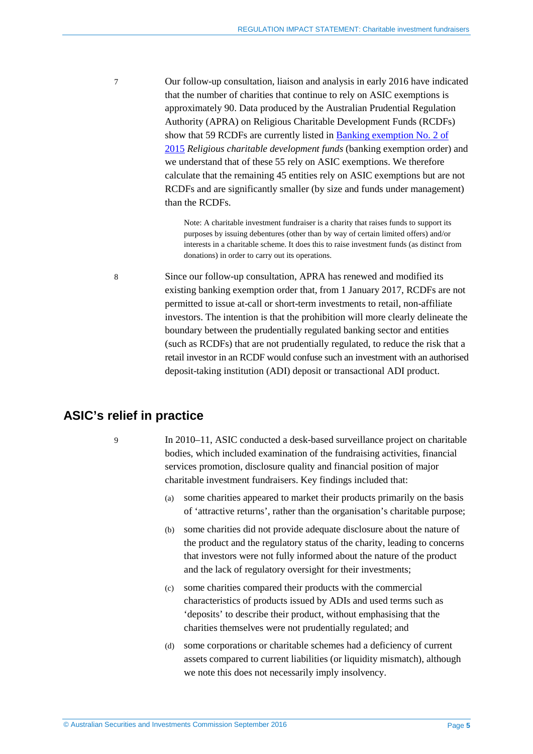7 Our follow-up consultation, liaison and analysis in early 2016 have indicated that the number of charities that continue to rely on ASIC exemptions is approximately 90. Data produced by the Australian Prudential Regulation Authority (APRA) on Religious Charitable Development Funds (RCDFs) show that 59 RCDFs are currently listed in [Banking exemption No. 2 of 2015]() *Religious charitable development funds* (banking exemption order) and we understand that of these 55 rely on ASIC exemptions. We therefore calculate that the remaining 45 entities rely on ASIC exemptions but are not RCDFs and are significantly smaller (by size and funds under management) than the RCDFs.

> Note: A charitable investment fundraiser is a charity that raises funds to support its purposes by issuing debentures (other than by way of certain limited offers) and/or interests in a charitable scheme. It does this to raise investment funds (as distinct from donations) in order to carry out its operations.

8 Since our follow-up consultation, APRA has renewed and modified its existing banking exemption order that, from 1 January 2017, RCDFs are not permitted to issue at-call or short-term investments to retail, non-affiliate investors. The intention is that the prohibition will more clearly delineate the boundary between the prudentially regulated banking sector and entities (such as RCDFs) that are not prudentially regulated, to reduce the risk that a retail investor in an RCDF would confuse such an investment with an authorised deposit-taking institution (ADI) deposit or transactional ADI product.

## ASIC's relief in practice

9 In 2010–11, ASIC conducted a desk-based surveillance project on charitable bodies, which included examination of the fundraising activities, financial services promotion, disclosure quality and financial position of major charitable investment fundraisers. Key findings included that:

(a) some charities appeared to market their products primarily on the basis of 'attractive returns', rather than the organisation's charitable purpose;

(b) some charities did not provide adequate disclosure about the nature of the product and the regulatory status of the charity, leading to concerns that investors were not fully informed about the nature of the product and the lack of regulatory oversight for their investments;

(c) some charities compared their products with the commercial characteristics of products issued by ADIs and used terms such as 'deposits' to describe their product, without emphasising that the charities themselves were not prudentially regulated; and

(d) some corporations or charitable schemes had a deficiency of current assets compared to current liabilities (or liquidity mismatch), although we note this does not necessarily imply insolvency.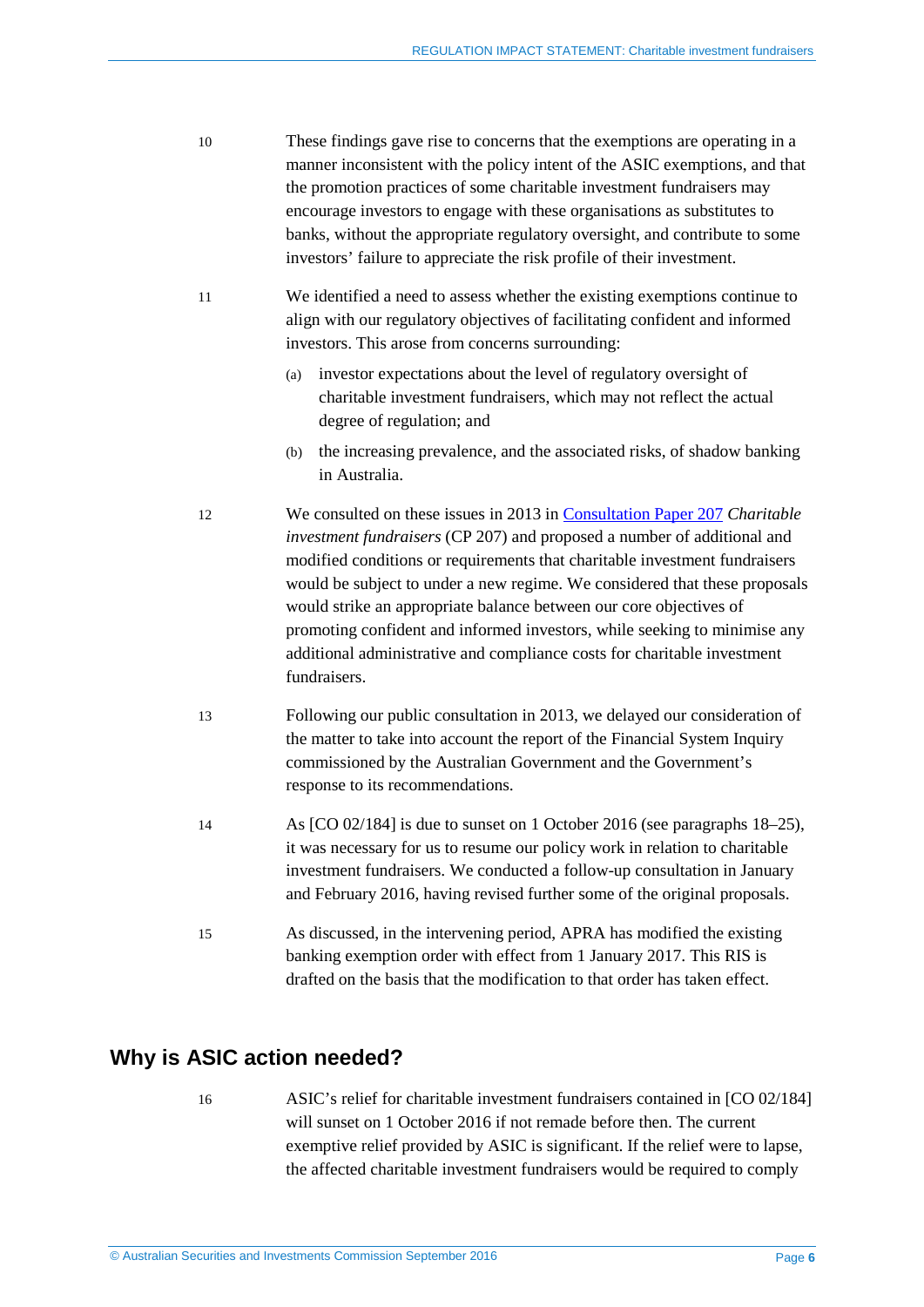10 These findings gave rise to concerns that the exemptions are operating in a manner inconsistent with the policy intent of the ASIC exemptions, and that the promotion practices of some charitable investment fundraisers may encourage investors to engage with these organisations as substitutes to banks, without the appropriate regulatory oversight, and contribute to some investors' failure to appreciate the risk profile of their investment.

11 We identified a need to assess whether the existing exemptions continue to align with our regulatory objectives of facilitating confident and informed investors. This arose from concerns surrounding:

(a) investor expectations about the level of regulatory oversight of charitable investment fundraisers, which may not reflect the actual degree of regulation; and

(b) the increasing prevalence, and the associated risks, of shadow banking in Australia.

12 We consulted on these issues in 2013 in Consultation Paper 207 *Charitable investment fundraisers* (CP 207) and proposed a number of additional and modified conditions or requirements that charitable investment fundraisers would be subject to under a new regime. We considered that these proposals would strike an appropriate balance between our core objectives of promoting confident and informed investors, while seeking to minimise any additional administrative and compliance costs for charitable investment fundraisers.

13 Following our public consultation in 2013, we delayed our consideration of the matter to take into account the report of the Financial System Inquiry commissioned by the Australian Government and the Government's response to its recommendations.

14 As [CO 02/184] is due to sunset on 1 October 2016 (see paragraphs 18–25), it was necessary for us to resume our policy work in relation to charitable investment fundraisers. We conducted a follow-up consultation in January and February 2016, having revised further some of the original proposals.

15 As discussed, in the intervening period, APRA has modified the existing banking exemption order with effect from 1 January 2017. This RIS is drafted on the basis that the modification to that order has taken effect.

## Why is ASIC action needed?

16 ASIC's relief for charitable investment fundraisers contained in [CO 02/184] will sunset on 1 October 2016 if not remade before then. The current exemptive relief provided by ASIC is significant. If the relief were to lapse, the affected charitable investment fundraisers would be required to comply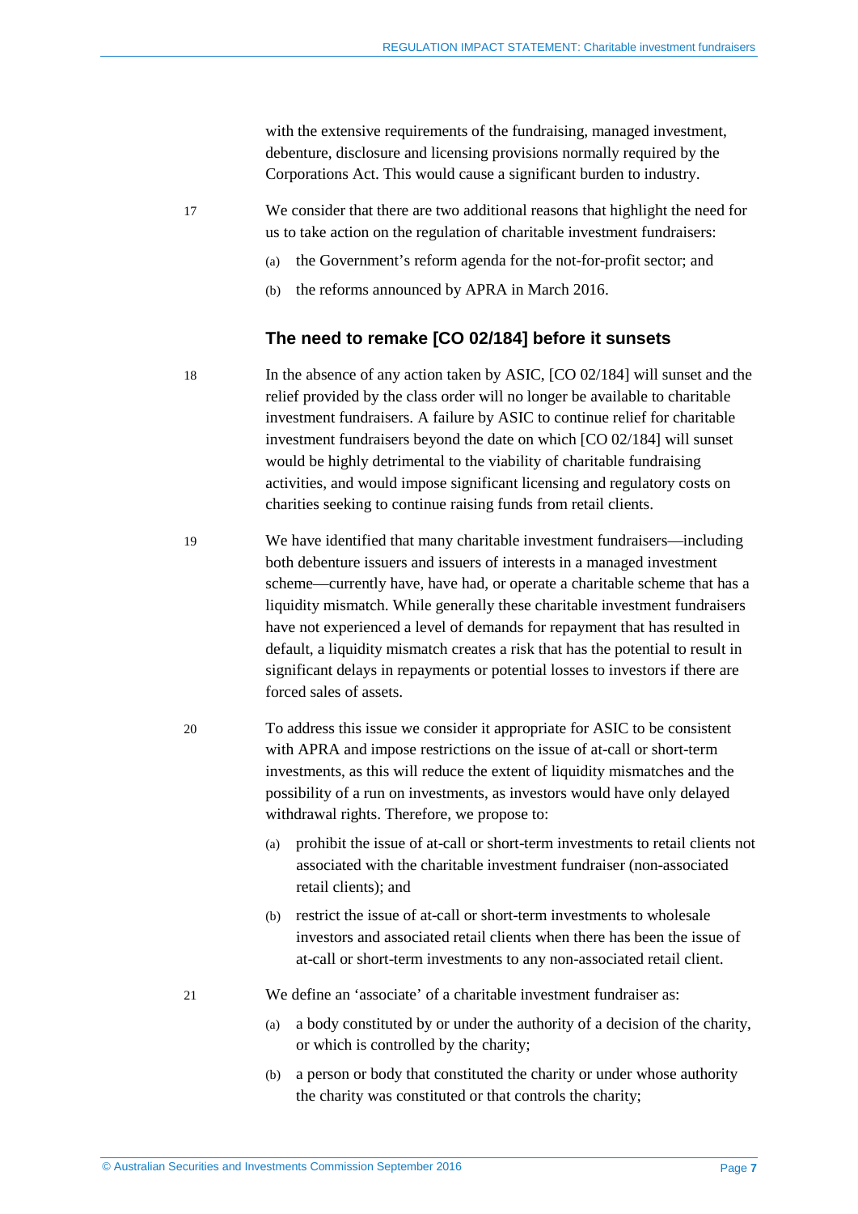with the extensive requirements of the fundraising, managed investment, debenture, disclosure and licensing provisions normally required by the Corporations Act. This would cause a significant burden to industry.

17 We consider that there are two additional reasons that highlight the need for us to take action on the regulation of charitable investment fundraisers:

(a) the Government's reform agenda for the not-for-profit sector; and

(b) the reforms announced by APRA in March 2016.

### The need to remake [CO 02/184] before it sunsets

18 In the absence of any action taken by ASIC, [CO 02/184] will sunset and the relief provided by the class order will no longer be available to charitable investment fundraisers. A failure by ASIC to continue relief for charitable investment fundraisers beyond the date on which [CO 02/184] will sunset would be highly detrimental to the viability of charitable fundraising activities, and would impose significant licensing and regulatory costs on charities seeking to continue raising funds from retail clients.

19 We have identified that many charitable investment fundraisers—including both debenture issuers and issuers of interests in a managed investment scheme—currently have, have had, or operate a charitable scheme that has a liquidity mismatch. While generally these charitable investment fundraisers have not experienced a level of demands for repayment that has resulted in default, a liquidity mismatch creates a risk that has the potential to result in significant delays in repayments or potential losses to investors if there are forced sales of assets.

20 To address this issue we consider it appropriate for ASIC to be consistent with APRA and impose restrictions on the issue of at-call or short-term investments, as this will reduce the extent of liquidity mismatches and the possibility of a run on investments, as investors would have only delayed withdrawal rights. Therefore, we propose to:

(a) prohibit the issue of at-call or short-term investments to retail clients not associated with the charitable investment fundraiser (non-associated retail clients); and

(b) restrict the issue of at-call or short-term investments to wholesale investors and associated retail clients when there has been the issue of at-call or short-term investments to any non-associated retail client.

21 We define an 'associate' of a charitable investment fundraiser as:

(a) a body constituted by or under the authority of a decision of the charity, or which is controlled by the charity;

(b) a person or body that constituted the charity or under whose authority the charity was constituted or that controls the charity;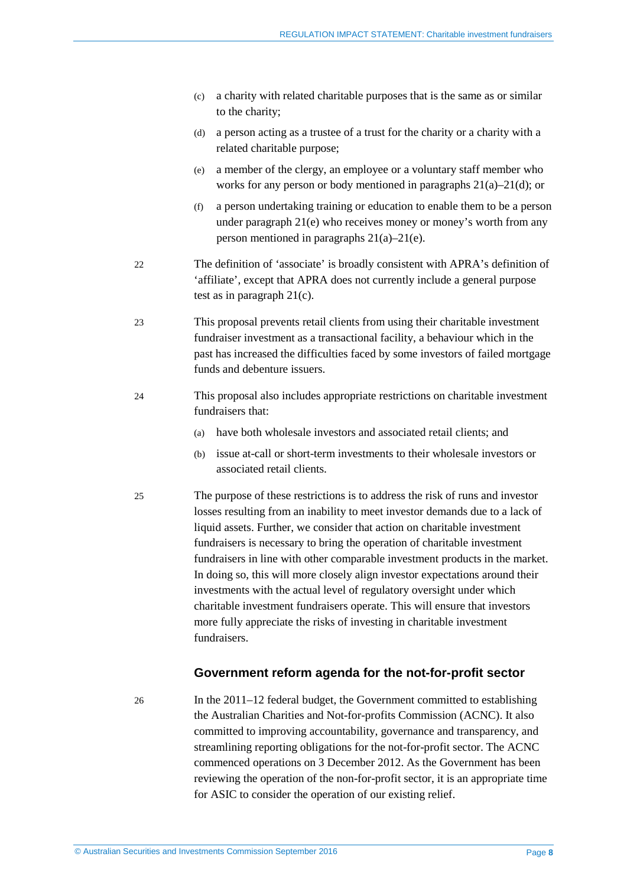(c) a charity with related charitable purposes that is the same as or similar to the charity;

(d) a person acting as a trustee of a trust for the charity or a charity with a related charitable purpose;

(e) a member of the clergy, an employee or a voluntary staff member who works for any person or body mentioned in paragraphs 21(a)–21(d); or

(f) a person undertaking training or education to enable them to be a person under paragraph 21(e) who receives money or money's worth from any person mentioned in paragraphs 21(a)–21(e).

22 The definition of 'associate' is broadly consistent with APRA's definition of 'affiliate', except that APRA does not currently include a general purpose test as in paragraph 21(c).

23 This proposal prevents retail clients from using their charitable investment fundraiser investment as a transactional facility, a behaviour which in the past has increased the difficulties faced by some investors of failed mortgage funds and debenture issuers.

24 This proposal also includes appropriate restrictions on charitable investment fundraisers that:

(a) have both wholesale investors and associated retail clients; and

(b) issue at-call or short-term investments to their wholesale investors or associated retail clients.

25 The purpose of these restrictions is to address the risk of runs and investor losses resulting from an inability to meet investor demands due to a lack of liquid assets. Further, we consider that action on charitable investment fundraisers is necessary to bring the operation of charitable investment fundraisers in line with other comparable investment products in the market. In doing so, this will more closely align investor expectations around their investments with the actual level of regulatory oversight under which charitable investment fundraisers operate. This will ensure that investors more fully appreciate the risks of investing in charitable investment fundraisers.

## Government reform agenda for the not-for-profit sector

26 In the 2011–12 federal budget, the Government committed to establishing the Australian Charities and Not-for-profits Commission (ACNC). It also committed to improving accountability, governance and transparency, and streamlining reporting obligations for the not-for-profit sector. The ACNC commenced operations on 3 December 2012. As the Government has been reviewing the operation of the non-for-profit sector, it is an appropriate time for ASIC to consider the operation of our existing relief.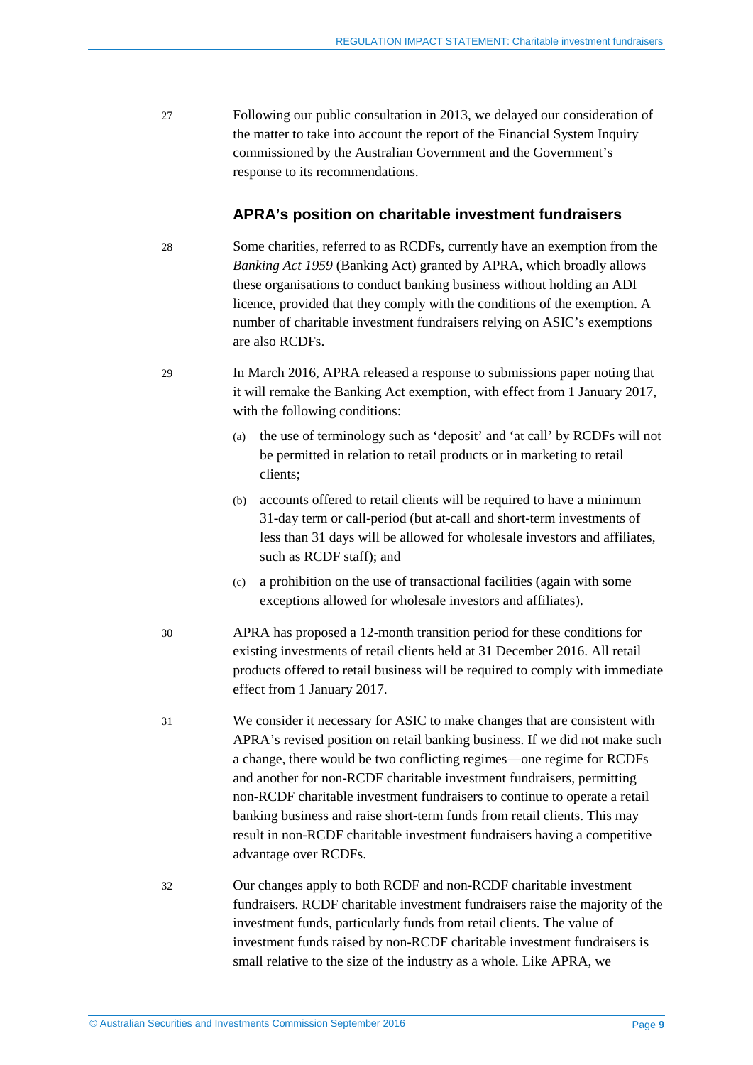27 Following our public consultation in 2013, we delayed our consideration of the matter to take into account the report of the Financial System Inquiry commissioned by the Australian Government and the Government's response to its recommendations.

### APRA's position on charitable investment fundraisers

28 Some charities, referred to as RCDFs, currently have an exemption from the *Banking Act 1959* (Banking Act) granted by APRA, which broadly allows these organisations to conduct banking business without holding an ADI licence, provided that they comply with the conditions of the exemption. A number of charitable investment fundraisers relying on ASIC's exemptions are also RCDFs.

29 In March 2016, APRA released a response to submissions paper noting that it will remake the Banking Act exemption, with effect from 1 January 2017, with the following conditions:

(a) the use of terminology such as 'deposit' and 'at call' by RCDFs will not be permitted in relation to retail products or in marketing to retail clients;

(b) accounts offered to retail clients will be required to have a minimum 31-day term or call-period (but at-call and short-term investments of less than 31 days will be allowed for wholesale investors and affiliates, such as RCDF staff); and

(c) a prohibition on the use of transactional facilities (again with some exceptions allowed for wholesale investors and affiliates).

30 APRA has proposed a 12-month transition period for these conditions for existing investments of retail clients held at 31 December 2016. All retail products offered to retail business will be required to comply with immediate effect from 1 January 2017.

31 We consider it necessary for ASIC to make changes that are consistent with APRA's revised position on retail banking business. If we did not make such a change, there would be two conflicting regimes—one regime for RCDFs and another for non-RCDF charitable investment fundraisers, permitting non-RCDF charitable investment fundraisers to continue to operate a retail banking business and raise short-term funds from retail clients. This may result in non-RCDF charitable investment fundraisers having a competitive advantage over RCDFs.

32 Our changes apply to both RCDF and non-RCDF charitable investment fundraisers. RCDF charitable investment fundraisers raise the majority of the investment funds, particularly funds from retail clients. The value of investment funds raised by non-RCDF charitable investment fundraisers is small relative to the size of the industry as a whole. Like APRA, we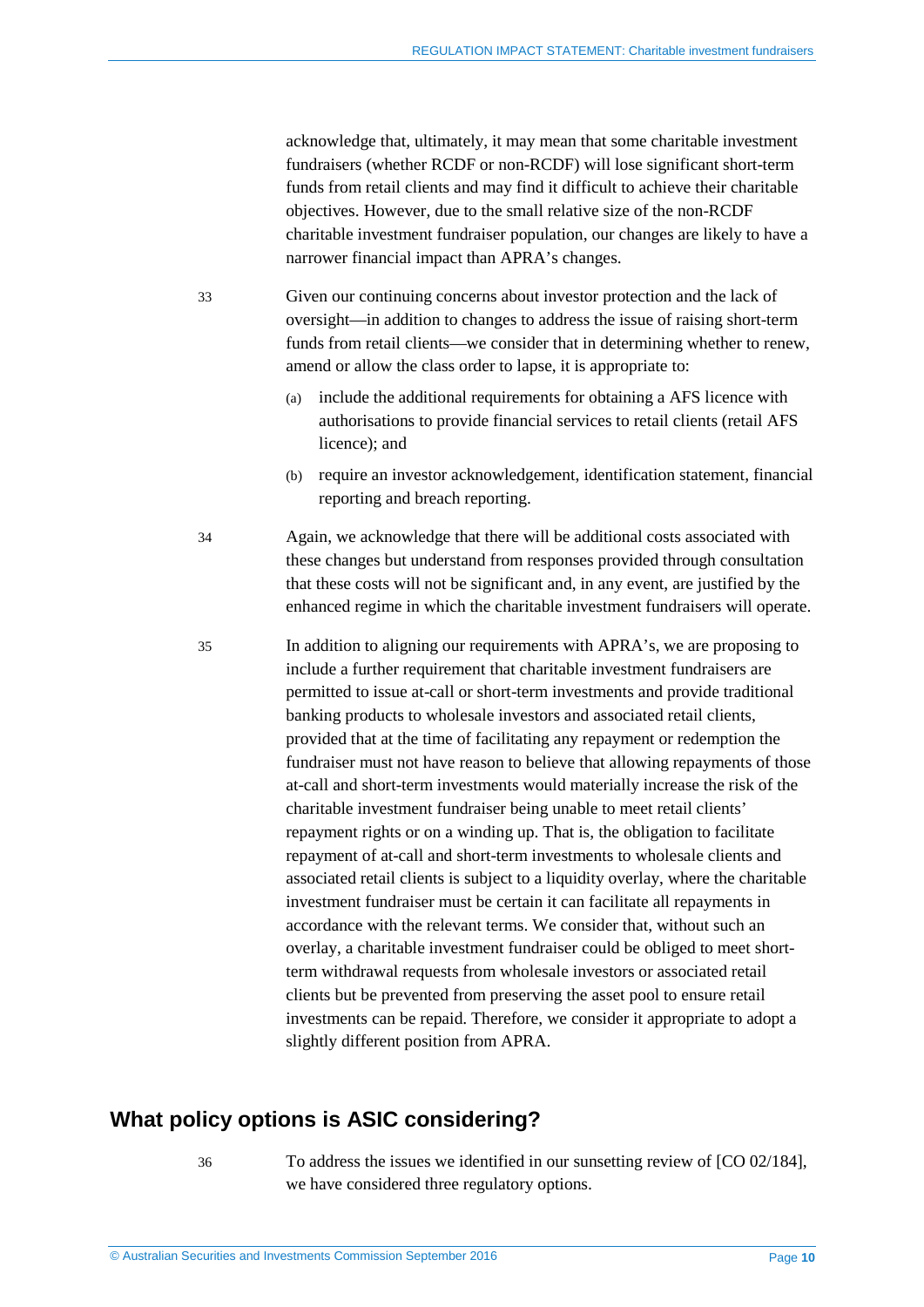acknowledge that, ultimately, it may mean that some charitable investment fundraisers (whether RCDF or non-RCDF) will lose significant short-term funds from retail clients and may find it difficult to achieve their charitable objectives. However, due to the small relative size of the non-RCDF charitable investment fundraiser population, our changes are likely to have a narrower financial impact than APRA's changes.

33 Given our continuing concerns about investor protection and the lack of oversight—in addition to changes to address the issue of raising short-term funds from retail clients—we consider that in determining whether to renew, amend or allow the class order to lapse, it is appropriate to:

(a) include the additional requirements for obtaining a AFS licence with authorisations to provide financial services to retail clients (retail AFS licence); and

(b) require an investor acknowledgement, identification statement, financial reporting and breach reporting.

34 Again, we acknowledge that there will be additional costs associated with these changes but understand from responses provided through consultation that these costs will not be significant and, in any event, are justified by the enhanced regime in which the charitable investment fundraisers will operate.

35 In addition to aligning our requirements with APRA's, we are proposing to include a further requirement that charitable investment fundraisers are permitted to issue at-call or short-term investments and provide traditional banking products to wholesale investors and associated retail clients, provided that at the time of facilitating any repayment or redemption the fundraiser must not have reason to believe that allowing repayments of those at-call and short-term investments would materially increase the risk of the charitable investment fundraiser being unable to meet retail clients' repayment rights or on a winding up. That is, the obligation to facilitate repayment of at-call and short-term investments to wholesale clients and associated retail clients is subject to a liquidity overlay, where the charitable investment fundraiser must be certain it can facilitate all repayments in accordance with the relevant terms. We consider that, without such an overlay, a charitable investment fundraiser could be obliged to meet short-term withdrawal requests from wholesale investors or associated retail clients but be prevented from preserving the asset pool to ensure retail investments can be repaid. Therefore, we consider it appropriate to adopt a slightly different position from APRA.

## What policy options is ASIC considering?

36 To address the issues we identified in our sunsetting review of [CO 02/184], we have considered three regulatory options.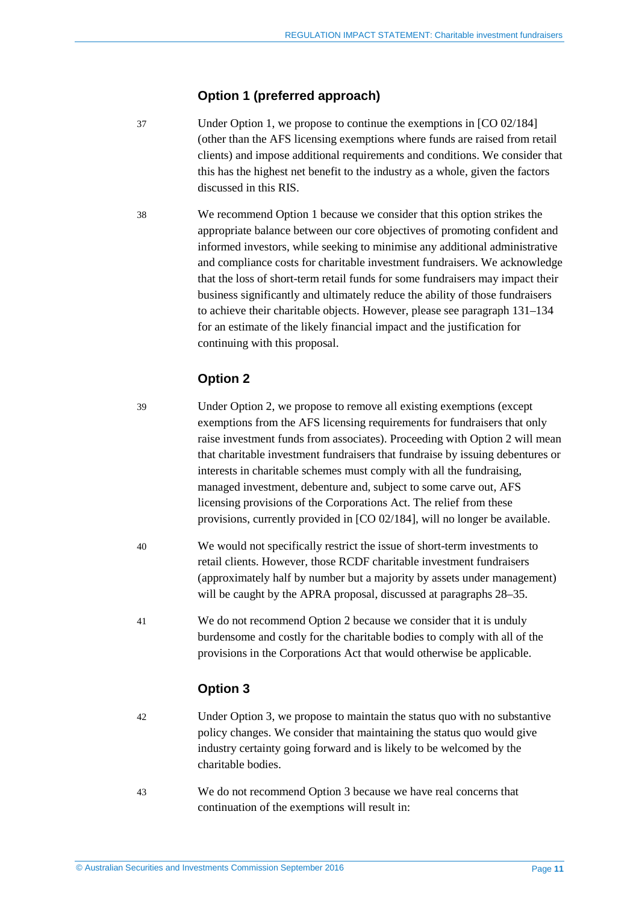### Option 1 (preferred approach)

37 Under Option 1, we propose to continue the exemptions in [CO 02/184] (other than the AFS licensing exemptions where funds are raised from retail clients) and impose additional requirements and conditions. We consider that this has the highest net benefit to the industry as a whole, given the factors discussed in this RIS.

38 We recommend Option 1 because we consider that this option strikes the appropriate balance between our core objectives of promoting confident and informed investors, while seeking to minimise any additional administrative and compliance costs for charitable investment fundraisers. We acknowledge that the loss of short-term retail funds for some fundraisers may impact their business significantly and ultimately reduce the ability of those fundraisers to achieve their charitable objects. However, please see paragraph 131–134 for an estimate of the likely financial impact and the justification for continuing with this proposal.

### Option 2

39 Under Option 2, we propose to remove all existing exemptions (except exemptions from the AFS licensing requirements for fundraisers that only raise investment funds from associates). Proceeding with Option 2 will mean that charitable investment fundraisers that fundraise by issuing debentures or interests in charitable schemes must comply with all the fundraising, managed investment, debenture and, subject to some carve out, AFS licensing provisions of the Corporations Act. The relief from these provisions, currently provided in [CO 02/184], will no longer be available.

40 We would not specifically restrict the issue of short-term investments to retail clients. However, those RCDF charitable investment fundraisers (approximately half by number but a majority by assets under management) will be caught by the APRA proposal, discussed at paragraphs 28–35.

41 We do not recommend Option 2 because we consider that it is unduly burdensome and costly for the charitable bodies to comply with all of the provisions in the Corporations Act that would otherwise be applicable.

### Option 3

42 Under Option 3, we propose to maintain the status quo with no substantive policy changes. We consider that maintaining the status quo would give industry certainty going forward and is likely to be welcomed by the charitable bodies.

43 We do not recommend Option 3 because we have real concerns that continuation of the exemptions will result in: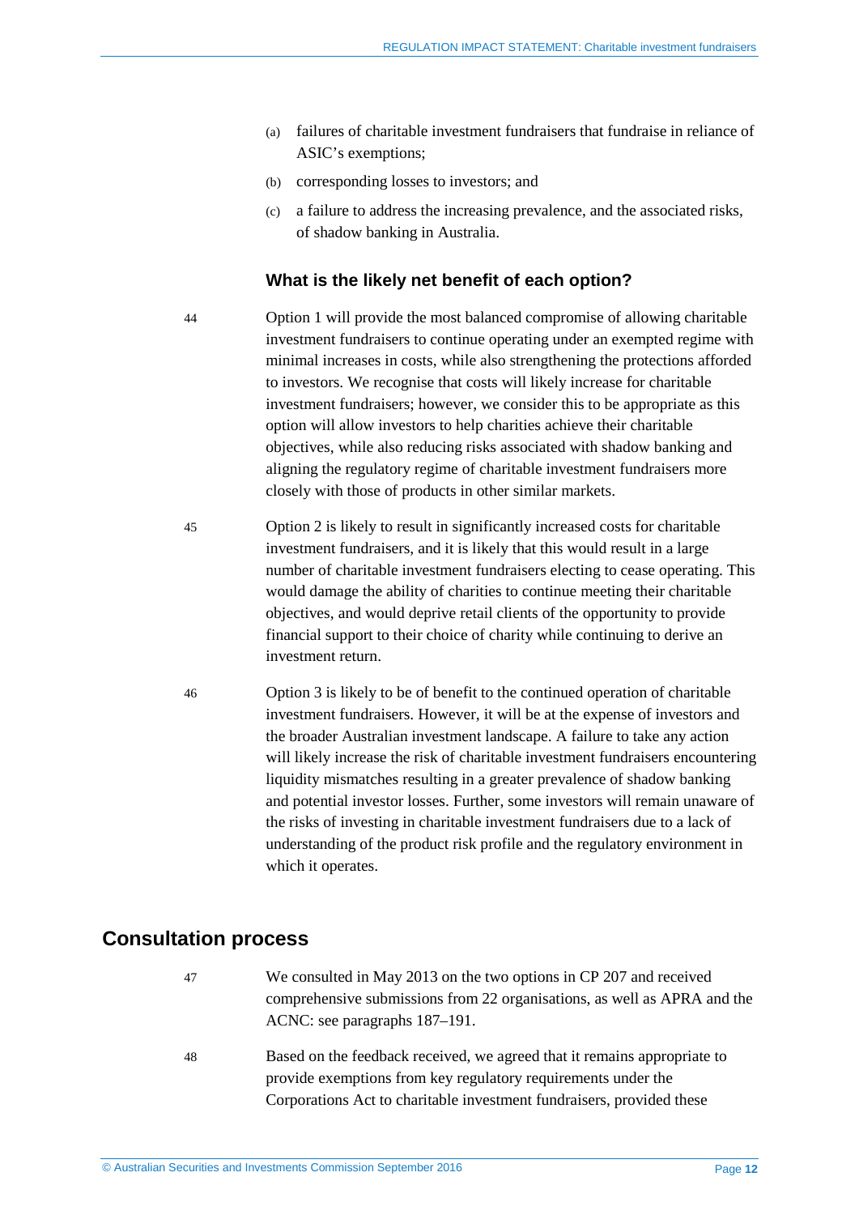(a) failures of charitable investment fundraisers that fundraise in reliance of ASIC's exemptions;

(b) corresponding losses to investors; and

(c) a failure to address the increasing prevalence, and the associated risks, of shadow banking in Australia.

### What is the likely net benefit of each option?

44 Option 1 will provide the most balanced compromise of allowing charitable investment fundraisers to continue operating under an exempted regime with minimal increases in costs, while also strengthening the protections afforded to investors. We recognise that costs will likely increase for charitable investment fundraisers; however, we consider this to be appropriate as this option will allow investors to help charities achieve their charitable objectives, while also reducing risks associated with shadow banking and aligning the regulatory regime of charitable investment fundraisers more closely with those of products in other similar markets.

45 Option 2 is likely to result in significantly increased costs for charitable investment fundraisers, and it is likely that this would result in a large number of charitable investment fundraisers electing to cease operating. This would damage the ability of charities to continue meeting their charitable objectives, and would deprive retail clients of the opportunity to provide financial support to their choice of charity while continuing to derive an investment return.

46 Option 3 is likely to be of benefit to the continued operation of charitable investment fundraisers. However, it will be at the expense of investors and the broader Australian investment landscape. A failure to take any action will likely increase the risk of charitable investment fundraisers encountering liquidity mismatches resulting in a greater prevalence of shadow banking and potential investor losses. Further, some investors will remain unaware of the risks of investing in charitable investment fundraisers due to a lack of understanding of the product risk profile and the regulatory environment in which it operates.

## Consultation process

47 We consulted in May 2013 on the two options in CP 207 and received comprehensive submissions from 22 organisations, as well as APRA and the ACNC: see paragraphs 187–191.

48 Based on the feedback received, we agreed that it remains appropriate to provide exemptions from key regulatory requirements under the Corporations Act to charitable investment fundraisers, provided these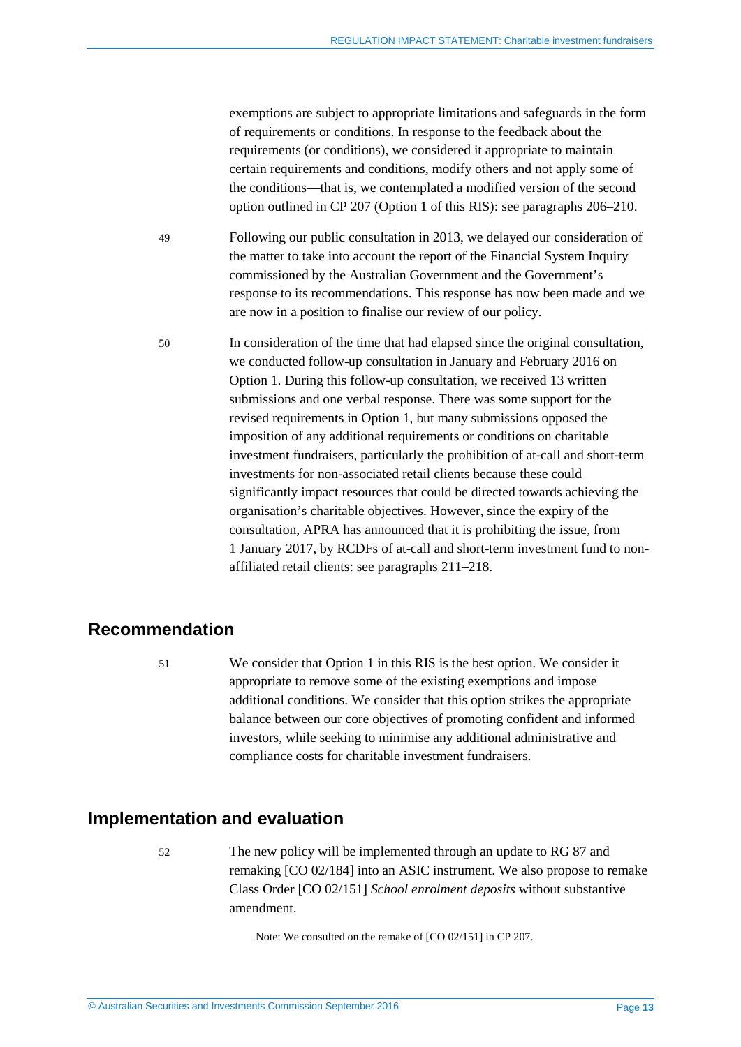exemptions are subject to appropriate limitations and safeguards in the form of requirements or conditions. In response to the feedback about the requirements (or conditions), we considered it appropriate to maintain certain requirements and conditions, modify others and not apply some of the conditions—that is, we contemplated a modified version of the second option outlined in CP 207 (Option 1 of this RIS): see paragraphs 206–210.

49 Following our public consultation in 2013, we delayed our consideration of the matter to take into account the report of the Financial System Inquiry commissioned by the Australian Government and the Government's response to its recommendations. This response has now been made and we are now in a position to finalise our review of our policy.

50 In consideration of the time that had elapsed since the original consultation, we conducted follow-up consultation in January and February 2016 on Option 1. During this follow-up consultation, we received 13 written submissions and one verbal response. There was some support for the revised requirements in Option 1, but many submissions opposed the imposition of any additional requirements or conditions on charitable investment fundraisers, particularly the prohibition of at-call and short-term investments for non-associated retail clients because these could significantly impact resources that could be directed towards achieving the organisation's charitable objectives. However, since the expiry of the consultation, APRA has announced that it is prohibiting the issue, from 1 January 2017, by RCDFs of at-call and short-term investment fund to non-affiliated retail clients: see paragraphs 211–218.

## Recommendation

51 We consider that Option 1 in this RIS is the best option. We consider it appropriate to remove some of the existing exemptions and impose additional conditions. We consider that this option strikes the appropriate balance between our core objectives of promoting confident and informed investors, while seeking to minimise any additional administrative and compliance costs for charitable investment fundraisers.

## Implementation and evaluation

52 The new policy will be implemented through an update to RG 87 and remaking [CO 02/184] into an ASIC instrument. We also propose to remake Class Order [CO 02/151] *School enrolment deposits* without substantive amendment.

Note: We consulted on the remake of [CO 02/151] in CP 207.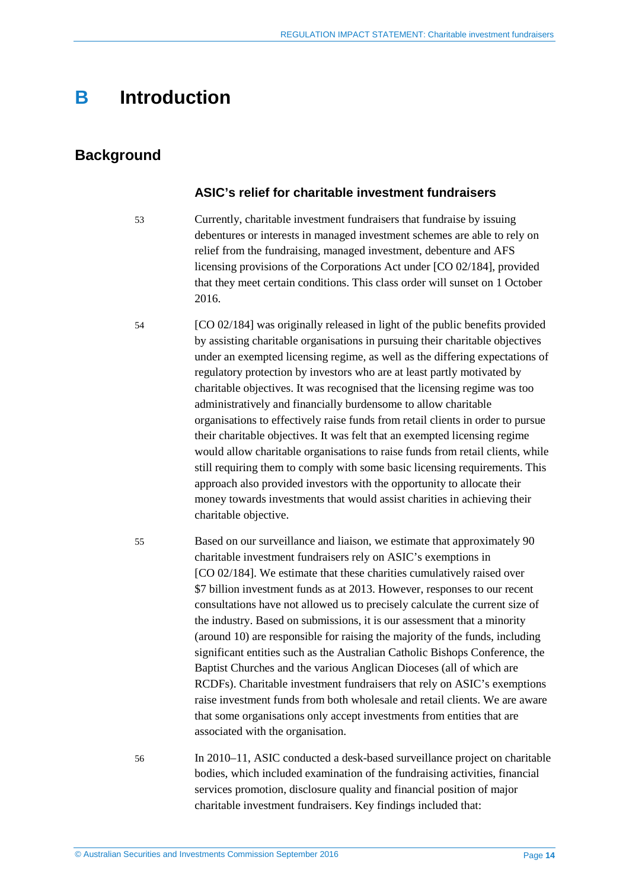# B Introduction

## Background

### ASIC's relief for charitable investment fundraisers

53 Currently, charitable investment fundraisers that fundraise by issuing debentures or interests in managed investment schemes are able to rely on relief from the fundraising, managed investment, debenture and AFS licensing provisions of the Corporations Act under [CO 02/184], provided that they meet certain conditions. This class order will sunset on 1 October 2016.

54 [CO 02/184] was originally released in light of the public benefits provided by assisting charitable organisations in pursuing their charitable objectives under an exempted licensing regime, as well as the differing expectations of regulatory protection by investors who are at least partly motivated by charitable objectives. It was recognised that the licensing regime was too administratively and financially burdensome to allow charitable organisations to effectively raise funds from retail clients in order to pursue their charitable objectives. It was felt that an exempted licensing regime would allow charitable organisations to raise funds from retail clients, while still requiring them to comply with some basic licensing requirements. This approach also provided investors with the opportunity to allocate their money towards investments that would assist charities in achieving their charitable objective.

55 Based on our surveillance and liaison, we estimate that approximately 90 charitable investment fundraisers rely on ASIC's exemptions in [CO 02/184]. We estimate that these charities cumulatively raised over $7 billion investment funds as at 2013. However, responses to our recent consultations have not allowed us to precisely calculate the current size of the industry. Based on submissions, it is our assessment that a minority (around 10) are responsible for raising the majority of the funds, including significant entities such as the Australian Catholic Bishops Conference, the Baptist Churches and the various Anglican Dioceses (all of which are RCDFs). Charitable investment fundraisers that rely on ASIC's exemptions raise investment funds from both wholesale and retail clients. We are aware that some organisations only accept investments from entities that are associated with the organisation.

56 In 2010–11, ASIC conducted a desk-based surveillance project on charitable bodies, which included examination of the fundraising activities, financial services promotion, disclosure quality and financial position of major charitable investment fundraisers. Key findings included that: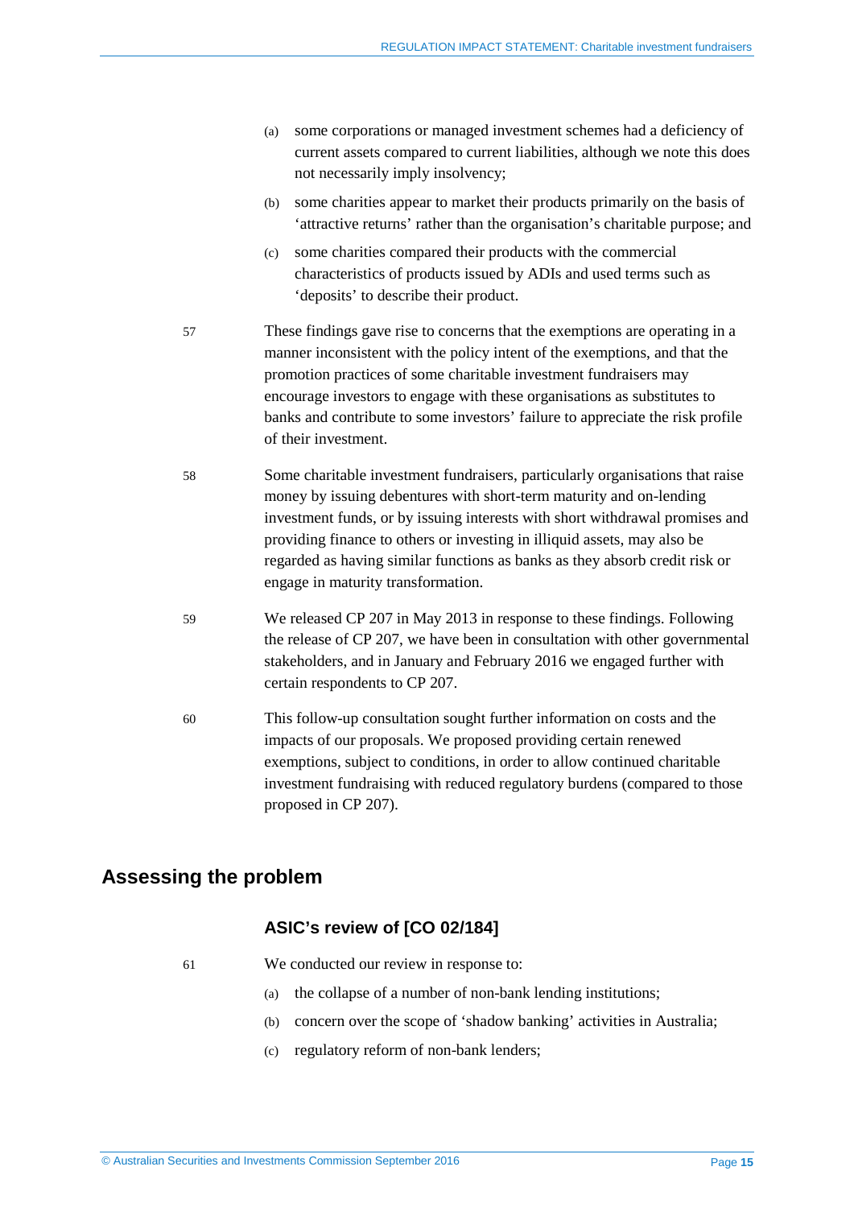(a) some corporations or managed investment schemes had a deficiency of current assets compared to current liabilities, although we note this does not necessarily imply insolvency;

(b) some charities appear to market their products primarily on the basis of 'attractive returns' rather than the organisation's charitable purpose; and

(c) some charities compared their products with the commercial characteristics of products issued by ADIs and used terms such as 'deposits' to describe their product.

57 These findings gave rise to concerns that the exemptions are operating in a manner inconsistent with the policy intent of the exemptions, and that the promotion practices of some charitable investment fundraisers may encourage investors to engage with these organisations as substitutes to banks and contribute to some investors' failure to appreciate the risk profile of their investment.

58 Some charitable investment fundraisers, particularly organisations that raise money by issuing debentures with short-term maturity and on-lending investment funds, or by issuing interests with short withdrawal promises and providing finance to others or investing in illiquid assets, may also be regarded as having similar functions as banks as they absorb credit risk or engage in maturity transformation.

59 We released CP 207 in May 2013 in response to these findings. Following the release of CP 207, we have been in consultation with other governmental stakeholders, and in January and February 2016 we engaged further with certain respondents to CP 207.

60 This follow-up consultation sought further information on costs and the impacts of our proposals. We proposed providing certain renewed exemptions, subject to conditions, in order to allow continued charitable investment fundraising with reduced regulatory burdens (compared to those proposed in CP 207).

## Assessing the problem

### ASIC's review of [CO 02/184]

61 We conducted our review in response to:

(a) the collapse of a number of non-bank lending institutions;

(b) concern over the scope of 'shadow banking' activities in Australia;

(c) regulatory reform of non-bank lenders;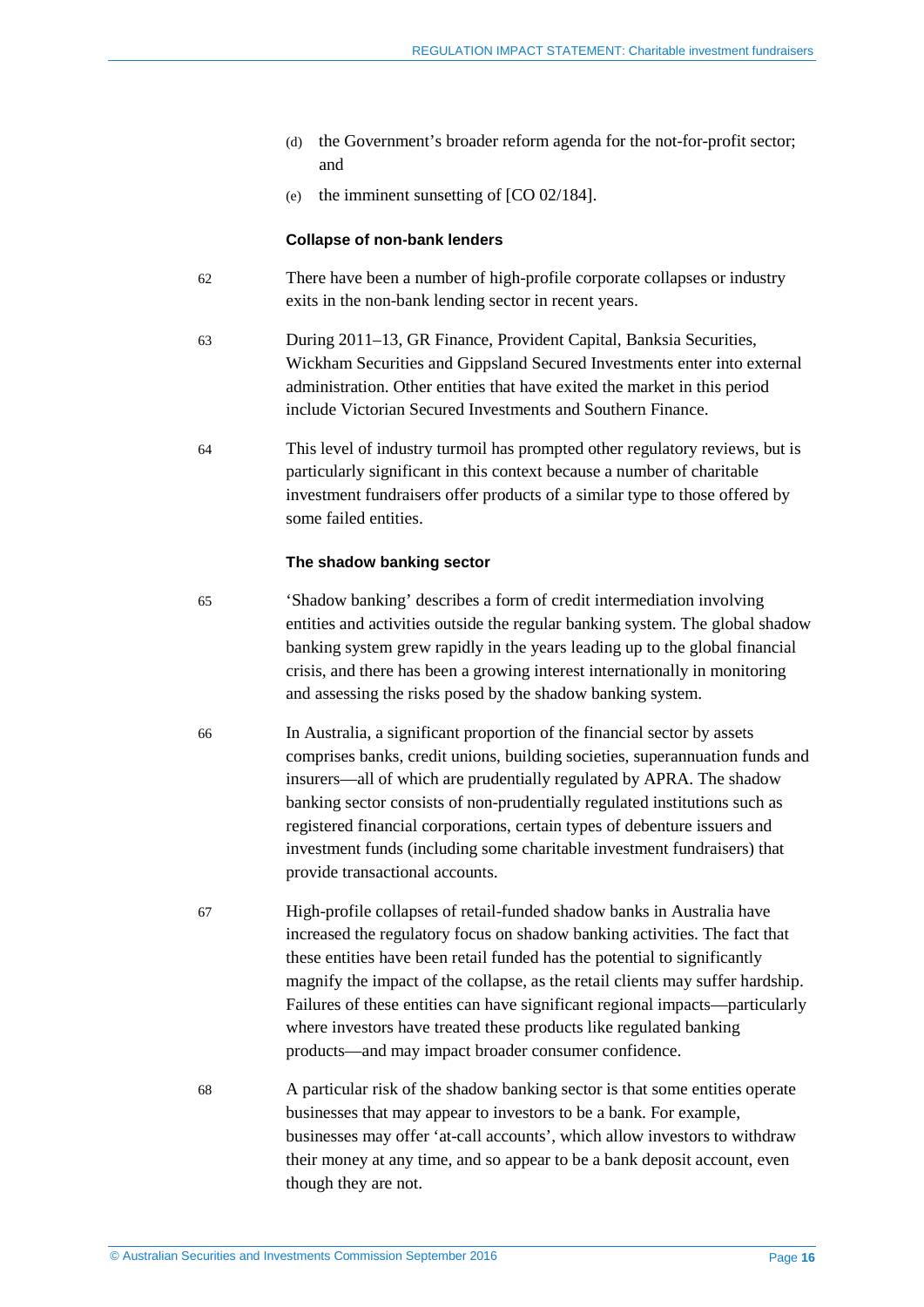(d) the Government's broader reform agenda for the not-for-profit sector; and

(e) the imminent sunsetting of [CO 02/184].

### Collapse of non-bank lenders

62 There have been a number of high-profile corporate collapses or industry exits in the non-bank lending sector in recent years.

63 During 2011–13, GR Finance, Provident Capital, Banksia Securities, Wickham Securities and Gippsland Secured Investments enter into external administration. Other entities that have exited the market in this period include Victorian Secured Investments and Southern Finance.

64 This level of industry turmoil has prompted other regulatory reviews, but is particularly significant in this context because a number of charitable investment fundraisers offer products of a similar type to those offered by some failed entities.

### The shadow banking sector

65 'Shadow banking' describes a form of credit intermediation involving entities and activities outside the regular banking system. The global shadow banking system grew rapidly in the years leading up to the global financial crisis, and there has been a growing interest internationally in monitoring and assessing the risks posed by the shadow banking system.

66 In Australia, a significant proportion of the financial sector by assets comprises banks, credit unions, building societies, superannuation funds and insurers—all of which are prudentially regulated by APRA. The shadow banking sector consists of non-prudentially regulated institutions such as registered financial corporations, certain types of debenture issuers and investment funds (including some charitable investment fundraisers) that provide transactional accounts.

67 High-profile collapses of retail-funded shadow banks in Australia have increased the regulatory focus on shadow banking activities. The fact that these entities have been retail funded has the potential to significantly magnify the impact of the collapse, as the retail clients may suffer hardship. Failures of these entities can have significant regional impacts—particularly where investors have treated these products like regulated banking products—and may impact broader consumer confidence.

68 A particular risk of the shadow banking sector is that some entities operate businesses that may appear to investors to be a bank. For example, businesses may offer 'at-call accounts', which allow investors to withdraw their money at any time, and so appear to be a bank deposit account, even though they are not.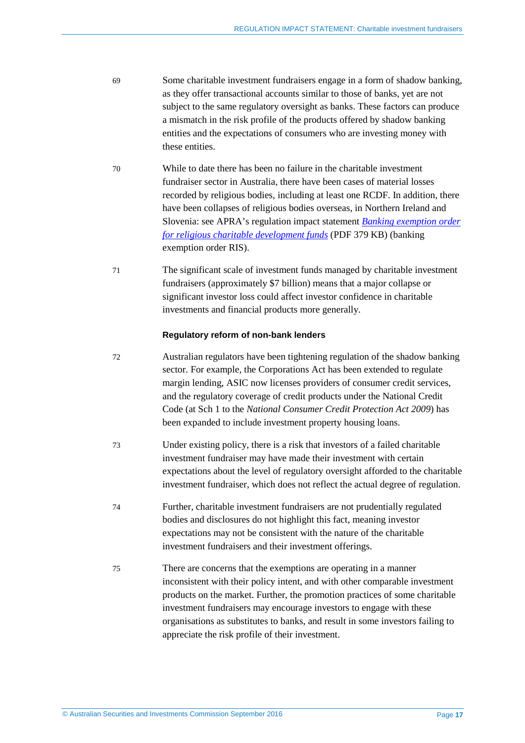69 Some charitable investment fundraisers engage in a form of shadow banking, as they offer transactional accounts similar to those of banks, yet are not subject to the same regulatory oversight as banks. These factors can produce a mismatch in the risk profile of the products offered by shadow banking entities and the expectations of consumers who are investing money with these entities.

70 While to date there has been no failure in the charitable investment fundraiser sector in Australia, there have been cases of material losses recorded by religious bodies, including at least one RCDF. In addition, there have been collapses of religious bodies overseas, in Northern Ireland and Slovenia: see APRA's regulation impact statement [*Banking exemption order for religious charitable development funds*] (PDF 379 KB) (banking exemption order RIS).

71 The significant scale of investment funds managed by charitable investment fundraisers (approximately $7 billion) means that a major collapse or significant investor loss could affect investor confidence in charitable investments and financial products more generally.

### Regulatory reform of non-bank lenders

72 Australian regulators have been tightening regulation of the shadow banking sector. For example, the Corporations Act has been extended to regulate margin lending, ASIC now licenses providers of consumer credit services, and the regulatory coverage of credit products under the National Credit Code (at Sch 1 to the *National Consumer Credit Protection Act 2009*) has been expanded to include investment property housing loans.

73 Under existing policy, there is a risk that investors of a failed charitable investment fundraiser may have made their investment with certain expectations about the level of regulatory oversight afforded to the charitable investment fundraiser, which does not reflect the actual degree of regulation.

74 Further, charitable investment fundraisers are not prudentially regulated bodies and disclosures do not highlight this fact, meaning investor expectations may not be consistent with the nature of the charitable investment fundraisers and their investment offerings.

75 There are concerns that the exemptions are operating in a manner inconsistent with their policy intent, and with other comparable investment products on the market. Further, the promotion practices of some charitable investment fundraisers may encourage investors to engage with these organisations as substitutes to banks, and result in some investors failing to appreciate the risk profile of their investment.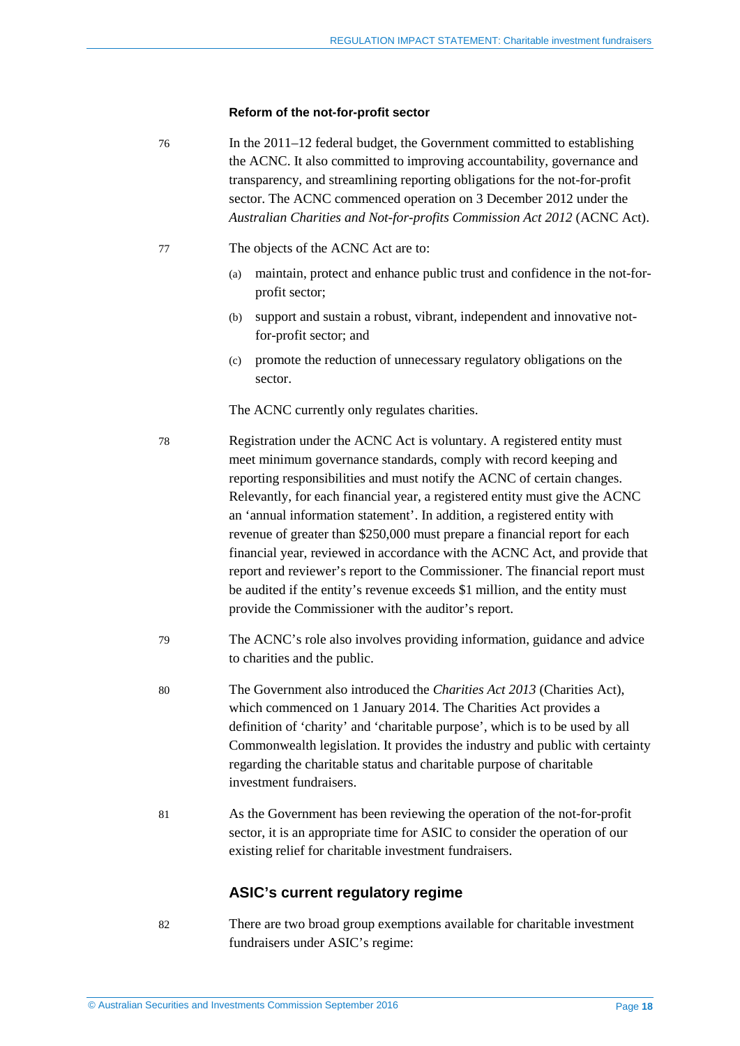### Reform of the not-for-profit sector

76 In the 2011–12 federal budget, the Government committed to establishing the ACNC. It also committed to improving accountability, governance and transparency, and streamlining reporting obligations for the not-for-profit sector. The ACNC commenced operation on 3 December 2012 under the *Australian Charities and Not-for-profits Commission Act 2012* (ACNC Act).

77 The objects of the ACNC Act are to:

(a) maintain, protect and enhance public trust and confidence in the not-for-profit sector;

(b) support and sustain a robust, vibrant, independent and innovative not-for-profit sector; and

(c) promote the reduction of unnecessary regulatory obligations on the sector.

The ACNC currently only regulates charities.

78 Registration under the ACNC Act is voluntary. A registered entity must meet minimum governance standards, comply with record keeping and reporting responsibilities and must notify the ACNC of certain changes. Relevantly, for each financial year, a registered entity must give the ACNC an 'annual information statement'. In addition, a registered entity with revenue of greater than $250,000 must prepare a financial report for each financial year, reviewed in accordance with the ACNC Act, and provide that report and reviewer's report to the Commissioner. The financial report must be audited if the entity's revenue exceeds $1 million, and the entity must provide the Commissioner with the auditor's report.

79 The ACNC's role also involves providing information, guidance and advice to charities and the public.

80 The Government also introduced the *Charities Act 2013* (Charities Act), which commenced on 1 January 2014. The Charities Act provides a definition of 'charity' and 'charitable purpose', which is to be used by all Commonwealth legislation. It provides the industry and public with certainty regarding the charitable status and charitable purpose of charitable investment fundraisers.

81 As the Government has been reviewing the operation of the not-for-profit sector, it is an appropriate time for ASIC to consider the operation of our existing relief for charitable investment fundraisers.

## ASIC's current regulatory regime

82 There are two broad group exemptions available for charitable investment fundraisers under ASIC's regime: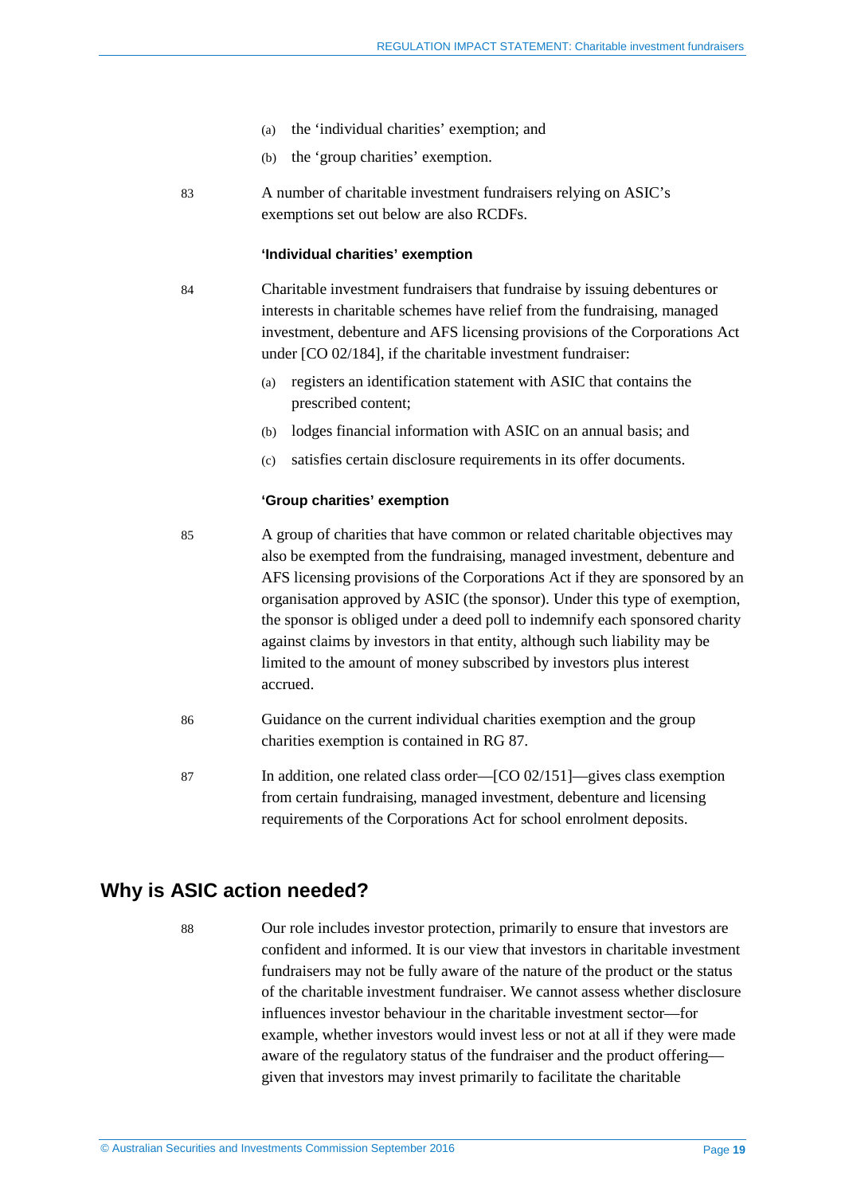(a) the 'individual charities' exemption; and

(b) the 'group charities' exemption.

83 A number of charitable investment fundraisers relying on ASIC's exemptions set out below are also RCDFs.

#### 'Individual charities' exemption

84 Charitable investment fundraisers that fundraise by issuing debentures or interests in charitable schemes have relief from the fundraising, managed investment, debenture and AFS licensing provisions of the Corporations Act under [CO 02/184], if the charitable investment fundraiser:

(a) registers an identification statement with ASIC that contains the prescribed content;

(b) lodges financial information with ASIC on an annual basis; and

(c) satisfies certain disclosure requirements in its offer documents.

#### 'Group charities' exemption

85 A group of charities that have common or related charitable objectives may also be exempted from the fundraising, managed investment, debenture and AFS licensing provisions of the Corporations Act if they are sponsored by an organisation approved by ASIC (the sponsor). Under this type of exemption, the sponsor is obliged under a deed poll to indemnify each sponsored charity against claims by investors in that entity, although such liability may be limited to the amount of money subscribed by investors plus interest accrued.

86 Guidance on the current individual charities exemption and the group charities exemption is contained in RG 87.

87 In addition, one related class order—[CO 02/151]—gives class exemption from certain fundraising, managed investment, debenture and licensing requirements of the Corporations Act for school enrolment deposits.

## Why is ASIC action needed?

88 Our role includes investor protection, primarily to ensure that investors are confident and informed. It is our view that investors in charitable investment fundraisers may not be fully aware of the nature of the product or the status of the charitable investment fundraiser. We cannot assess whether disclosure influences investor behaviour in the charitable investment sector—for example, whether investors would invest less or not at all if they were made aware of the regulatory status of the fundraiser and the product offering—given that investors may invest primarily to facilitate the charitable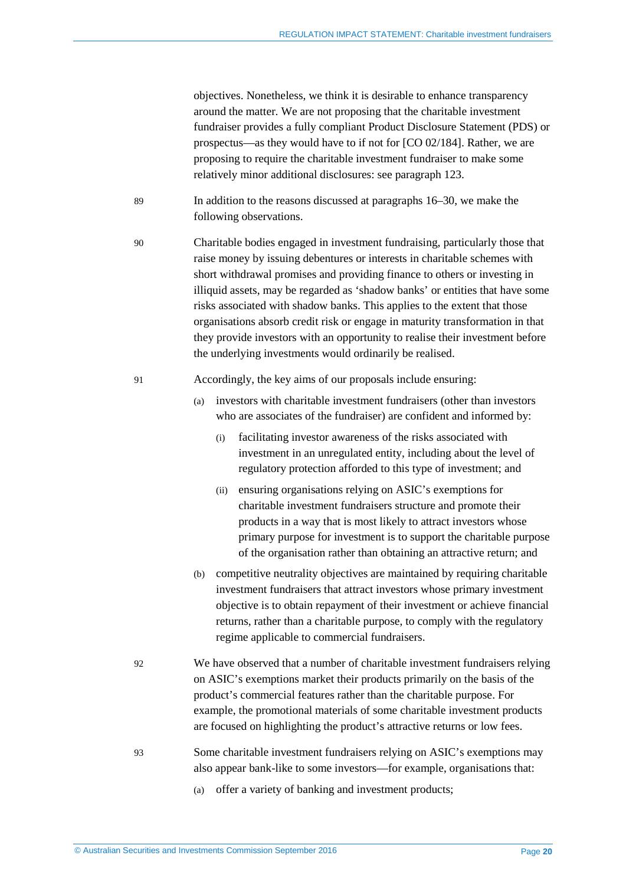objectives. Nonetheless, we think it is desirable to enhance transparency around the matter. We are not proposing that the charitable investment fundraiser provides a fully compliant Product Disclosure Statement (PDS) or prospectus—as they would have to if not for [CO 02/184]. Rather, we are proposing to require the charitable investment fundraiser to make some relatively minor additional disclosures: see paragraph 123.

89 In addition to the reasons discussed at paragraphs 16–30, we make the following observations.

90 Charitable bodies engaged in investment fundraising, particularly those that raise money by issuing debentures or interests in charitable schemes with short withdrawal promises and providing finance to others or investing in illiquid assets, may be regarded as 'shadow banks' or entities that have some risks associated with shadow banks. This applies to the extent that those organisations absorb credit risk or engage in maturity transformation in that they provide investors with an opportunity to realise their investment before the underlying investments would ordinarily be realised.

91 Accordingly, the key aims of our proposals include ensuring:

(a) investors with charitable investment fundraisers (other than investors who are associates of the fundraiser) are confident and informed by:

  (i) facilitating investor awareness of the risks associated with investment in an unregulated entity, including about the level of regulatory protection afforded to this type of investment; and

  (ii) ensuring organisations relying on ASIC's exemptions for charitable investment fundraisers structure and promote their products in a way that is most likely to attract investors whose primary purpose for investment is to support the charitable purpose of the organisation rather than obtaining an attractive return; and

(b) competitive neutrality objectives are maintained by requiring charitable investment fundraisers that attract investors whose primary investment objective is to obtain repayment of their investment or achieve financial returns, rather than a charitable purpose, to comply with the regulatory regime applicable to commercial fundraisers.

92 We have observed that a number of charitable investment fundraisers relying on ASIC's exemptions market their products primarily on the basis of the product's commercial features rather than the charitable purpose. For example, the promotional materials of some charitable investment products are focused on highlighting the product's attractive returns or low fees.

93 Some charitable investment fundraisers relying on ASIC's exemptions may also appear bank-like to some investors—for example, organisations that:

(a) offer a variety of banking and investment products;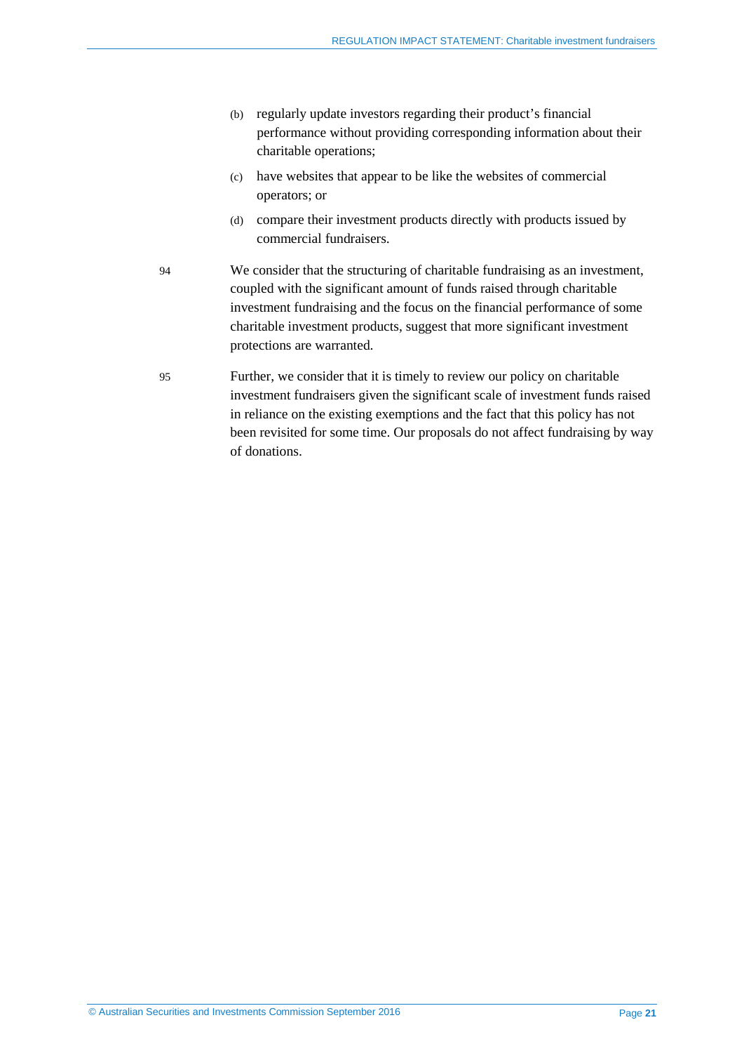(b) regularly update investors regarding their product's financial performance without providing corresponding information about their charitable operations;

(c) have websites that appear to be like the websites of commercial operators; or

(d) compare their investment products directly with products issued by commercial fundraisers.

94 We consider that the structuring of charitable fundraising as an investment, coupled with the significant amount of funds raised through charitable investment fundraising and the focus on the financial performance of some charitable investment products, suggest that more significant investment protections are warranted.

95 Further, we consider that it is timely to review our policy on charitable investment fundraisers given the significant scale of investment funds raised in reliance on the existing exemptions and the fact that this policy has not been revisited for some time. Our proposals do not affect fundraising by way of donations.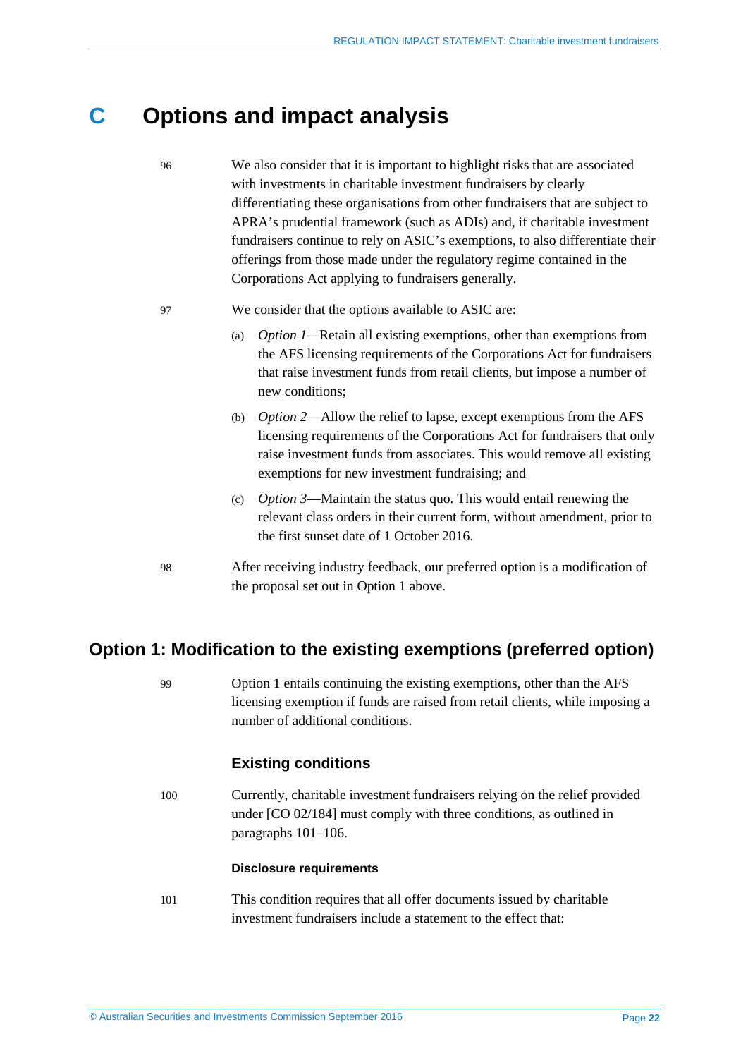# C Options and impact analysis

96 We also consider that it is important to highlight risks that are associated with investments in charitable investment fundraisers by clearly differentiating these organisations from other fundraisers that are subject to APRA's prudential framework (such as ADIs) and, if charitable investment fundraisers continue to rely on ASIC's exemptions, to also differentiate their offerings from those made under the regulatory regime contained in the Corporations Act applying to fundraisers generally.

97 We consider that the options available to ASIC are:

(a) *Option 1*—Retain all existing exemptions, other than exemptions from the AFS licensing requirements of the Corporations Act for fundraisers that raise investment funds from retail clients, but impose a number of new conditions;

(b) *Option 2*—Allow the relief to lapse, except exemptions from the AFS licensing requirements of the Corporations Act for fundraisers that only raise investment funds from associates. This would remove all existing exemptions for new investment fundraising; and

(c) *Option 3*—Maintain the status quo. This would entail renewing the relevant class orders in their current form, without amendment, prior to the first sunset date of 1 October 2016.

98 After receiving industry feedback, our preferred option is a modification of the proposal set out in Option 1 above.

## Option 1: Modification to the existing exemptions (preferred option)

99 Option 1 entails continuing the existing exemptions, other than the AFS licensing exemption if funds are raised from retail clients, while imposing a number of additional conditions.

### Existing conditions

100 Currently, charitable investment fundraisers relying on the relief provided under [CO 02/184] must comply with three conditions, as outlined in paragraphs 101–106.

#### Disclosure requirements

101 This condition requires that all offer documents issued by charitable investment fundraisers include a statement to the effect that: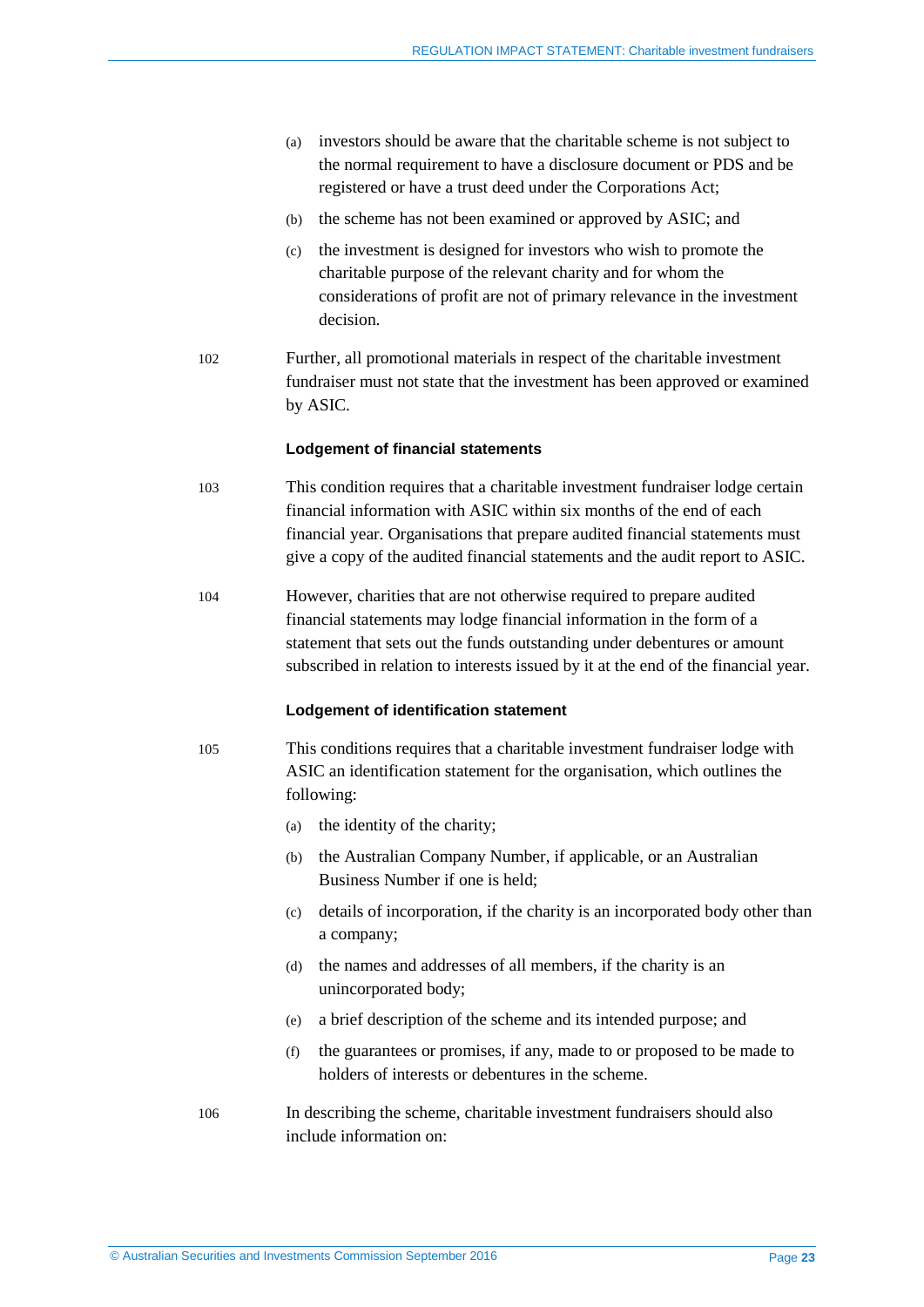(a) investors should be aware that the charitable scheme is not subject to the normal requirement to have a disclosure document or PDS and be registered or have a trust deed under the Corporations Act;

(b) the scheme has not been examined or approved by ASIC; and

(c) the investment is designed for investors who wish to promote the charitable purpose of the relevant charity and for whom the considerations of profit are not of primary relevance in the investment decision.

102 Further, all promotional materials in respect of the charitable investment fundraiser must not state that the investment has been approved or examined by ASIC.

#### Lodgement of financial statements

103 This condition requires that a charitable investment fundraiser lodge certain financial information with ASIC within six months of the end of each financial year. Organisations that prepare audited financial statements must give a copy of the audited financial statements and the audit report to ASIC.

104 However, charities that are not otherwise required to prepare audited financial statements may lodge financial information in the form of a statement that sets out the funds outstanding under debentures or amount subscribed in relation to interests issued by it at the end of the financial year.

#### Lodgement of identification statement

105 This conditions requires that a charitable investment fundraiser lodge with ASIC an identification statement for the organisation, which outlines the following:

(a) the identity of the charity;

(b) the Australian Company Number, if applicable, or an Australian Business Number if one is held;

(c) details of incorporation, if the charity is an incorporated body other than a company;

(d) the names and addresses of all members, if the charity is an unincorporated body;

(e) a brief description of the scheme and its intended purpose; and

(f) the guarantees or promises, if any, made to or proposed to be made to holders of interests or debentures in the scheme.

106 In describing the scheme, charitable investment fundraisers should also include information on: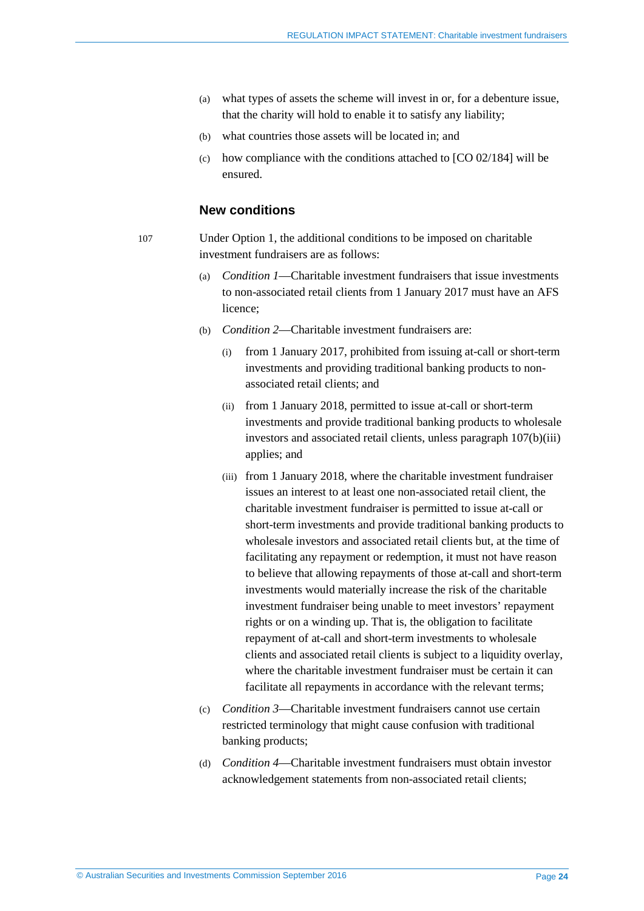(a) what types of assets the scheme will invest in or, for a debenture issue, that the charity will hold to enable it to satisfy any liability;

(b) what countries those assets will be located in; and

(c) how compliance with the conditions attached to [CO 02/184] will be ensured.

### New conditions

107 Under Option 1, the additional conditions to be imposed on charitable investment fundraisers are as follows:

(a) *Condition 1*—Charitable investment fundraisers that issue investments to non-associated retail clients from 1 January 2017 must have an AFS licence;

(b) *Condition 2*—Charitable investment fundraisers are:

  (i) from 1 January 2017, prohibited from issuing at-call or short-term investments and providing traditional banking products to non-associated retail clients; and

  (ii) from 1 January 2018, permitted to issue at-call or short-term investments and provide traditional banking products to wholesale investors and associated retail clients, unless paragraph 107(b)(iii) applies; and

  (iii) from 1 January 2018, where the charitable investment fundraiser issues an interest to at least one non-associated retail client, the charitable investment fundraiser is permitted to issue at-call or short-term investments and provide traditional banking products to wholesale investors and associated retail clients but, at the time of facilitating any repayment or redemption, it must not have reason to believe that allowing repayments of those at-call and short-term investments would materially increase the risk of the charitable investment fundraiser being unable to meet investors' repayment rights or on a winding up. That is, the obligation to facilitate repayment of at-call and short-term investments to wholesale clients and associated retail clients is subject to a liquidity overlay, where the charitable investment fundraiser must be certain it can facilitate all repayments in accordance with the relevant terms;

(c) *Condition 3*—Charitable investment fundraisers cannot use certain restricted terminology that might cause confusion with traditional banking products;

(d) *Condition 4*—Charitable investment fundraisers must obtain investor acknowledgement statements from non-associated retail clients;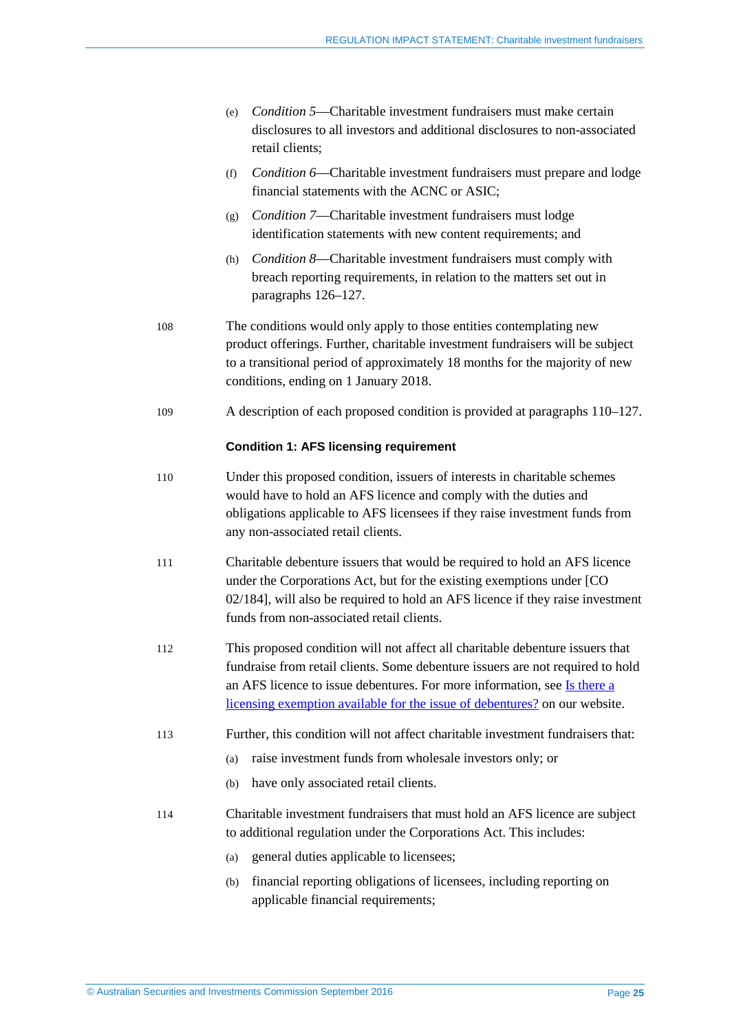(e) *Condition 5*—Charitable investment fundraisers must make certain disclosures to all investors and additional disclosures to non-associated retail clients;

(f) *Condition 6*—Charitable investment fundraisers must prepare and lodge financial statements with the ACNC or ASIC;

(g) *Condition 7*—Charitable investment fundraisers must lodge identification statements with new content requirements; and

(h) *Condition 8*—Charitable investment fundraisers must comply with breach reporting requirements, in relation to the matters set out in paragraphs 126–127.

108 The conditions would only apply to those entities contemplating new product offerings. Further, charitable investment fundraisers will be subject to a transitional period of approximately 18 months for the majority of new conditions, ending on 1 January 2018.

109 A description of each proposed condition is provided at paragraphs 110–127.

#### Condition 1: AFS licensing requirement

110 Under this proposed condition, issuers of interests in charitable schemes would have to hold an AFS licence and comply with the duties and obligations applicable to AFS licensees if they raise investment funds from any non-associated retail clients.

111 Charitable debenture issuers that would be required to hold an AFS licence under the Corporations Act, but for the existing exemptions under [CO 02/184], will also be required to hold an AFS licence if they raise investment funds from non-associated retail clients.

112 This proposed condition will not affect all charitable debenture issuers that fundraise from retail clients. Some debenture issuers are not required to hold an AFS licence to issue debentures. For more information, see Is there a licensing exemption available for the issue of debentures? on our website.

113 Further, this condition will not affect charitable investment fundraisers that:

(a) raise investment funds from wholesale investors only; or

(b) have only associated retail clients.

114 Charitable investment fundraisers that must hold an AFS licence are subject to additional regulation under the Corporations Act. This includes:

(a) general duties applicable to licensees;

(b) financial reporting obligations of licensees, including reporting on applicable financial requirements;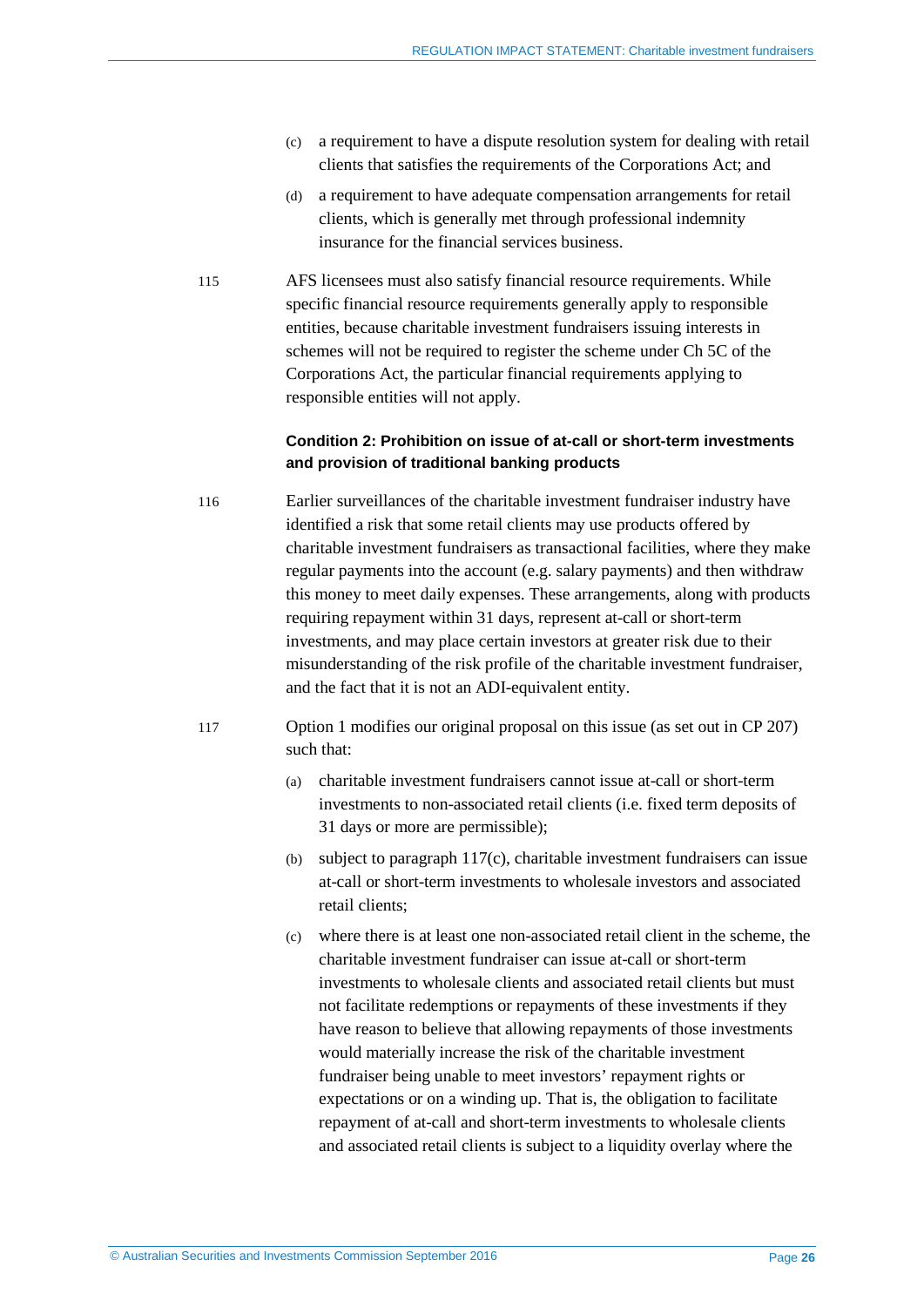(c) a requirement to have a dispute resolution system for dealing with retail clients that satisfies the requirements of the Corporations Act; and

(d) a requirement to have adequate compensation arrangements for retail clients, which is generally met through professional indemnity insurance for the financial services business.

115 AFS licensees must also satisfy financial resource requirements. While specific financial resource requirements generally apply to responsible entities, because charitable investment fundraisers issuing interests in schemes will not be required to register the scheme under Ch 5C of the Corporations Act, the particular financial requirements applying to responsible entities will not apply.

**Condition 2: Prohibition on issue of at-call or short-term investments and provision of traditional banking products**

116 Earlier surveillances of the charitable investment fundraiser industry have identified a risk that some retail clients may use products offered by charitable investment fundraisers as transactional facilities, where they make regular payments into the account (e.g. salary payments) and then withdraw this money to meet daily expenses. These arrangements, along with products requiring repayment within 31 days, represent at-call or short-term investments, and may place certain investors at greater risk due to their misunderstanding of the risk profile of the charitable investment fundraiser, and the fact that it is not an ADI-equivalent entity.

117 Option 1 modifies our original proposal on this issue (as set out in CP 207) such that:

(a) charitable investment fundraisers cannot issue at-call or short-term investments to non-associated retail clients (i.e. fixed term deposits of 31 days or more are permissible);

(b) subject to paragraph 117(c), charitable investment fundraisers can issue at-call or short-term investments to wholesale investors and associated retail clients;

(c) where there is at least one non-associated retail client in the scheme, the charitable investment fundraiser can issue at-call or short-term investments to wholesale clients and associated retail clients but must not facilitate redemptions or repayments of these investments if they have reason to believe that allowing repayments of those investments would materially increase the risk of the charitable investment fundraiser being unable to meet investors' repayment rights or expectations or on a winding up. That is, the obligation to facilitate repayment of at-call and short-term investments to wholesale clients and associated retail clients is subject to a liquidity overlay where the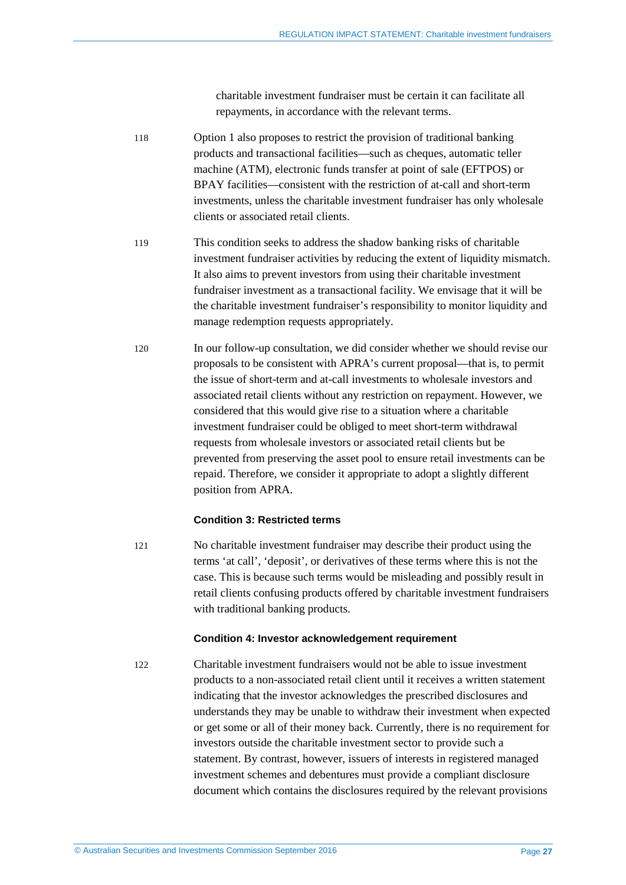charitable investment fundraiser must be certain it can facilitate all repayments, in accordance with the relevant terms.

118 Option 1 also proposes to restrict the provision of traditional banking products and transactional facilities—such as cheques, automatic teller machine (ATM), electronic funds transfer at point of sale (EFTPOS) or BPAY facilities—consistent with the restriction of at-call and short-term investments, unless the charitable investment fundraiser has only wholesale clients or associated retail clients.

119 This condition seeks to address the shadow banking risks of charitable investment fundraiser activities by reducing the extent of liquidity mismatch. It also aims to prevent investors from using their charitable investment fundraiser investment as a transactional facility. We envisage that it will be the charitable investment fundraiser's responsibility to monitor liquidity and manage redemption requests appropriately.

120 In our follow-up consultation, we did consider whether we should revise our proposals to be consistent with APRA's current proposal—that is, to permit the issue of short-term and at-call investments to wholesale investors and associated retail clients without any restriction on repayment. However, we considered that this would give rise to a situation where a charitable investment fundraiser could be obliged to meet short-term withdrawal requests from wholesale investors or associated retail clients but be prevented from preserving the asset pool to ensure retail investments can be repaid. Therefore, we consider it appropriate to adopt a slightly different position from APRA.

#### Condition 3: Restricted terms

121 No charitable investment fundraiser may describe their product using the terms 'at call', 'deposit', or derivatives of these terms where this is not the case. This is because such terms would be misleading and possibly result in retail clients confusing products offered by charitable investment fundraisers with traditional banking products.

#### Condition 4: Investor acknowledgement requirement

122 Charitable investment fundraisers would not be able to issue investment products to a non-associated retail client until it receives a written statement indicating that the investor acknowledges the prescribed disclosures and understands they may be unable to withdraw their investment when expected or get some or all of their money back. Currently, there is no requirement for investors outside the charitable investment sector to provide such a statement. By contrast, however, issuers of interests in registered managed investment schemes and debentures must provide a compliant disclosure document which contains the disclosures required by the relevant provisions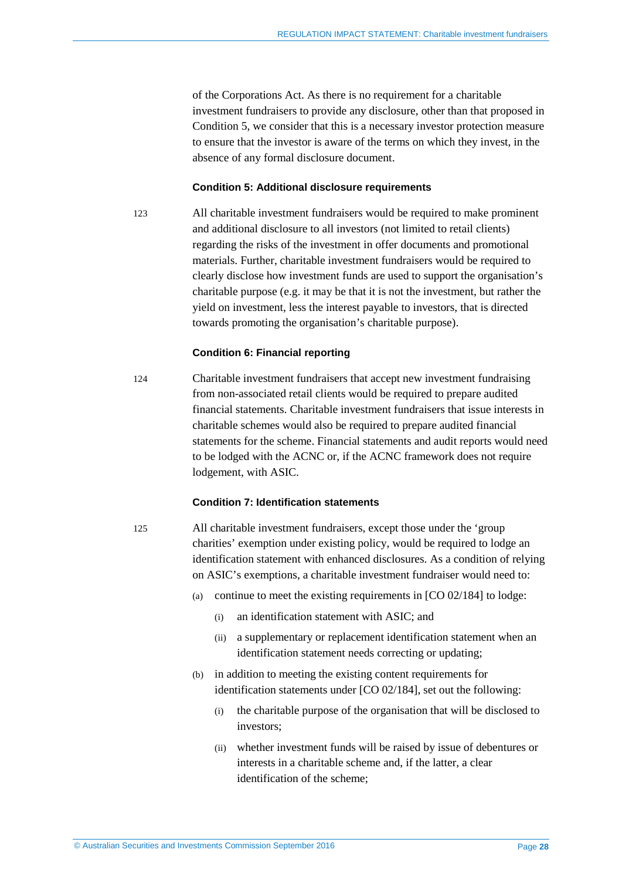of the Corporations Act. As there is no requirement for a charitable investment fundraisers to provide any disclosure, other than that proposed in Condition 5, we consider that this is a necessary investor protection measure to ensure that the investor is aware of the terms on which they invest, in the absence of any formal disclosure document.

#### Condition 5: Additional disclosure requirements

123 All charitable investment fundraisers would be required to make prominent and additional disclosure to all investors (not limited to retail clients) regarding the risks of the investment in offer documents and promotional materials. Further, charitable investment fundraisers would be required to clearly disclose how investment funds are used to support the organisation's charitable purpose (e.g. it may be that it is not the investment, but rather the yield on investment, less the interest payable to investors, that is directed towards promoting the organisation's charitable purpose).

#### Condition 6: Financial reporting

124 Charitable investment fundraisers that accept new investment fundraising from non-associated retail clients would be required to prepare audited financial statements. Charitable investment fundraisers that issue interests in charitable schemes would also be required to prepare audited financial statements for the scheme. Financial statements and audit reports would need to be lodged with the ACNC or, if the ACNC framework does not require lodgement, with ASIC.

#### Condition 7: Identification statements

125 All charitable investment fundraisers, except those under the 'group charities' exemption under existing policy, would be required to lodge an identification statement with enhanced disclosures. As a condition of relying on ASIC's exemptions, a charitable investment fundraiser would need to:

- (a) continue to meet the existing requirements in [CO 02/184] to lodge:
  - (i) an identification statement with ASIC; and
  - (ii) a supplementary or replacement identification statement when an identification statement needs correcting or updating;
- (b) in addition to meeting the existing content requirements for identification statements under [CO 02/184], set out the following:
  - (i) the charitable purpose of the organisation that will be disclosed to investors;
  - (ii) whether investment funds will be raised by issue of debentures or interests in a charitable scheme and, if the latter, a clear identification of the scheme;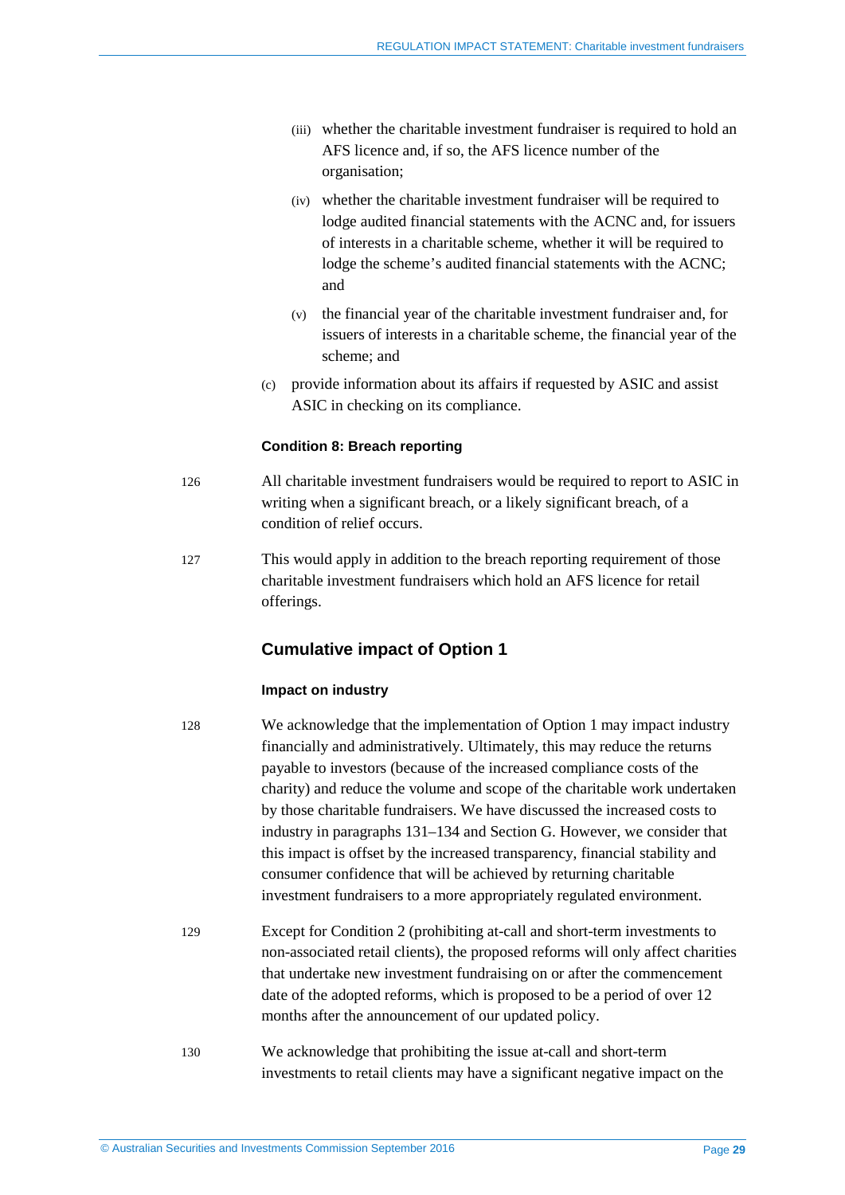(iii) whether the charitable investment fundraiser is required to hold an AFS licence and, if so, the AFS licence number of the organisation;

(iv) whether the charitable investment fundraiser will be required to lodge audited financial statements with the ACNC and, for issuers of interests in a charitable scheme, whether it will be required to lodge the scheme's audited financial statements with the ACNC; and

(v) the financial year of the charitable investment fundraiser and, for issuers of interests in a charitable scheme, the financial year of the scheme; and

(c) provide information about its affairs if requested by ASIC and assist ASIC in checking on its compliance.

#### Condition 8: Breach reporting

126 All charitable investment fundraisers would be required to report to ASIC in writing when a significant breach, or a likely significant breach, of a condition of relief occurs.

127 This would apply in addition to the breach reporting requirement of those charitable investment fundraisers which hold an AFS licence for retail offerings.

### Cumulative impact of Option 1

#### Impact on industry

128 We acknowledge that the implementation of Option 1 may impact industry financially and administratively. Ultimately, this may reduce the returns payable to investors (because of the increased compliance costs of the charity) and reduce the volume and scope of the charitable work undertaken by those charitable fundraisers. We have discussed the increased costs to industry in paragraphs 131–134 and Section G. However, we consider that this impact is offset by the increased transparency, financial stability and consumer confidence that will be achieved by returning charitable investment fundraisers to a more appropriately regulated environment.

129 Except for Condition 2 (prohibiting at-call and short-term investments to non-associated retail clients), the proposed reforms will only affect charities that undertake new investment fundraising on or after the commencement date of the adopted reforms, which is proposed to be a period of over 12 months after the announcement of our updated policy.

130 We acknowledge that prohibiting the issue at-call and short-term investments to retail clients may have a significant negative impact on the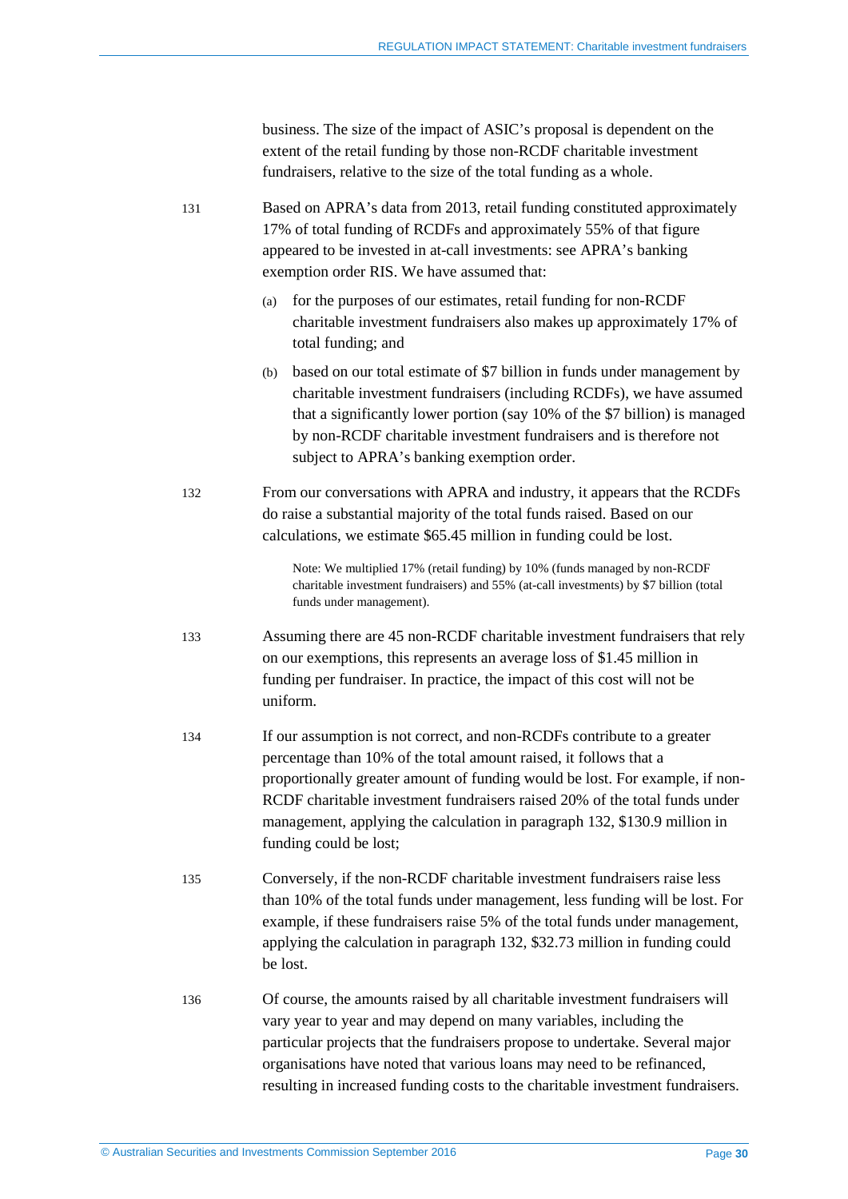business. The size of the impact of ASIC's proposal is dependent on the extent of the retail funding by those non-RCDF charitable investment fundraisers, relative to the size of the total funding as a whole.

131 Based on APRA's data from 2013, retail funding constituted approximately 17% of total funding of RCDFs and approximately 55% of that figure appeared to be invested in at-call investments: see APRA's banking exemption order RIS. We have assumed that:

(a) for the purposes of our estimates, retail funding for non-RCDF charitable investment fundraisers also makes up approximately 17% of total funding; and

(b) based on our total estimate of $7 billion in funds under management by charitable investment fundraisers (including RCDFs), we have assumed that a significantly lower portion (say 10% of the $7 billion) is managed by non-RCDF charitable investment fundraisers and is therefore not subject to APRA's banking exemption order.

132 From our conversations with APRA and industry, it appears that the RCDFs do raise a substantial majority of the total funds raised. Based on our calculations, we estimate $65.45 million in funding could be lost.

> Note: We multiplied 17% (retail funding) by 10% (funds managed by non-RCDF charitable investment fundraisers) and 55% (at-call investments) by $7 billion (total funds under management).

133 Assuming there are 45 non-RCDF charitable investment fundraisers that rely on our exemptions, this represents an average loss of $1.45 million in funding per fundraiser. In practice, the impact of this cost will not be uniform.

134 If our assumption is not correct, and non-RCDFs contribute to a greater percentage than 10% of the total amount raised, it follows that a proportionally greater amount of funding would be lost. For example, if non-RCDF charitable investment fundraisers raised 20% of the total funds under management, applying the calculation in paragraph 132, $130.9 million in funding could be lost;

135 Conversely, if the non-RCDF charitable investment fundraisers raise less than 10% of the total funds under management, less funding will be lost. For example, if these fundraisers raise 5% of the total funds under management, applying the calculation in paragraph 132, $32.73 million in funding could be lost.

136 Of course, the amounts raised by all charitable investment fundraisers will vary year to year and may depend on many variables, including the particular projects that the fundraisers propose to undertake. Several major organisations have noted that various loans may need to be refinanced, resulting in increased funding costs to the charitable investment fundraisers.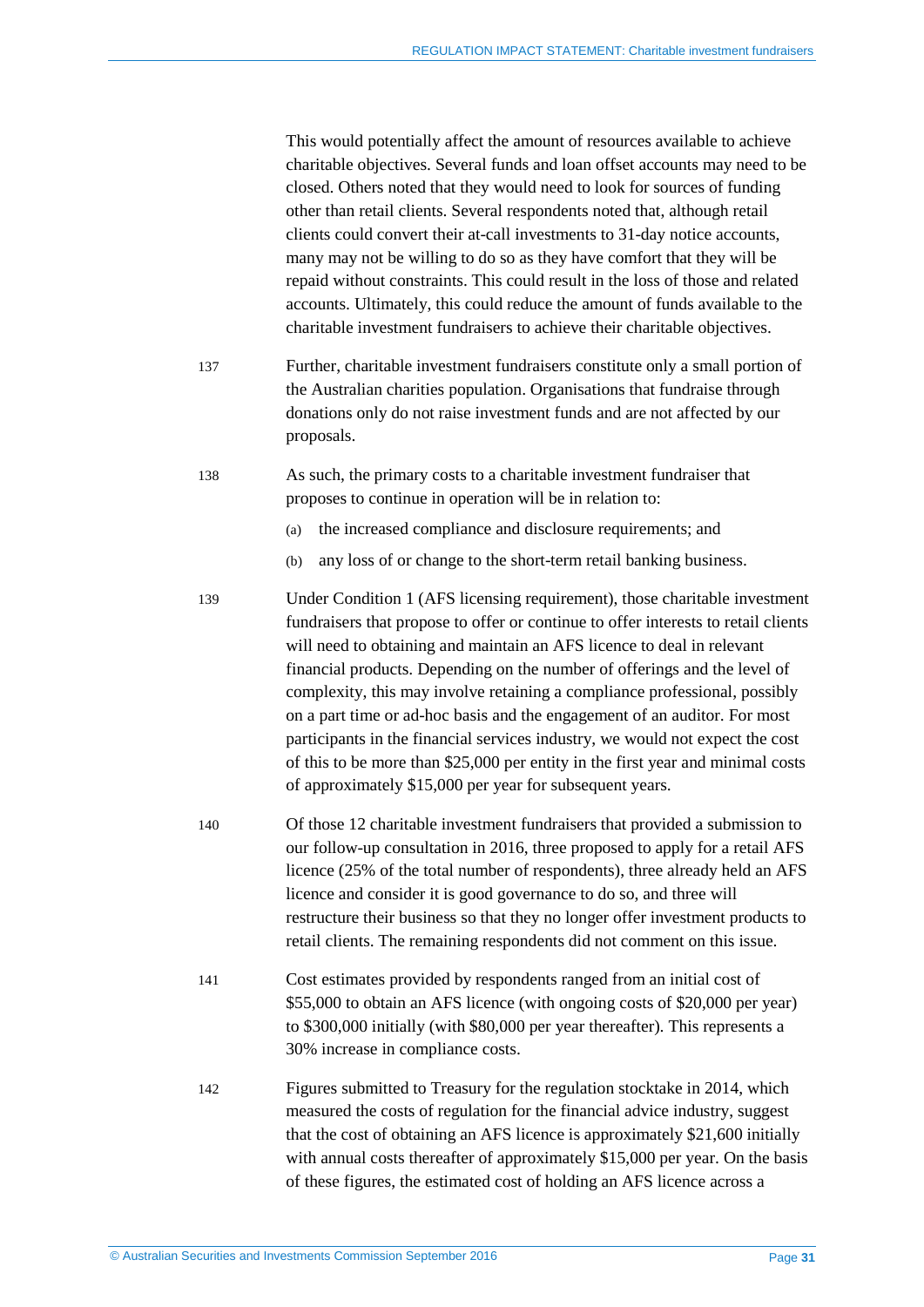This would potentially affect the amount of resources available to achieve charitable objectives. Several funds and loan offset accounts may need to be closed. Others noted that they would need to look for sources of funding other than retail clients. Several respondents noted that, although retail clients could convert their at-call investments to 31-day notice accounts, many may not be willing to do so as they have comfort that they will be repaid without constraints. This could result in the loss of those and related accounts. Ultimately, this could reduce the amount of funds available to the charitable investment fundraisers to achieve their charitable objectives.

137 Further, charitable investment fundraisers constitute only a small portion of the Australian charities population. Organisations that fundraise through donations only do not raise investment funds and are not affected by our proposals.

138 As such, the primary costs to a charitable investment fundraiser that proposes to continue in operation will be in relation to:

(a) the increased compliance and disclosure requirements; and

(b) any loss of or change to the short-term retail banking business.

139 Under Condition 1 (AFS licensing requirement), those charitable investment fundraisers that propose to offer or continue to offer interests to retail clients will need to obtaining and maintain an AFS licence to deal in relevant financial products. Depending on the number of offerings and the level of complexity, this may involve retaining a compliance professional, possibly on a part time or ad-hoc basis and the engagement of an auditor. For most participants in the financial services industry, we would not expect the cost of this to be more than $25,000 per entity in the first year and minimal costs of approximately $15,000 per year for subsequent years.

140 Of those 12 charitable investment fundraisers that provided a submission to our follow-up consultation in 2016, three proposed to apply for a retail AFS licence (25% of the total number of respondents), three already held an AFS licence and consider it is good governance to do so, and three will restructure their business so that they no longer offer investment products to retail clients. The remaining respondents did not comment on this issue.

141 Cost estimates provided by respondents ranged from an initial cost of $55,000 to obtain an AFS licence (with ongoing costs of $20,000 per year) to $300,000 initially (with $80,000 per year thereafter). This represents a 30% increase in compliance costs.

142 Figures submitted to Treasury for the regulation stocktake in 2014, which measured the costs of regulation for the financial advice industry, suggest that the cost of obtaining an AFS licence is approximately $21,600 initially with annual costs thereafter of approximately $15,000 per year. On the basis of these figures, the estimated cost of holding an AFS licence across a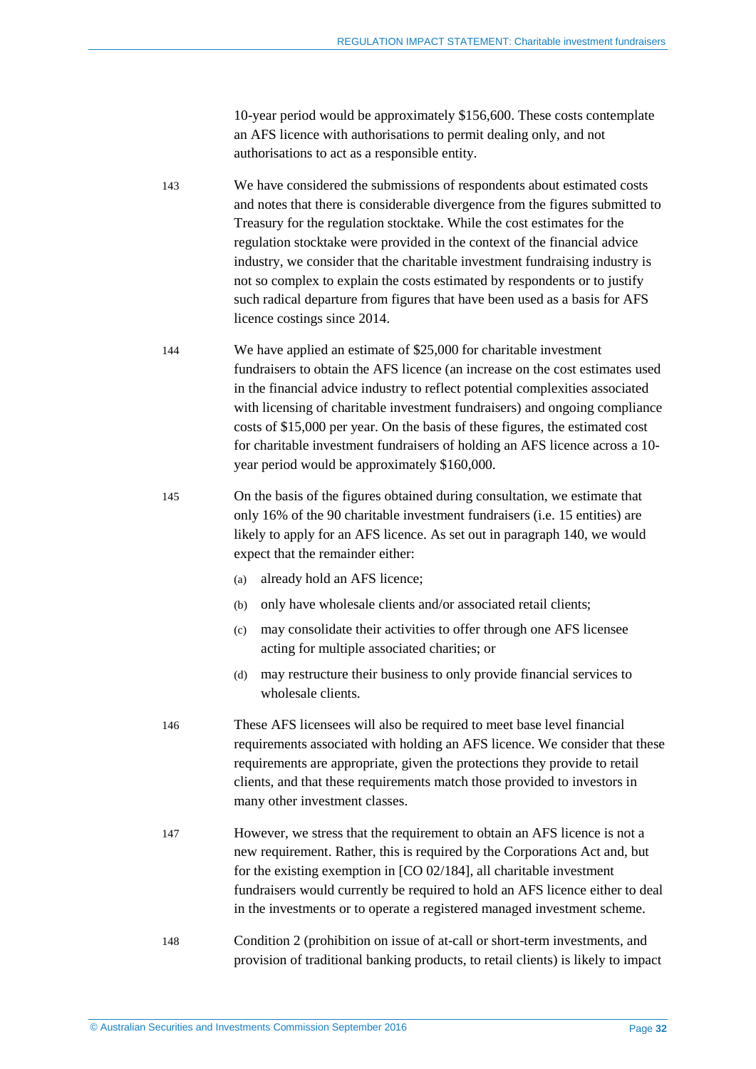10-year period would be approximately $156,600. These costs contemplate an AFS licence with authorisations to permit dealing only, and not authorisations to act as a responsible entity.

143 We have considered the submissions of respondents about estimated costs and notes that there is considerable divergence from the figures submitted to Treasury for the regulation stocktake. While the cost estimates for the regulation stocktake were provided in the context of the financial advice industry, we consider that the charitable investment fundraising industry is not so complex to explain the costs estimated by respondents or to justify such radical departure from figures that have been used as a basis for AFS licence costings since 2014.

144 We have applied an estimate of $25,000 for charitable investment fundraisers to obtain the AFS licence (an increase on the cost estimates used in the financial advice industry to reflect potential complexities associated with licensing of charitable investment fundraisers) and ongoing compliance costs of $15,000 per year. On the basis of these figures, the estimated cost for charitable investment fundraisers of holding an AFS licence across a 10-year period would be approximately $160,000.

145 On the basis of the figures obtained during consultation, we estimate that only 16% of the 90 charitable investment fundraisers (i.e. 15 entities) are likely to apply for an AFS licence. As set out in paragraph 140, we would expect that the remainder either:

(a) already hold an AFS licence;

(b) only have wholesale clients and/or associated retail clients;

(c) may consolidate their activities to offer through one AFS licensee acting for multiple associated charities; or

(d) may restructure their business to only provide financial services to wholesale clients.

146 These AFS licensees will also be required to meet base level financial requirements associated with holding an AFS licence. We consider that these requirements are appropriate, given the protections they provide to retail clients, and that these requirements match those provided to investors in many other investment classes.

147 However, we stress that the requirement to obtain an AFS licence is not a new requirement. Rather, this is required by the Corporations Act and, but for the existing exemption in [CO 02/184], all charitable investment fundraisers would currently be required to hold an AFS licence either to deal in the investments or to operate a registered managed investment scheme.

148 Condition 2 (prohibition on issue of at-call or short-term investments, and provision of traditional banking products, to retail clients) is likely to impact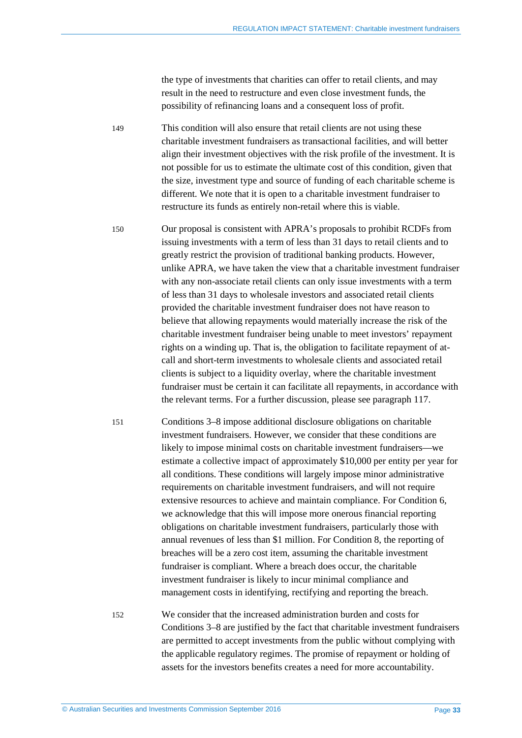the type of investments that charities can offer to retail clients, and may result in the need to restructure and even close investment funds, the possibility of refinancing loans and a consequent loss of profit.

149 This condition will also ensure that retail clients are not using these charitable investment fundraisers as transactional facilities, and will better align their investment objectives with the risk profile of the investment. It is not possible for us to estimate the ultimate cost of this condition, given that the size, investment type and source of funding of each charitable scheme is different. We note that it is open to a charitable investment fundraiser to restructure its funds as entirely non-retail where this is viable.

150 Our proposal is consistent with APRA's proposals to prohibit RCDFs from issuing investments with a term of less than 31 days to retail clients and to greatly restrict the provision of traditional banking products. However, unlike APRA, we have taken the view that a charitable investment fundraiser with any non-associate retail clients can only issue investments with a term of less than 31 days to wholesale investors and associated retail clients provided the charitable investment fundraiser does not have reason to believe that allowing repayments would materially increase the risk of the charitable investment fundraiser being unable to meet investors' repayment rights on a winding up. That is, the obligation to facilitate repayment of at-call and short-term investments to wholesale clients and associated retail clients is subject to a liquidity overlay, where the charitable investment fundraiser must be certain it can facilitate all repayments, in accordance with the relevant terms. For a further discussion, please see paragraph 117.

151 Conditions 3–8 impose additional disclosure obligations on charitable investment fundraisers. However, we consider that these conditions are likely to impose minimal costs on charitable investment fundraisers—we estimate a collective impact of approximately $10,000 per entity per year for all conditions. These conditions will largely impose minor administrative requirements on charitable investment fundraisers, and will not require extensive resources to achieve and maintain compliance. For Condition 6, we acknowledge that this will impose more onerous financial reporting obligations on charitable investment fundraisers, particularly those with annual revenues of less than $1 million. For Condition 8, the reporting of breaches will be a zero cost item, assuming the charitable investment fundraiser is compliant. Where a breach does occur, the charitable investment fundraiser is likely to incur minimal compliance and management costs in identifying, rectifying and reporting the breach.

152 We consider that the increased administration burden and costs for Conditions 3–8 are justified by the fact that charitable investment fundraisers are permitted to accept investments from the public without complying with the applicable regulatory regimes. The promise of repayment or holding of assets for the investors benefits creates a need for more accountability.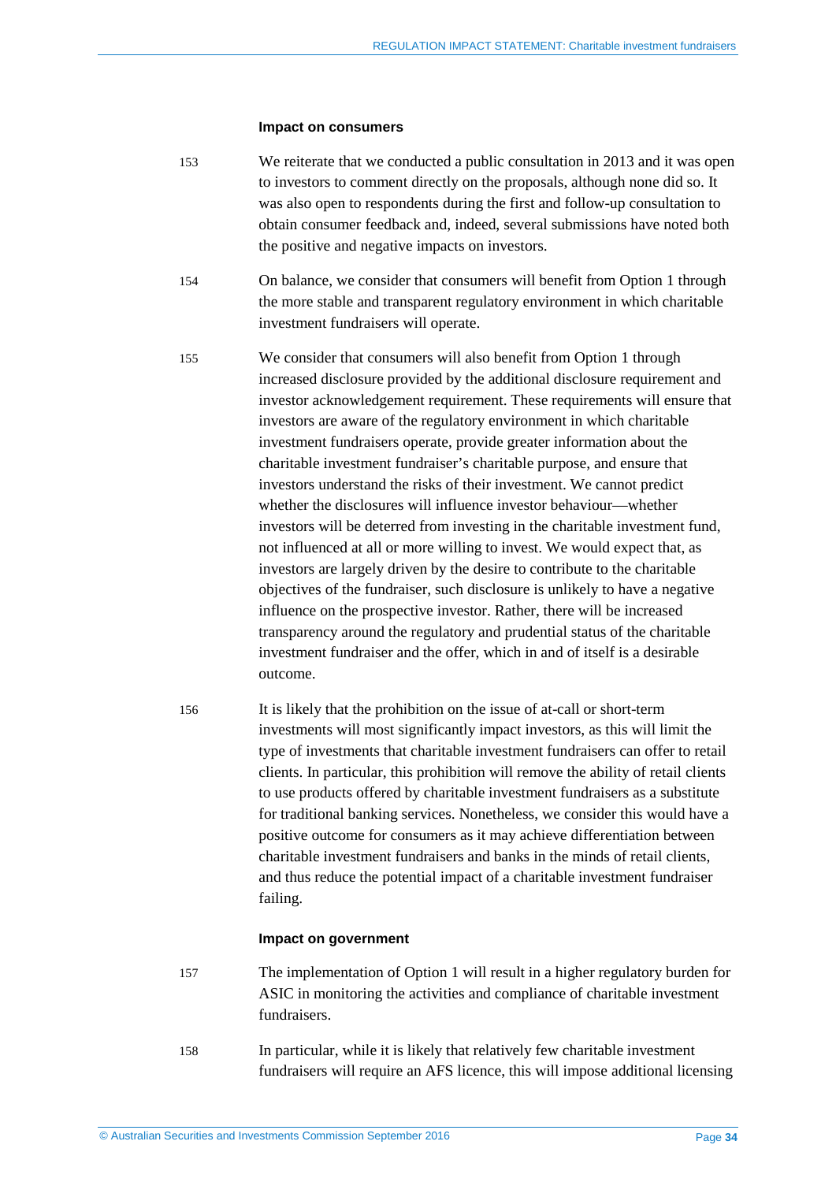#### Impact on consumers

153 We reiterate that we conducted a public consultation in 2013 and it was open to investors to comment directly on the proposals, although none did so. It was also open to respondents during the first and follow-up consultation to obtain consumer feedback and, indeed, several submissions have noted both the positive and negative impacts on investors.

154 On balance, we consider that consumers will benefit from Option 1 through the more stable and transparent regulatory environment in which charitable investment fundraisers will operate.

155 We consider that consumers will also benefit from Option 1 through increased disclosure provided by the additional disclosure requirement and investor acknowledgement requirement. These requirements will ensure that investors are aware of the regulatory environment in which charitable investment fundraisers operate, provide greater information about the charitable investment fundraiser's charitable purpose, and ensure that investors understand the risks of their investment. We cannot predict whether the disclosures will influence investor behaviour—whether investors will be deterred from investing in the charitable investment fund, not influenced at all or more willing to invest. We would expect that, as investors are largely driven by the desire to contribute to the charitable objectives of the fundraiser, such disclosure is unlikely to have a negative influence on the prospective investor. Rather, there will be increased transparency around the regulatory and prudential status of the charitable investment fundraiser and the offer, which in and of itself is a desirable outcome.

156 It is likely that the prohibition on the issue of at-call or short-term investments will most significantly impact investors, as this will limit the type of investments that charitable investment fundraisers can offer to retail clients. In particular, this prohibition will remove the ability of retail clients to use products offered by charitable investment fundraisers as a substitute for traditional banking services. Nonetheless, we consider this would have a positive outcome for consumers as it may achieve differentiation between charitable investment fundraisers and banks in the minds of retail clients, and thus reduce the potential impact of a charitable investment fundraiser failing.

#### Impact on government

157 The implementation of Option 1 will result in a higher regulatory burden for ASIC in monitoring the activities and compliance of charitable investment fundraisers.

158 In particular, while it is likely that relatively few charitable investment fundraisers will require an AFS licence, this will impose additional licensing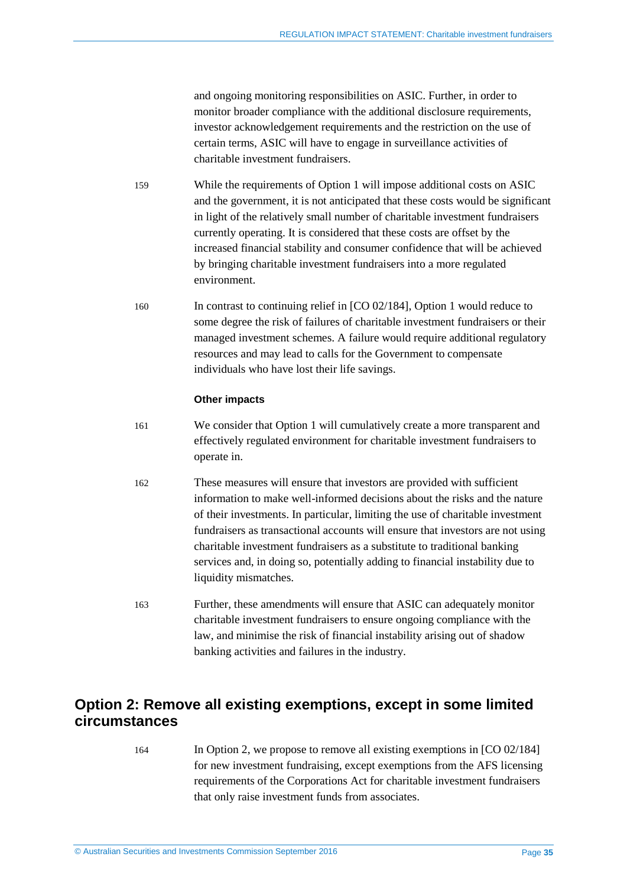and ongoing monitoring responsibilities on ASIC. Further, in order to monitor broader compliance with the additional disclosure requirements, investor acknowledgement requirements and the restriction on the use of certain terms, ASIC will have to engage in surveillance activities of charitable investment fundraisers.

159 While the requirements of Option 1 will impose additional costs on ASIC and the government, it is not anticipated that these costs would be significant in light of the relatively small number of charitable investment fundraisers currently operating. It is considered that these costs are offset by the increased financial stability and consumer confidence that will be achieved by bringing charitable investment fundraisers into a more regulated environment.

160 In contrast to continuing relief in [CO 02/184], Option 1 would reduce to some degree the risk of failures of charitable investment fundraisers or their managed investment schemes. A failure would require additional regulatory resources and may lead to calls for the Government to compensate individuals who have lost their life savings.

**Other impacts**

161 We consider that Option 1 will cumulatively create a more transparent and effectively regulated environment for charitable investment fundraisers to operate in.

162 These measures will ensure that investors are provided with sufficient information to make well-informed decisions about the risks and the nature of their investments. In particular, limiting the use of charitable investment fundraisers as transactional accounts will ensure that investors are not using charitable investment fundraisers as a substitute to traditional banking services and, in doing so, potentially adding to financial instability due to liquidity mismatches.

163 Further, these amendments will ensure that ASIC can adequately monitor charitable investment fundraisers to ensure ongoing compliance with the law, and minimise the risk of financial instability arising out of shadow banking activities and failures in the industry.

## Option 2: Remove all existing exemptions, except in some limited circumstances

164 In Option 2, we propose to remove all existing exemptions in [CO 02/184] for new investment fundraising, except exemptions from the AFS licensing requirements of the Corporations Act for charitable investment fundraisers that only raise investment funds from associates.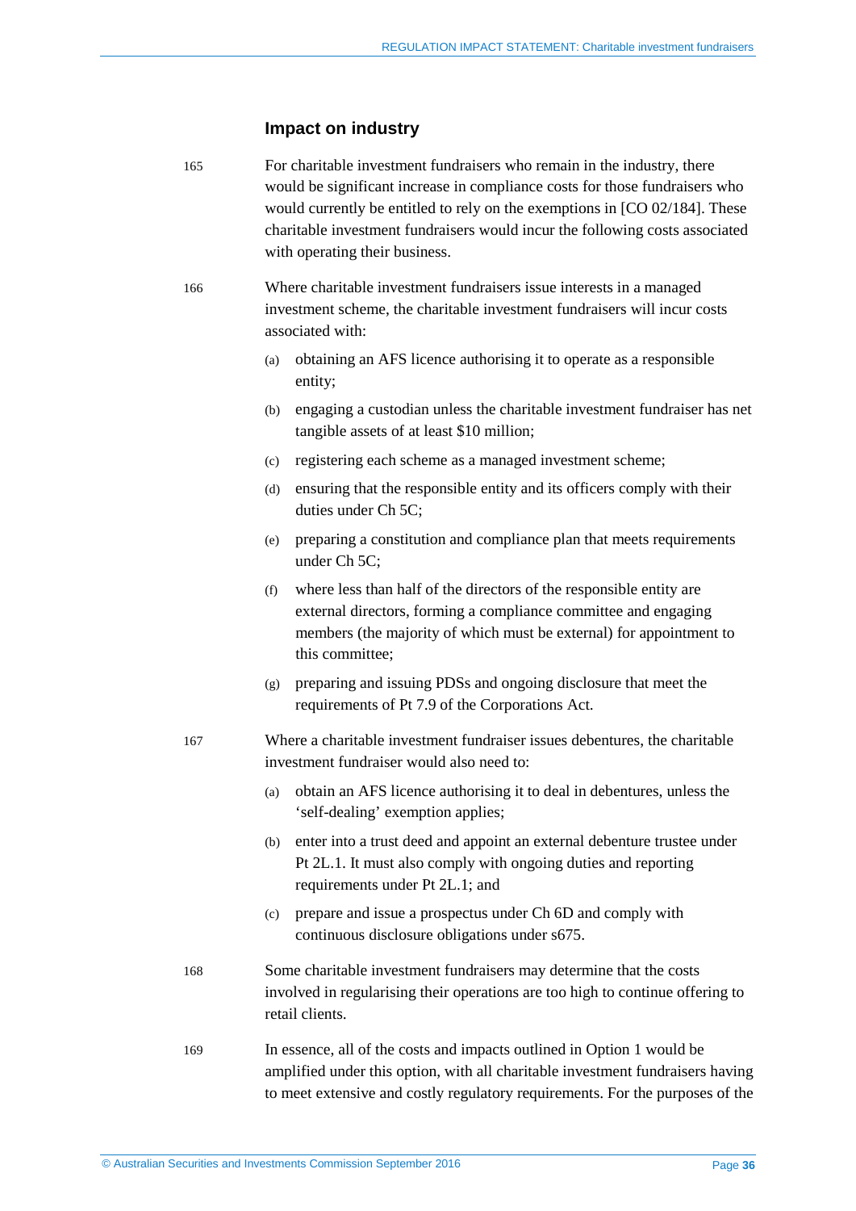### Impact on industry

165 For charitable investment fundraisers who remain in the industry, there would be significant increase in compliance costs for those fundraisers who would currently be entitled to rely on the exemptions in [CO 02/184]. These charitable investment fundraisers would incur the following costs associated with operating their business.

166 Where charitable investment fundraisers issue interests in a managed investment scheme, the charitable investment fundraisers will incur costs associated with:

(a) obtaining an AFS licence authorising it to operate as a responsible entity;

(b) engaging a custodian unless the charitable investment fundraiser has net tangible assets of at least $10 million;

(c) registering each scheme as a managed investment scheme;

(d) ensuring that the responsible entity and its officers comply with their duties under Ch 5C;

(e) preparing a constitution and compliance plan that meets requirements under Ch 5C;

(f) where less than half of the directors of the responsible entity are external directors, forming a compliance committee and engaging members (the majority of which must be external) for appointment to this committee;

(g) preparing and issuing PDSs and ongoing disclosure that meet the requirements of Pt 7.9 of the Corporations Act.

167 Where a charitable investment fundraiser issues debentures, the charitable investment fundraiser would also need to:

(a) obtain an AFS licence authorising it to deal in debentures, unless the 'self-dealing' exemption applies;

(b) enter into a trust deed and appoint an external debenture trustee under Pt 2L.1. It must also comply with ongoing duties and reporting requirements under Pt 2L.1; and

(c) prepare and issue a prospectus under Ch 6D and comply with continuous disclosure obligations under s675.

168 Some charitable investment fundraisers may determine that the costs involved in regularising their operations are too high to continue offering to retail clients.

169 In essence, all of the costs and impacts outlined in Option 1 would be amplified under this option, with all charitable investment fundraisers having to meet extensive and costly regulatory requirements. For the purposes of the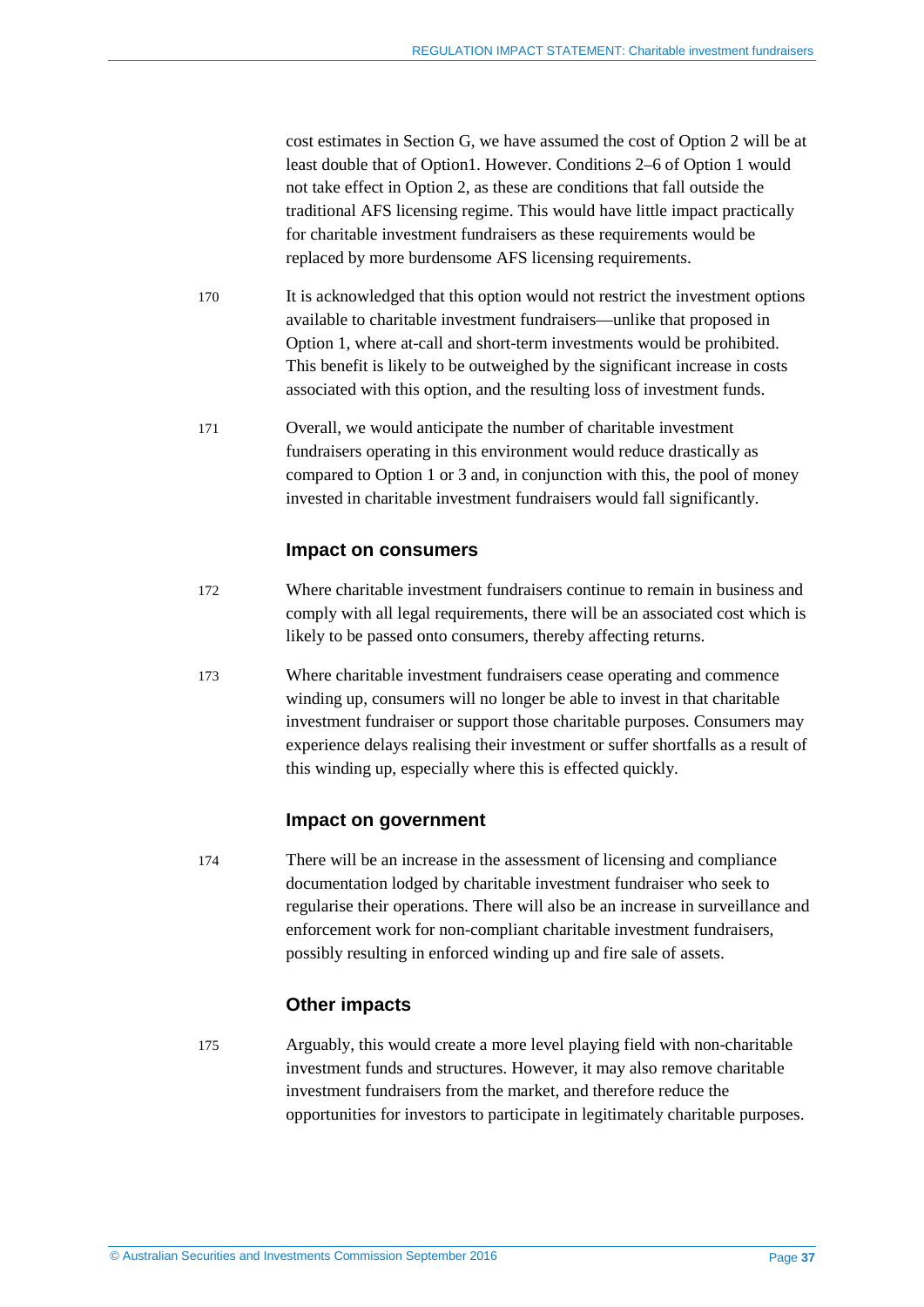cost estimates in Section G, we have assumed the cost of Option 2 will be at least double that of Option1. However. Conditions 2–6 of Option 1 would not take effect in Option 2, as these are conditions that fall outside the traditional AFS licensing regime. This would have little impact practically for charitable investment fundraisers as these requirements would be replaced by more burdensome AFS licensing requirements.

170 It is acknowledged that this option would not restrict the investment options available to charitable investment fundraisers—unlike that proposed in Option 1, where at-call and short-term investments would be prohibited. This benefit is likely to be outweighed by the significant increase in costs associated with this option, and the resulting loss of investment funds.

171 Overall, we would anticipate the number of charitable investment fundraisers operating in this environment would reduce drastically as compared to Option 1 or 3 and, in conjunction with this, the pool of money invested in charitable investment fundraisers would fall significantly.

### Impact on consumers

172 Where charitable investment fundraisers continue to remain in business and comply with all legal requirements, there will be an associated cost which is likely to be passed onto consumers, thereby affecting returns.

173 Where charitable investment fundraisers cease operating and commence winding up, consumers will no longer be able to invest in that charitable investment fundraiser or support those charitable purposes. Consumers may experience delays realising their investment or suffer shortfalls as a result of this winding up, especially where this is effected quickly.

### Impact on government

174 There will be an increase in the assessment of licensing and compliance documentation lodged by charitable investment fundraiser who seek to regularise their operations. There will also be an increase in surveillance and enforcement work for non-compliant charitable investment fundraisers, possibly resulting in enforced winding up and fire sale of assets.

### Other impacts

175 Arguably, this would create a more level playing field with non-charitable investment funds and structures. However, it may also remove charitable investment fundraisers from the market, and therefore reduce the opportunities for investors to participate in legitimately charitable purposes.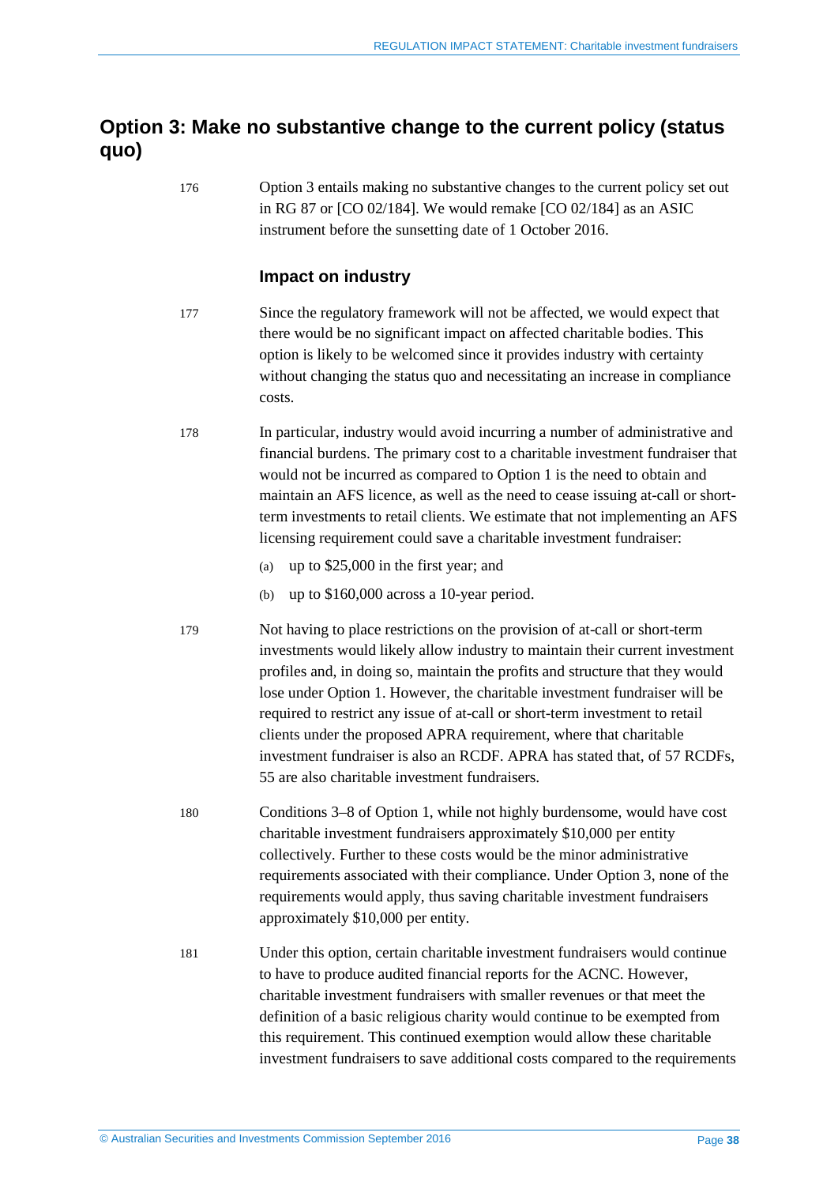## Option 3: Make no substantive change to the current policy (status quo)

176 Option 3 entails making no substantive changes to the current policy set out in RG 87 or [CO 02/184]. We would remake [CO 02/184] as an ASIC instrument before the sunsetting date of 1 October 2016.

### Impact on industry

177 Since the regulatory framework will not be affected, we would expect that there would be no significant impact on affected charitable bodies. This option is likely to be welcomed since it provides industry with certainty without changing the status quo and necessitating an increase in compliance costs.

178 In particular, industry would avoid incurring a number of administrative and financial burdens. The primary cost to a charitable investment fundraiser that would not be incurred as compared to Option 1 is the need to obtain and maintain an AFS licence, as well as the need to cease issuing at-call or short-term investments to retail clients. We estimate that not implementing an AFS licensing requirement could save a charitable investment fundraiser:

(a) up to $25,000 in the first year; and

(b) up to $160,000 across a 10-year period.

179 Not having to place restrictions on the provision of at-call or short-term investments would likely allow industry to maintain their current investment profiles and, in doing so, maintain the profits and structure that they would lose under Option 1. However, the charitable investment fundraiser will be required to restrict any issue of at-call or short-term investment to retail clients under the proposed APRA requirement, where that charitable investment fundraiser is also an RCDF. APRA has stated that, of 57 RCDFs, 55 are also charitable investment fundraisers.

180 Conditions 3–8 of Option 1, while not highly burdensome, would have cost charitable investment fundraisers approximately $10,000 per entity collectively. Further to these costs would be the minor administrative requirements associated with their compliance. Under Option 3, none of the requirements would apply, thus saving charitable investment fundraisers approximately $10,000 per entity.

181 Under this option, certain charitable investment fundraisers would continue to have to produce audited financial reports for the ACNC. However, charitable investment fundraisers with smaller revenues or that meet the definition of a basic religious charity would continue to be exempted from this requirement. This continued exemption would allow these charitable investment fundraisers to save additional costs compared to the requirements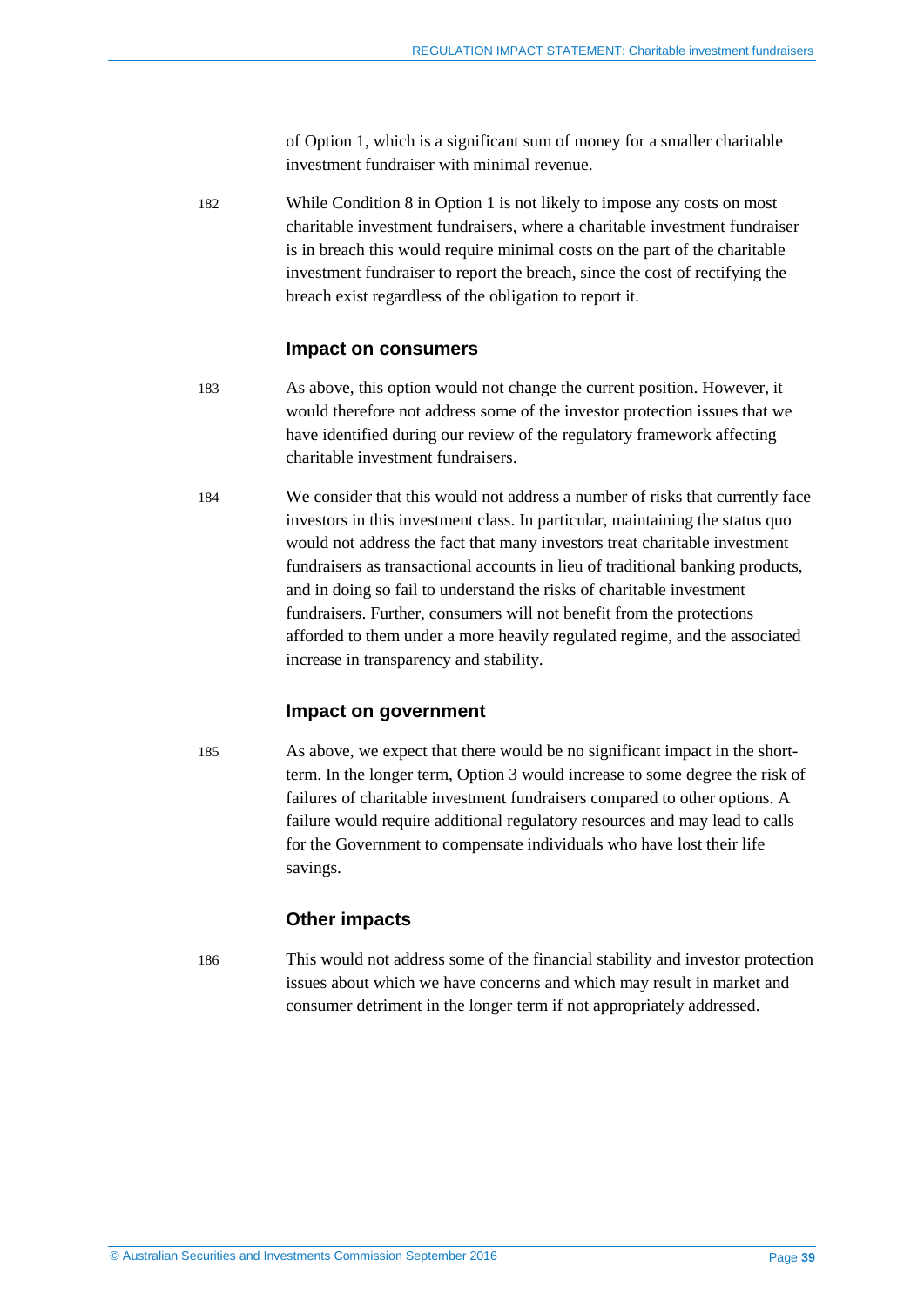of Option 1, which is a significant sum of money for a smaller charitable investment fundraiser with minimal revenue.

182 While Condition 8 in Option 1 is not likely to impose any costs on most charitable investment fundraisers, where a charitable investment fundraiser is in breach this would require minimal costs on the part of the charitable investment fundraiser to report the breach, since the cost of rectifying the breach exist regardless of the obligation to report it.

### Impact on consumers

183 As above, this option would not change the current position. However, it would therefore not address some of the investor protection issues that we have identified during our review of the regulatory framework affecting charitable investment fundraisers.

184 We consider that this would not address a number of risks that currently face investors in this investment class. In particular, maintaining the status quo would not address the fact that many investors treat charitable investment fundraisers as transactional accounts in lieu of traditional banking products, and in doing so fail to understand the risks of charitable investment fundraisers. Further, consumers will not benefit from the protections afforded to them under a more heavily regulated regime, and the associated increase in transparency and stability.

### Impact on government

185 As above, we expect that there would be no significant impact in the short-term. In the longer term, Option 3 would increase to some degree the risk of failures of charitable investment fundraisers compared to other options. A failure would require additional regulatory resources and may lead to calls for the Government to compensate individuals who have lost their life savings.

### Other impacts

186 This would not address some of the financial stability and investor protection issues about which we have concerns and which may result in market and consumer detriment in the longer term if not appropriately addressed.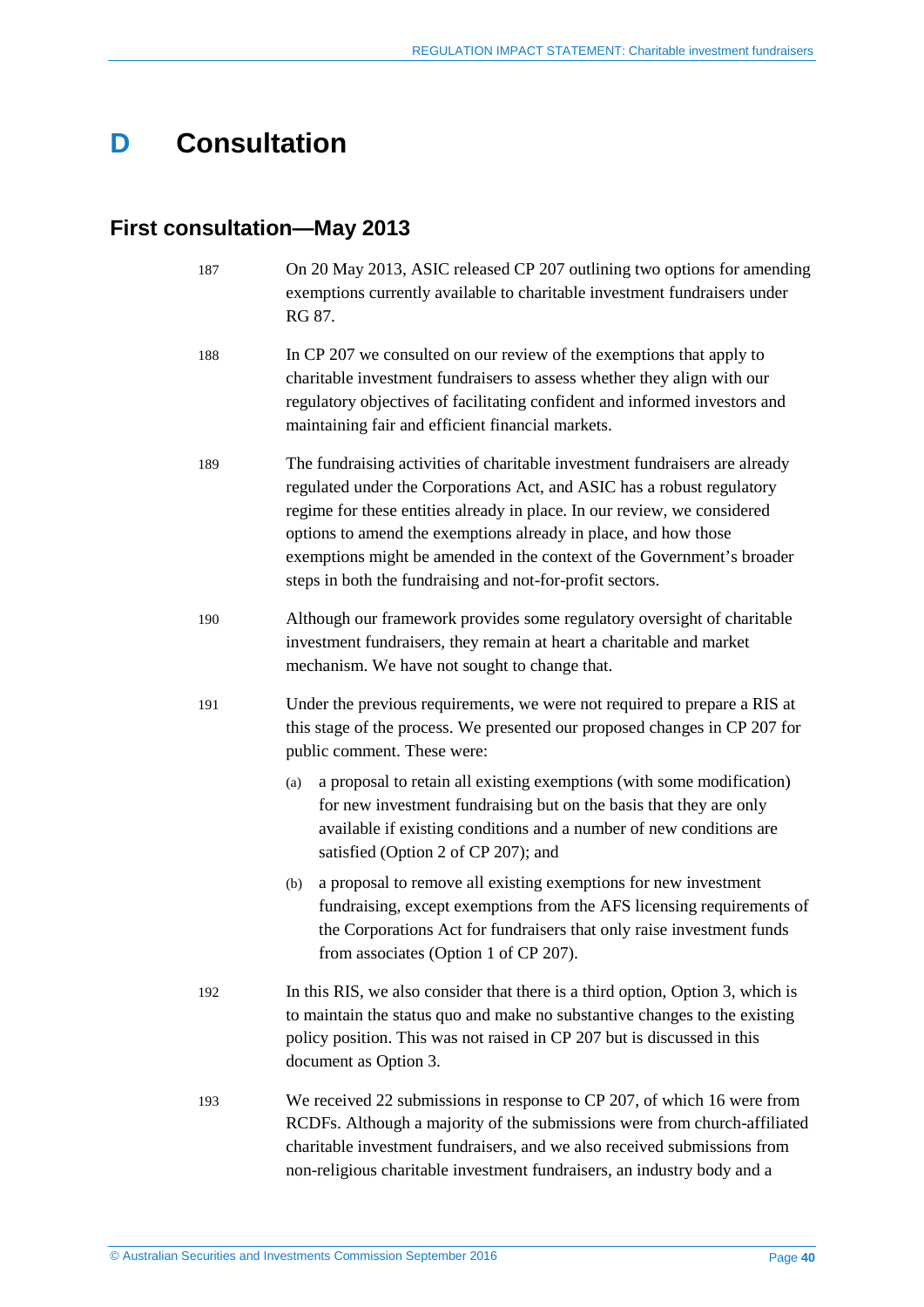# D Consultation

## First consultation—May 2013

187 On 20 May 2013, ASIC released CP 207 outlining two options for amending exemptions currently available to charitable investment fundraisers under RG 87.

188 In CP 207 we consulted on our review of the exemptions that apply to charitable investment fundraisers to assess whether they align with our regulatory objectives of facilitating confident and informed investors and maintaining fair and efficient financial markets.

189 The fundraising activities of charitable investment fundraisers are already regulated under the Corporations Act, and ASIC has a robust regulatory regime for these entities already in place. In our review, we considered options to amend the exemptions already in place, and how those exemptions might be amended in the context of the Government's broader steps in both the fundraising and not-for-profit sectors.

190 Although our framework provides some regulatory oversight of charitable investment fundraisers, they remain at heart a charitable and market mechanism. We have not sought to change that.

191 Under the previous requirements, we were not required to prepare a RIS at this stage of the process. We presented our proposed changes in CP 207 for public comment. These were:

(a) a proposal to retain all existing exemptions (with some modification) for new investment fundraising but on the basis that they are only available if existing conditions and a number of new conditions are satisfied (Option 2 of CP 207); and

(b) a proposal to remove all existing exemptions for new investment fundraising, except exemptions from the AFS licensing requirements of the Corporations Act for fundraisers that only raise investment funds from associates (Option 1 of CP 207).

192 In this RIS, we also consider that there is a third option, Option 3, which is to maintain the status quo and make no substantive changes to the existing policy position. This was not raised in CP 207 but is discussed in this document as Option 3.

193 We received 22 submissions in response to CP 207, of which 16 were from RCDFs. Although a majority of the submissions were from church-affiliated charitable investment fundraisers, and we also received submissions from non-religious charitable investment fundraisers, an industry body and a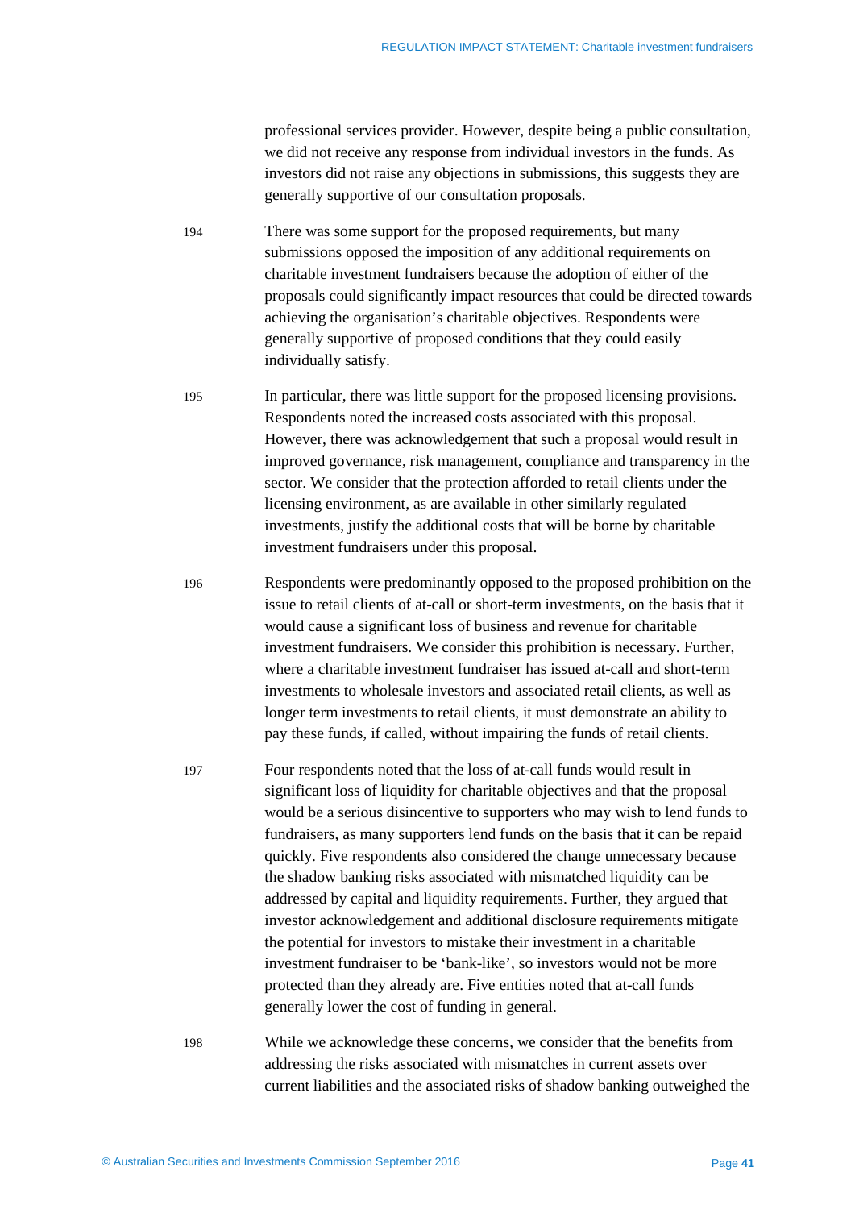professional services provider. However, despite being a public consultation, we did not receive any response from individual investors in the funds. As investors did not raise any objections in submissions, this suggests they are generally supportive of our consultation proposals.

194 There was some support for the proposed requirements, but many submissions opposed the imposition of any additional requirements on charitable investment fundraisers because the adoption of either of the proposals could significantly impact resources that could be directed towards achieving the organisation's charitable objectives. Respondents were generally supportive of proposed conditions that they could easily individually satisfy.

195 In particular, there was little support for the proposed licensing provisions. Respondents noted the increased costs associated with this proposal. However, there was acknowledgement that such a proposal would result in improved governance, risk management, compliance and transparency in the sector. We consider that the protection afforded to retail clients under the licensing environment, as are available in other similarly regulated investments, justify the additional costs that will be borne by charitable investment fundraisers under this proposal.

196 Respondents were predominantly opposed to the proposed prohibition on the issue to retail clients of at-call or short-term investments, on the basis that it would cause a significant loss of business and revenue for charitable investment fundraisers. We consider this prohibition is necessary. Further, where a charitable investment fundraiser has issued at-call and short-term investments to wholesale investors and associated retail clients, as well as longer term investments to retail clients, it must demonstrate an ability to pay these funds, if called, without impairing the funds of retail clients.

197 Four respondents noted that the loss of at-call funds would result in significant loss of liquidity for charitable objectives and that the proposal would be a serious disincentive to supporters who may wish to lend funds to fundraisers, as many supporters lend funds on the basis that it can be repaid quickly. Five respondents also considered the change unnecessary because the shadow banking risks associated with mismatched liquidity can be addressed by capital and liquidity requirements. Further, they argued that investor acknowledgement and additional disclosure requirements mitigate the potential for investors to mistake their investment in a charitable investment fundraiser to be 'bank-like', so investors would not be more protected than they already are. Five entities noted that at-call funds generally lower the cost of funding in general.

198 While we acknowledge these concerns, we consider that the benefits from addressing the risks associated with mismatches in current assets over current liabilities and the associated risks of shadow banking outweighed the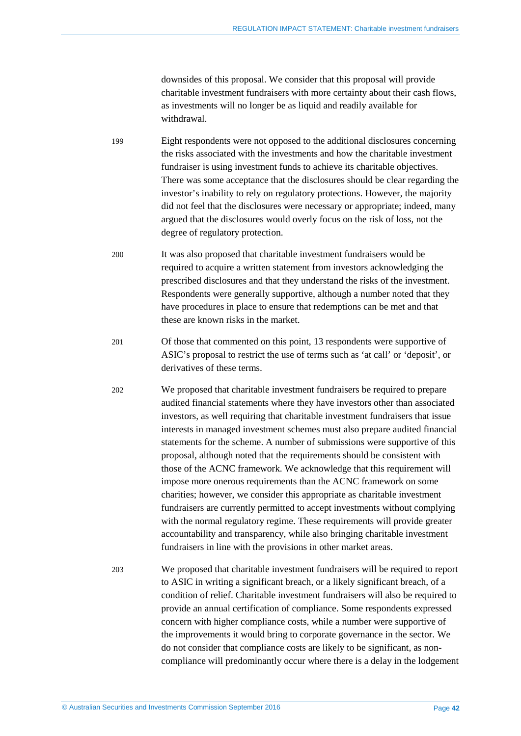downsides of this proposal. We consider that this proposal will provide charitable investment fundraisers with more certainty about their cash flows, as investments will no longer be as liquid and readily available for withdrawal.

199 Eight respondents were not opposed to the additional disclosures concerning the risks associated with the investments and how the charitable investment fundraiser is using investment funds to achieve its charitable objectives. There was some acceptance that the disclosures should be clear regarding the investor's inability to rely on regulatory protections. However, the majority did not feel that the disclosures were necessary or appropriate; indeed, many argued that the disclosures would overly focus on the risk of loss, not the degree of regulatory protection.

200 It was also proposed that charitable investment fundraisers would be required to acquire a written statement from investors acknowledging the prescribed disclosures and that they understand the risks of the investment. Respondents were generally supportive, although a number noted that they have procedures in place to ensure that redemptions can be met and that these are known risks in the market.

201 Of those that commented on this point, 13 respondents were supportive of ASIC's proposal to restrict the use of terms such as 'at call' or 'deposit', or derivatives of these terms.

202 We proposed that charitable investment fundraisers be required to prepare audited financial statements where they have investors other than associated investors, as well requiring that charitable investment fundraisers that issue interests in managed investment schemes must also prepare audited financial statements for the scheme. A number of submissions were supportive of this proposal, although noted that the requirements should be consistent with those of the ACNC framework. We acknowledge that this requirement will impose more onerous requirements than the ACNC framework on some charities; however, we consider this appropriate as charitable investment fundraisers are currently permitted to accept investments without complying with the normal regulatory regime. These requirements will provide greater accountability and transparency, while also bringing charitable investment fundraisers in line with the provisions in other market areas.

203 We proposed that charitable investment fundraisers will be required to report to ASIC in writing a significant breach, or a likely significant breach, of a condition of relief. Charitable investment fundraisers will also be required to provide an annual certification of compliance. Some respondents expressed concern with higher compliance costs, while a number were supportive of the improvements it would bring to corporate governance in the sector. We do not consider that compliance costs are likely to be significant, as non-compliance will predominantly occur where there is a delay in the lodgement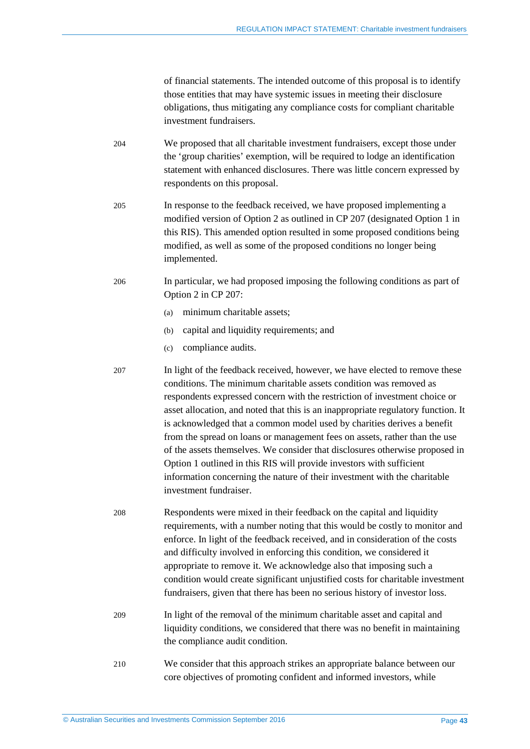of financial statements. The intended outcome of this proposal is to identify those entities that may have systemic issues in meeting their disclosure obligations, thus mitigating any compliance costs for compliant charitable investment fundraisers.

204 We proposed that all charitable investment fundraisers, except those under the 'group charities' exemption, will be required to lodge an identification statement with enhanced disclosures. There was little concern expressed by respondents on this proposal.

205 In response to the feedback received, we have proposed implementing a modified version of Option 2 as outlined in CP 207 (designated Option 1 in this RIS). This amended option resulted in some proposed conditions being modified, as well as some of the proposed conditions no longer being implemented.

206 In particular, we had proposed imposing the following conditions as part of Option 2 in CP 207:

(a) minimum charitable assets;

(b) capital and liquidity requirements; and

(c) compliance audits.

207 In light of the feedback received, however, we have elected to remove these conditions. The minimum charitable assets condition was removed as respondents expressed concern with the restriction of investment choice or asset allocation, and noted that this is an inappropriate regulatory function. It is acknowledged that a common model used by charities derives a benefit from the spread on loans or management fees on assets, rather than the use of the assets themselves. We consider that disclosures otherwise proposed in Option 1 outlined in this RIS will provide investors with sufficient information concerning the nature of their investment with the charitable investment fundraiser.

208 Respondents were mixed in their feedback on the capital and liquidity requirements, with a number noting that this would be costly to monitor and enforce. In light of the feedback received, and in consideration of the costs and difficulty involved in enforcing this condition, we considered it appropriate to remove it. We acknowledge also that imposing such a condition would create significant unjustified costs for charitable investment fundraisers, given that there has been no serious history of investor loss.

209 In light of the removal of the minimum charitable asset and capital and liquidity conditions, we considered that there was no benefit in maintaining the compliance audit condition.

210 We consider that this approach strikes an appropriate balance between our core objectives of promoting confident and informed investors, while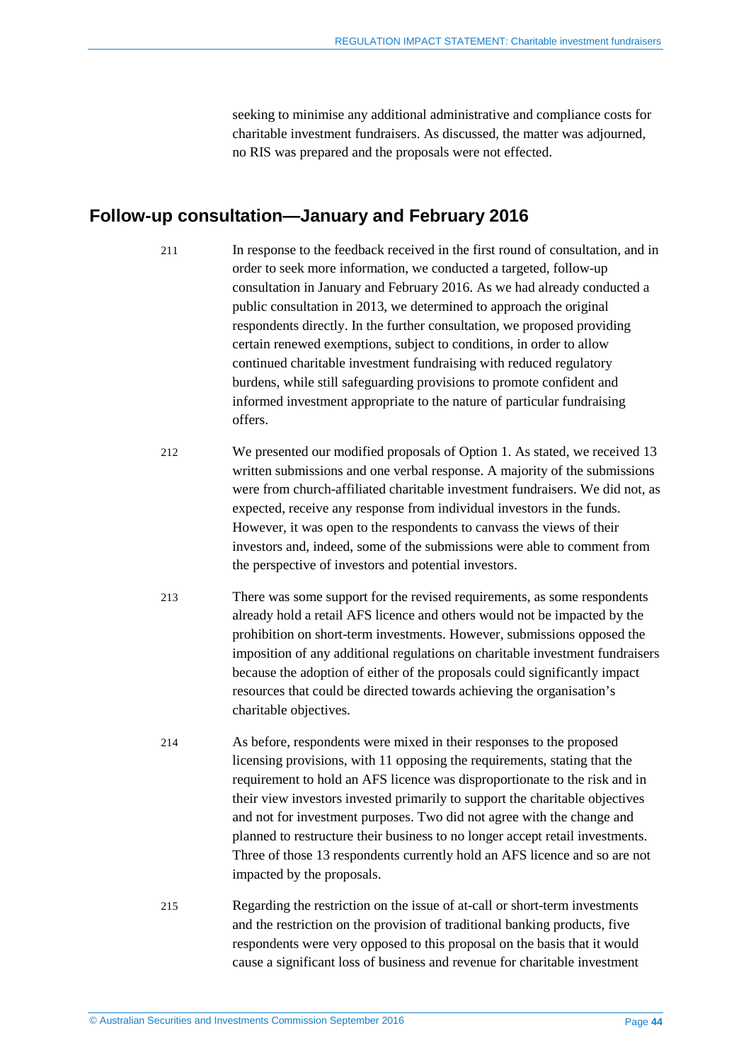seeking to minimise any additional administrative and compliance costs for charitable investment fundraisers. As discussed, the matter was adjourned, no RIS was prepared and the proposals were not effected.

## Follow-up consultation—January and February 2016

211 In response to the feedback received in the first round of consultation, and in order to seek more information, we conducted a targeted, follow-up consultation in January and February 2016. As we had already conducted a public consultation in 2013, we determined to approach the original respondents directly. In the further consultation, we proposed providing certain renewed exemptions, subject to conditions, in order to allow continued charitable investment fundraising with reduced regulatory burdens, while still safeguarding provisions to promote confident and informed investment appropriate to the nature of particular fundraising offers.

212 We presented our modified proposals of Option 1. As stated, we received 13 written submissions and one verbal response. A majority of the submissions were from church-affiliated charitable investment fundraisers. We did not, as expected, receive any response from individual investors in the funds. However, it was open to the respondents to canvass the views of their investors and, indeed, some of the submissions were able to comment from the perspective of investors and potential investors.

213 There was some support for the revised requirements, as some respondents already hold a retail AFS licence and others would not be impacted by the prohibition on short-term investments. However, submissions opposed the imposition of any additional regulations on charitable investment fundraisers because the adoption of either of the proposals could significantly impact resources that could be directed towards achieving the organisation's charitable objectives.

214 As before, respondents were mixed in their responses to the proposed licensing provisions, with 11 opposing the requirements, stating that the requirement to hold an AFS licence was disproportionate to the risk and in their view investors invested primarily to support the charitable objectives and not for investment purposes. Two did not agree with the change and planned to restructure their business to no longer accept retail investments. Three of those 13 respondents currently hold an AFS licence and so are not impacted by the proposals.

215 Regarding the restriction on the issue of at-call or short-term investments and the restriction on the provision of traditional banking products, five respondents were very opposed to this proposal on the basis that it would cause a significant loss of business and revenue for charitable investment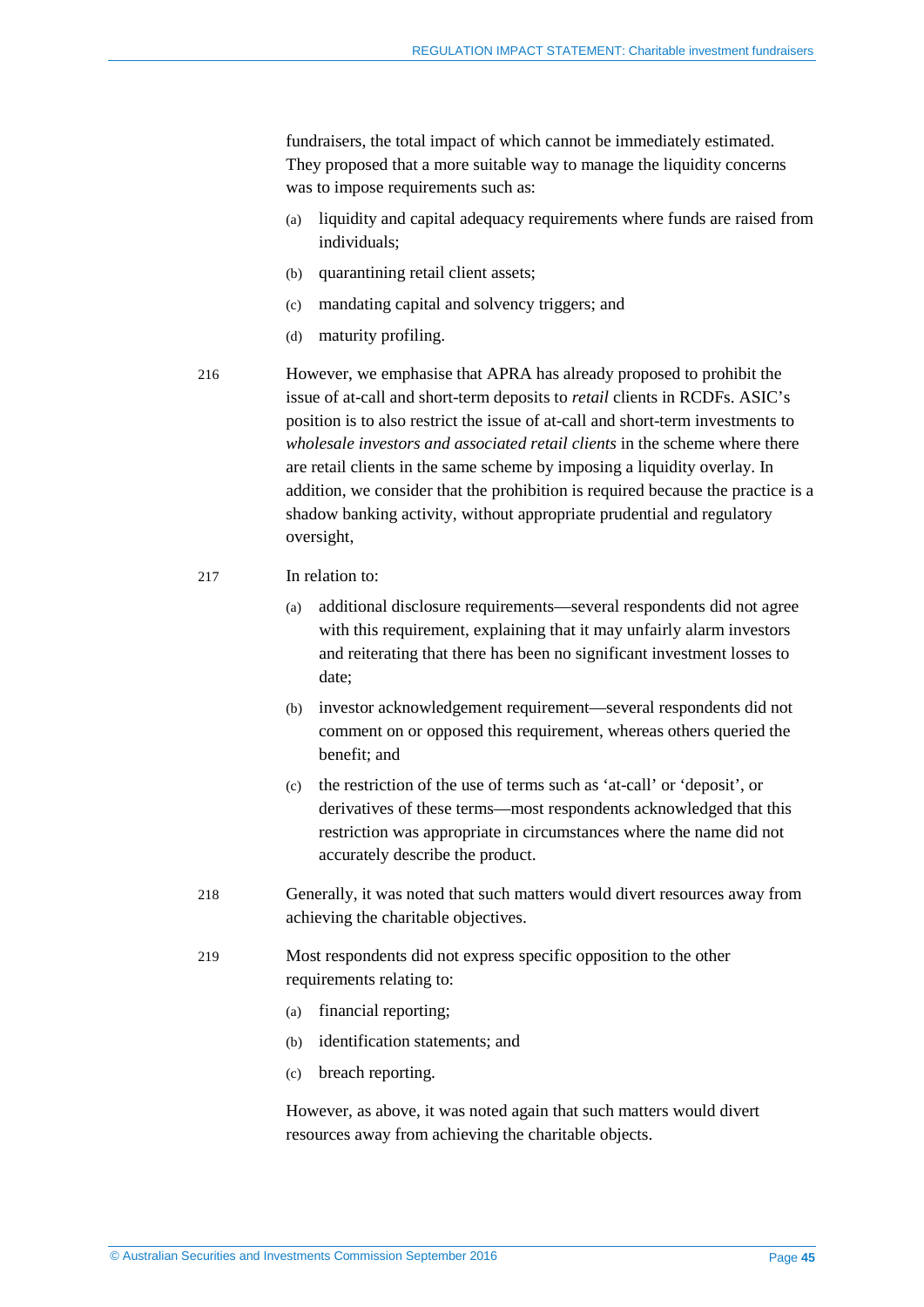fundraisers, the total impact of which cannot be immediately estimated. They proposed that a more suitable way to manage the liquidity concerns was to impose requirements such as:

(a) liquidity and capital adequacy requirements where funds are raised from individuals;

(b) quarantining retail client assets;

(c) mandating capital and solvency triggers; and

(d) maturity profiling.

216 However, we emphasise that APRA has already proposed to prohibit the issue of at-call and short-term deposits to *retail* clients in RCDFs. ASIC's position is to also restrict the issue of at-call and short-term investments to *wholesale investors and associated retail clients* in the scheme where there are retail clients in the same scheme by imposing a liquidity overlay. In addition, we consider that the prohibition is required because the practice is a shadow banking activity, without appropriate prudential and regulatory oversight,

217 In relation to:

(a) additional disclosure requirements—several respondents did not agree with this requirement, explaining that it may unfairly alarm investors and reiterating that there has been no significant investment losses to date;

(b) investor acknowledgement requirement—several respondents did not comment on or opposed this requirement, whereas others queried the benefit; and

(c) the restriction of the use of terms such as 'at-call' or 'deposit', or derivatives of these terms—most respondents acknowledged that this restriction was appropriate in circumstances where the name did not accurately describe the product.

218 Generally, it was noted that such matters would divert resources away from achieving the charitable objectives.

219 Most respondents did not express specific opposition to the other requirements relating to:

(a) financial reporting;

(b) identification statements; and

(c) breach reporting.

However, as above, it was noted again that such matters would divert resources away from achieving the charitable objects.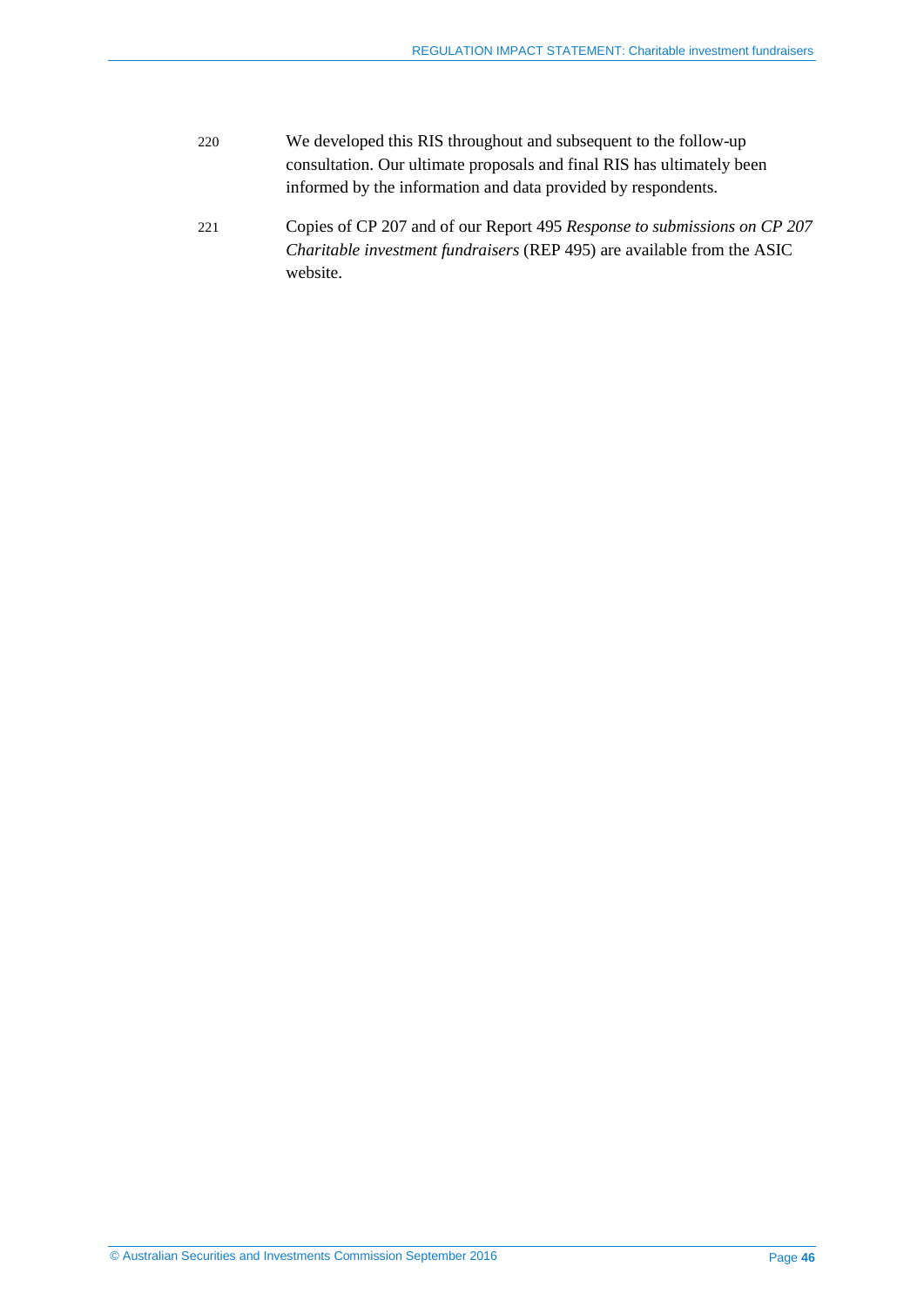220 We developed this RIS throughout and subsequent to the follow-up consultation. Our ultimate proposals and final RIS has ultimately been informed by the information and data provided by respondents.

221 Copies of CP 207 and of our Report 495 *Response to submissions on CP 207 Charitable investment fundraisers* (REP 495) are available from the ASIC website.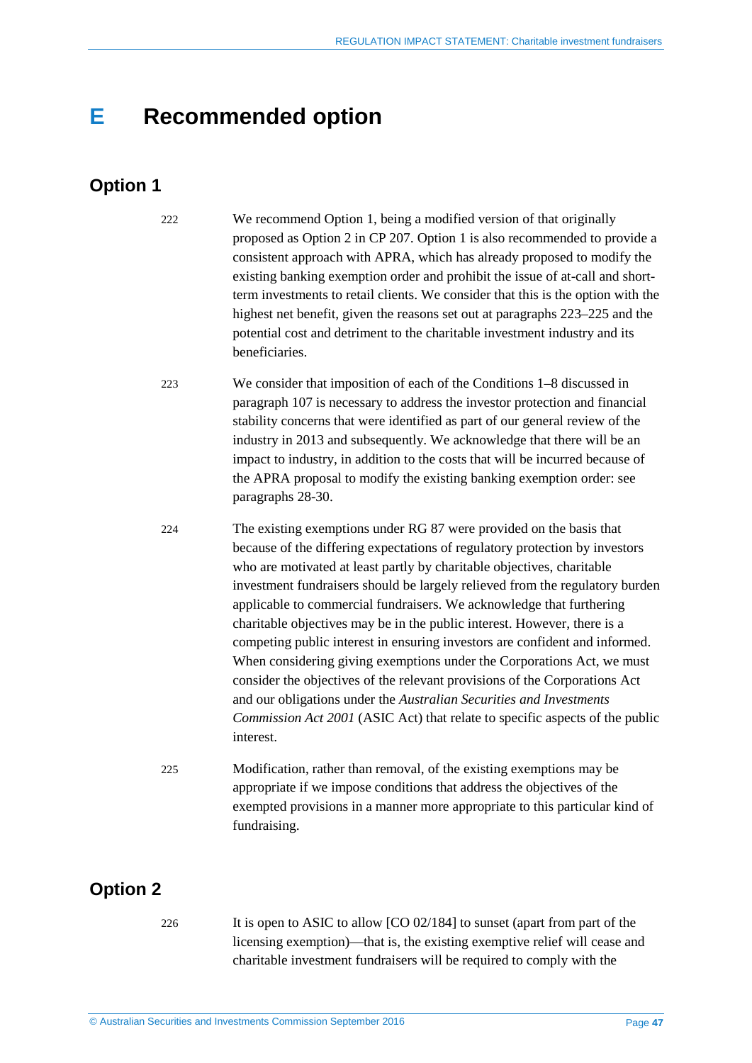# E Recommended option

## Option 1

222 We recommend Option 1, being a modified version of that originally proposed as Option 2 in CP 207. Option 1 is also recommended to provide a consistent approach with APRA, which has already proposed to modify the existing banking exemption order and prohibit the issue of at-call and short-term investments to retail clients. We consider that this is the option with the highest net benefit, given the reasons set out at paragraphs 223–225 and the potential cost and detriment to the charitable investment industry and its beneficiaries.

223 We consider that imposition of each of the Conditions 1–8 discussed in paragraph 107 is necessary to address the investor protection and financial stability concerns that were identified as part of our general review of the industry in 2013 and subsequently. We acknowledge that there will be an impact to industry, in addition to the costs that will be incurred because of the APRA proposal to modify the existing banking exemption order: see paragraphs 28-30.

224 The existing exemptions under RG 87 were provided on the basis that because of the differing expectations of regulatory protection by investors who are motivated at least partly by charitable objectives, charitable investment fundraisers should be largely relieved from the regulatory burden applicable to commercial fundraisers. We acknowledge that furthering charitable objectives may be in the public interest. However, there is a competing public interest in ensuring investors are confident and informed. When considering giving exemptions under the Corporations Act, we must consider the objectives of the relevant provisions of the Corporations Act and our obligations under the *Australian Securities and Investments Commission Act 2001* (ASIC Act) that relate to specific aspects of the public interest.

225 Modification, rather than removal, of the existing exemptions may be appropriate if we impose conditions that address the objectives of the exempted provisions in a manner more appropriate to this particular kind of fundraising.

## Option 2

226 It is open to ASIC to allow [CO 02/184] to sunset (apart from part of the licensing exemption)—that is, the existing exemptive relief will cease and charitable investment fundraisers will be required to comply with the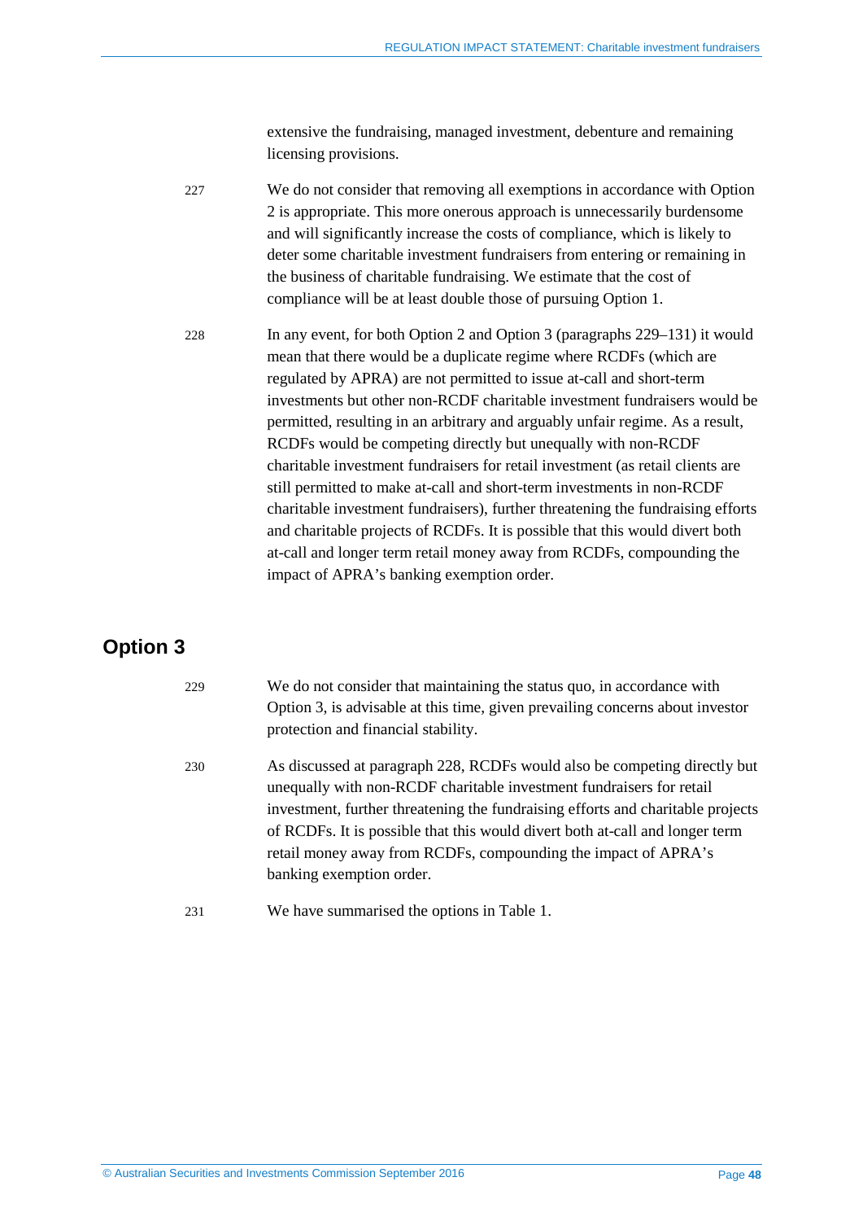extensive the fundraising, managed investment, debenture and remaining licensing provisions.

227 We do not consider that removing all exemptions in accordance with Option 2 is appropriate. This more onerous approach is unnecessarily burdensome and will significantly increase the costs of compliance, which is likely to deter some charitable investment fundraisers from entering or remaining in the business of charitable fundraising. We estimate that the cost of compliance will be at least double those of pursuing Option 1.

228 In any event, for both Option 2 and Option 3 (paragraphs 229–131) it would mean that there would be a duplicate regime where RCDFs (which are regulated by APRA) are not permitted to issue at-call and short-term investments but other non-RCDF charitable investment fundraisers would be permitted, resulting in an arbitrary and arguably unfair regime. As a result, RCDFs would be competing directly but unequally with non-RCDF charitable investment fundraisers for retail investment (as retail clients are still permitted to make at-call and short-term investments in non-RCDF charitable investment fundraisers), further threatening the fundraising efforts and charitable projects of RCDFs. It is possible that this would divert both at-call and longer term retail money away from RCDFs, compounding the impact of APRA's banking exemption order.

## Option 3

229 We do not consider that maintaining the status quo, in accordance with Option 3, is advisable at this time, given prevailing concerns about investor protection and financial stability.

230 As discussed at paragraph 228, RCDFs would also be competing directly but unequally with non-RCDF charitable investment fundraisers for retail investment, further threatening the fundraising efforts and charitable projects of RCDFs. It is possible that this would divert both at-call and longer term retail money away from RCDFs, compounding the impact of APRA's banking exemption order.

231 We have summarised the options in Table 1.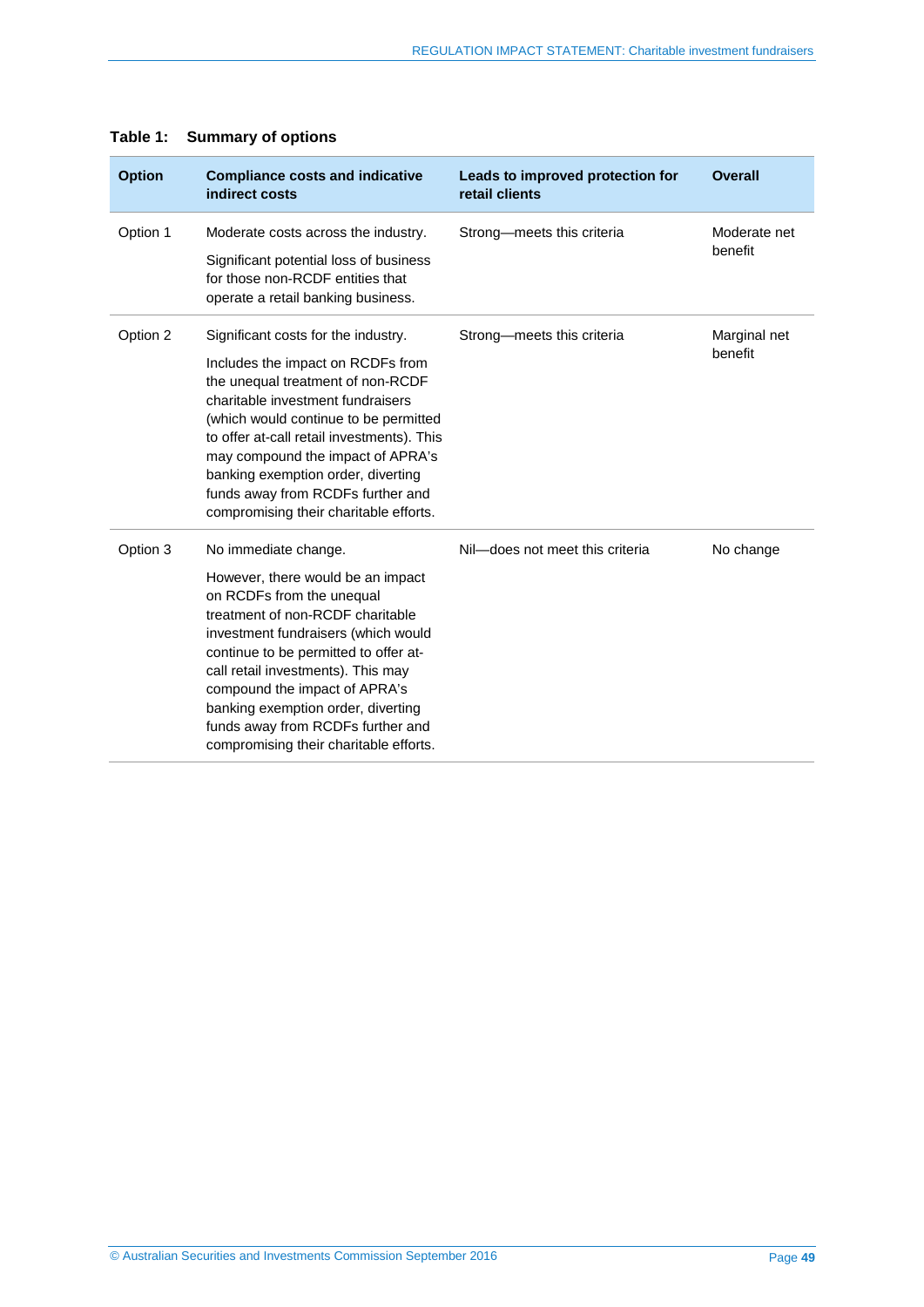**Table 1: Summary of options**

| Option | Compliance costs and indicative indirect costs | Leads to improved protection for retail clients | Overall |
|---|---|---|---|
| Option 1 | Moderate costs across the industry.<br><br>Significant potential loss of business for those non-RCDF entities that operate a retail banking business. | Strong—meets this criteria | Moderate net benefit |
| Option 2 | Significant costs for the industry.<br><br>Includes the impact on RCDFs from the unequal treatment of non-RCDF charitable investment fundraisers (which would continue to be permitted to offer at-call retail investments). This may compound the impact of APRA's banking exemption order, diverting funds away from RCDFs further and compromising their charitable efforts. | Strong—meets this criteria | Marginal net benefit |
| Option 3 | No immediate change.<br><br>However, there would be an impact on RCDFs from the unequal treatment of non-RCDF charitable investment fundraisers (which would continue to be permitted to offer at-call retail investments). This may compound the impact of APRA's banking exemption order, diverting funds away from RCDFs further and compromising their charitable efforts. | Nil—does not meet this criteria | No change |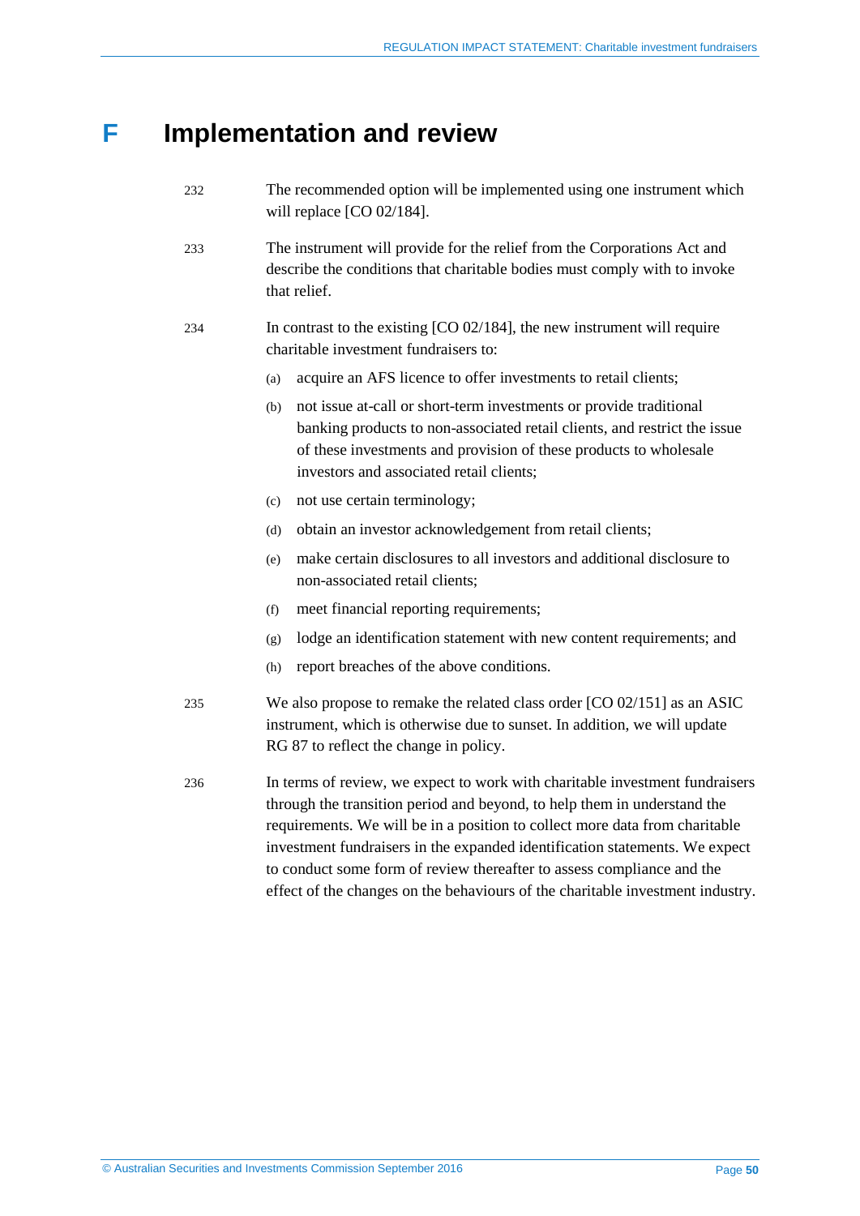# F Implementation and review

232 The recommended option will be implemented using one instrument which will replace [CO 02/184].

233 The instrument will provide for the relief from the Corporations Act and describe the conditions that charitable bodies must comply with to invoke that relief.

234 In contrast to the existing [CO 02/184], the new instrument will require charitable investment fundraisers to:

(a) acquire an AFS licence to offer investments to retail clients;

(b) not issue at-call or short-term investments or provide traditional banking products to non-associated retail clients, and restrict the issue of these investments and provision of these products to wholesale investors and associated retail clients;

(c) not use certain terminology;

(d) obtain an investor acknowledgement from retail clients;

(e) make certain disclosures to all investors and additional disclosure to non-associated retail clients;

(f) meet financial reporting requirements;

(g) lodge an identification statement with new content requirements; and

(h) report breaches of the above conditions.

235 We also propose to remake the related class order [CO 02/151] as an ASIC instrument, which is otherwise due to sunset. In addition, we will update RG 87 to reflect the change in policy.

236 In terms of review, we expect to work with charitable investment fundraisers through the transition period and beyond, to help them in understand the requirements. We will be in a position to collect more data from charitable investment fundraisers in the expanded identification statements. We expect to conduct some form of review thereafter to assess compliance and the effect of the changes on the behaviours of the charitable investment industry.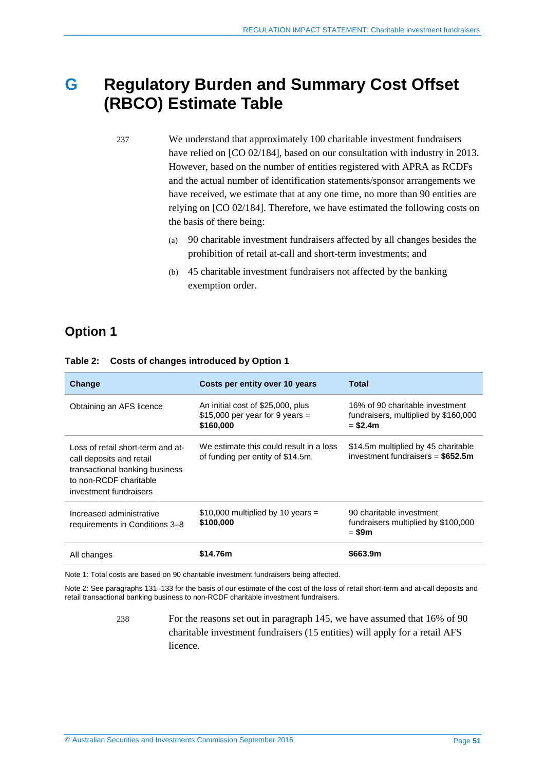# G Regulatory Burden and Summary Cost Offset (RBCO) Estimate Table

237 We understand that approximately 100 charitable investment fundraisers have relied on [CO 02/184], based on our consultation with industry in 2013. However, based on the number of entities registered with APRA as RCDFs and the actual number of identification statements/sponsor arrangements we have received, we estimate that at any one time, no more than 90 entities are relying on [CO 02/184]. Therefore, we have estimated the following costs on the basis of there being:

(a) 90 charitable investment fundraisers affected by all changes besides the prohibition of retail at-call and short-term investments; and

(b) 45 charitable investment fundraisers not affected by the banking exemption order.

## Option 1

**Table 2: Costs of changes introduced by Option 1**

| Change | Costs per entity over 10 years | Total |
|---|---|---|
| Obtaining an AFS licence | An initial cost of $25,000, plus $15,000 per year for 9 years = **$160,000** | 16% of 90 charitable investment fundraisers, multiplied by $160,000 = **$2.4m** |
| Loss of retail short-term and at-call deposits and retail transactional banking business to non-RCDF charitable investment fundraisers | We estimate this could result in a loss of funding per entity of $14.5m. | $14.5m multiplied by 45 charitable investment fundraisers = **$652.5m** |
| Increased administrative requirements in Conditions 3–8 | $10,000 multiplied by 10 years = **$100,000** | 90 charitable investment fundraisers multiplied by $100,000 = **$9m** |
| All changes | **$14.76m** | **$663.9m** |

Note 1: Total costs are based on 90 charitable investment fundraisers being affected.

Note 2: See paragraphs 131–133 for the basis of our estimate of the cost of the loss of retail short-term and at-call deposits and retail transactional banking business to non-RCDF charitable investment fundraisers.

238 For the reasons set out in paragraph 145, we have assumed that 16% of 90 charitable investment fundraisers (15 entities) will apply for a retail AFS licence.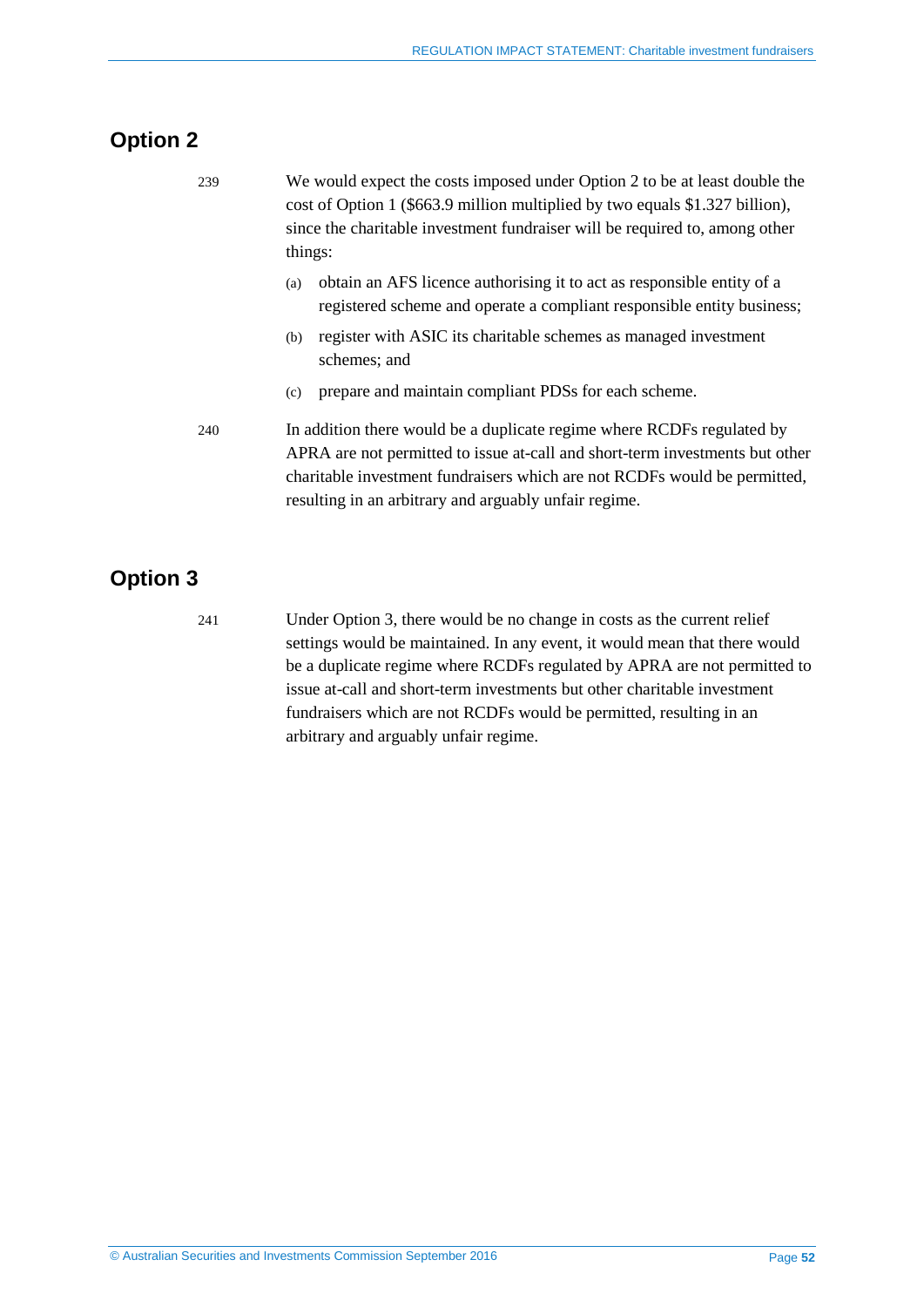## Option 2

239 We would expect the costs imposed under Option 2 to be at least double the cost of Option 1 ($663.9 million multiplied by two equals $1.327 billion), since the charitable investment fundraiser will be required to, among other things:

(a) obtain an AFS licence authorising it to act as responsible entity of a registered scheme and operate a compliant responsible entity business;

(b) register with ASIC its charitable schemes as managed investment schemes; and

(c) prepare and maintain compliant PDSs for each scheme.

240 In addition there would be a duplicate regime where RCDFs regulated by APRA are not permitted to issue at-call and short-term investments but other charitable investment fundraisers which are not RCDFs would be permitted, resulting in an arbitrary and arguably unfair regime.

## Option 3

241 Under Option 3, there would be no change in costs as the current relief settings would be maintained. In any event, it would mean that there would be a duplicate regime where RCDFs regulated by APRA are not permitted to issue at-call and short-term investments but other charitable investment fundraisers which are not RCDFs would be permitted, resulting in an arbitrary and arguably unfair regime.